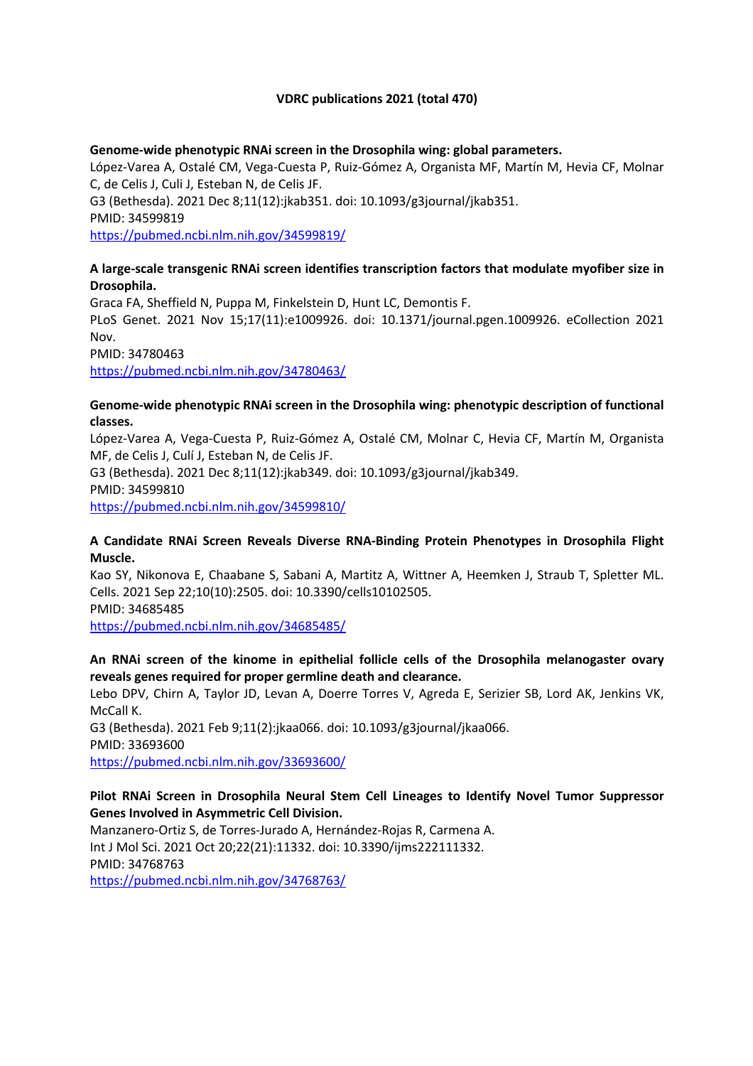**VDRC publications 2021 (total 470)**

**Genome-wide phenotypic RNAi screen in the Drosophila wing: global parameters.**
López-Varea A, Ostalé CM, Vega-Cuesta P, Ruiz-Gómez A, Organista MF, Martín M, Hevia CF, Molnar C, de Celis J, Culi J, Esteban N, de Celis JF.
G3 (Bethesda). 2021 Dec 8;11(12):jkab351. doi: 10.1093/g3journal/jkab351.
PMID: 34599819
https://pubmed.ncbi.nlm.nih.gov/34599819/

**A large-scale transgenic RNAi screen identifies transcription factors that modulate myofiber size in Drosophila.**
Graca FA, Sheffield N, Puppa M, Finkelstein D, Hunt LC, Demontis F.
PLoS Genet. 2021 Nov 15;17(11):e1009926. doi: 10.1371/journal.pgen.1009926. eCollection 2021 Nov.
PMID: 34780463
https://pubmed.ncbi.nlm.nih.gov/34780463/

**Genome-wide phenotypic RNAi screen in the Drosophila wing: phenotypic description of functional classes.**
López-Varea A, Vega-Cuesta P, Ruiz-Gómez A, Ostalé CM, Molnar C, Hevia CF, Martín M, Organista MF, de Celis J, Culí J, Esteban N, de Celis JF.
G3 (Bethesda). 2021 Dec 8;11(12):jkab349. doi: 10.1093/g3journal/jkab349.
PMID: 34599810
https://pubmed.ncbi.nlm.nih.gov/34599810/

**A Candidate RNAi Screen Reveals Diverse RNA-Binding Protein Phenotypes in Drosophila Flight Muscle.**
Kao SY, Nikonova E, Chaabane S, Sabani A, Martitz A, Wittner A, Heemken J, Straub T, Spletter ML.
Cells. 2021 Sep 22;10(10):2505. doi: 10.3390/cells10102505.
PMID: 34685485
https://pubmed.ncbi.nlm.nih.gov/34685485/

**An RNAi screen of the kinome in epithelial follicle cells of the Drosophila melanogaster ovary reveals genes required for proper germline death and clearance.**
Lebo DPV, Chirn A, Taylor JD, Levan A, Doerre Torres V, Agreda E, Serizier SB, Lord AK, Jenkins VK, McCall K.
G3 (Bethesda). 2021 Feb 9;11(2):jkaa066. doi: 10.1093/g3journal/jkaa066.
PMID: 33693600
https://pubmed.ncbi.nlm.nih.gov/33693600/

**Pilot RNAi Screen in Drosophila Neural Stem Cell Lineages to Identify Novel Tumor Suppressor Genes Involved in Asymmetric Cell Division.**
Manzanero-Ortiz S, de Torres-Jurado A, Hernández-Rojas R, Carmena A.
Int J Mol Sci. 2021 Oct 20;22(21):11332. doi: 10.3390/ijms222111332.
PMID: 34768763
https://pubmed.ncbi.nlm.nih.gov/34768763/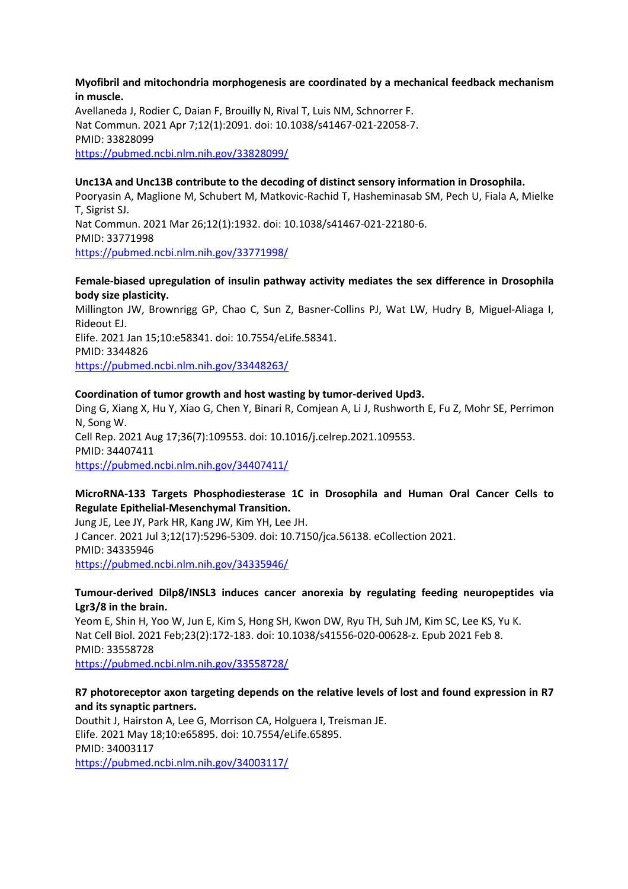**Myofibril and mitochondria morphogenesis are coordinated by a mechanical feedback mechanism in muscle.**
Avellaneda J, Rodier C, Daian F, Brouilly N, Rival T, Luis NM, Schnorrer F.
Nat Commun. 2021 Apr 7;12(1):2091. doi: 10.1038/s41467-021-22058-7.
PMID: 33828099
https://pubmed.ncbi.nlm.nih.gov/33828099/

**Unc13A and Unc13B contribute to the decoding of distinct sensory information in Drosophila.**
Pooryasin A, Maglione M, Schubert M, Matkovic-Rachid T, Hasheminasab SM, Pech U, Fiala A, Mielke T, Sigrist SJ.
Nat Commun. 2021 Mar 26;12(1):1932. doi: 10.1038/s41467-021-22180-6.
PMID: 33771998
https://pubmed.ncbi.nlm.nih.gov/33771998/

**Female-biased upregulation of insulin pathway activity mediates the sex difference in Drosophila body size plasticity.**
Millington JW, Brownrigg GP, Chao C, Sun Z, Basner-Collins PJ, Wat LW, Hudry B, Miguel-Aliaga I, Rideout EJ.
Elife. 2021 Jan 15;10:e58341. doi: 10.7554/eLife.58341.
PMID: 3344826
https://pubmed.ncbi.nlm.nih.gov/33448263/

**Coordination of tumor growth and host wasting by tumor-derived Upd3.**
Ding G, Xiang X, Hu Y, Xiao G, Chen Y, Binari R, Comjean A, Li J, Rushworth E, Fu Z, Mohr SE, Perrimon N, Song W.
Cell Rep. 2021 Aug 17;36(7):109553. doi: 10.1016/j.celrep.2021.109553.
PMID: 34407411
https://pubmed.ncbi.nlm.nih.gov/34407411/

**MicroRNA-133 Targets Phosphodiesterase 1C in Drosophila and Human Oral Cancer Cells to Regulate Epithelial-Mesenchymal Transition.**
Jung JE, Lee JY, Park HR, Kang JW, Kim YH, Lee JH.
J Cancer. 2021 Jul 3;12(17):5296-5309. doi: 10.7150/jca.56138. eCollection 2021.
PMID: 34335946
https://pubmed.ncbi.nlm.nih.gov/34335946/

**Tumour-derived Dilp8/INSL3 induces cancer anorexia by regulating feeding neuropeptides via Lgr3/8 in the brain.**
Yeom E, Shin H, Yoo W, Jun E, Kim S, Hong SH, Kwon DW, Ryu TH, Suh JM, Kim SC, Lee KS, Yu K.
Nat Cell Biol. 2021 Feb;23(2):172-183. doi: 10.1038/s41556-020-00628-z. Epub 2021 Feb 8.
PMID: 33558728
https://pubmed.ncbi.nlm.nih.gov/33558728/

**R7 photoreceptor axon targeting depends on the relative levels of lost and found expression in R7 and its synaptic partners.**
Douthit J, Hairston A, Lee G, Morrison CA, Holguera I, Treisman JE.
Elife. 2021 May 18;10:e65895. doi: 10.7554/eLife.65895.
PMID: 34003117
https://pubmed.ncbi.nlm.nih.gov/34003117/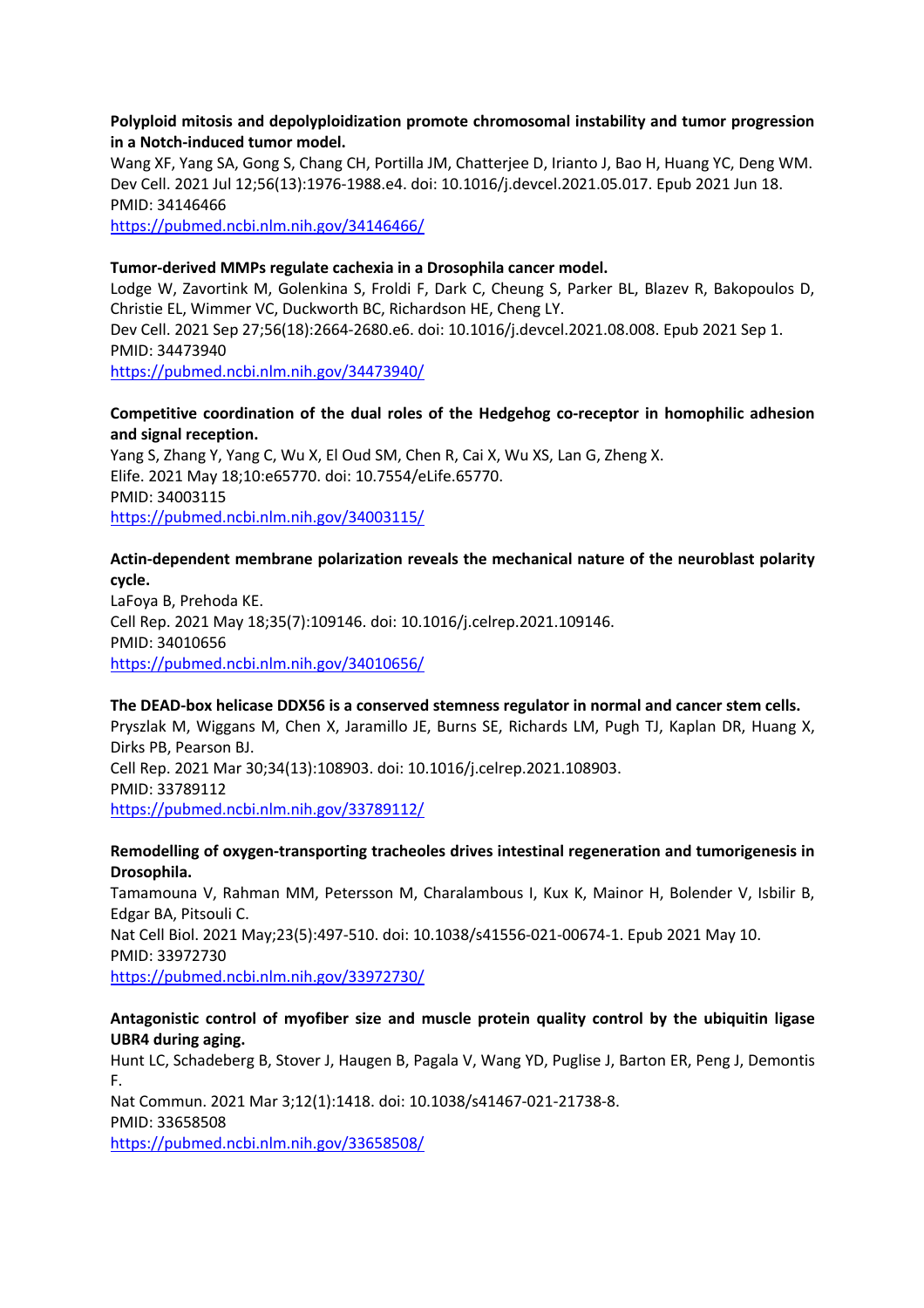**Polyploid mitosis and depolyploidization promote chromosomal instability and tumor progression in a Notch-induced tumor model.**
Wang XF, Yang SA, Gong S, Chang CH, Portilla JM, Chatterjee D, Irianto J, Bao H, Huang YC, Deng WM.
Dev Cell. 2021 Jul 12;56(13):1976-1988.e4. doi: 10.1016/j.devcel.2021.05.017. Epub 2021 Jun 18.
PMID: 34146466
https://pubmed.ncbi.nlm.nih.gov/34146466/

**Tumor-derived MMPs regulate cachexia in a Drosophila cancer model.**
Lodge W, Zavortink M, Golenkina S, Froldi F, Dark C, Cheung S, Parker BL, Blazev R, Bakopoulos D, Christie EL, Wimmer VC, Duckworth BC, Richardson HE, Cheng LY.
Dev Cell. 2021 Sep 27;56(18):2664-2680.e6. doi: 10.1016/j.devcel.2021.08.008. Epub 2021 Sep 1.
PMID: 34473940
https://pubmed.ncbi.nlm.nih.gov/34473940/

**Competitive coordination of the dual roles of the Hedgehog co-receptor in homophilic adhesion and signal reception.**
Yang S, Zhang Y, Yang C, Wu X, El Oud SM, Chen R, Cai X, Wu XS, Lan G, Zheng X.
Elife. 2021 May 18;10:e65770. doi: 10.7554/eLife.65770.
PMID: 34003115
https://pubmed.ncbi.nlm.nih.gov/34003115/

**Actin-dependent membrane polarization reveals the mechanical nature of the neuroblast polarity cycle.**
LaFoya B, Prehoda KE.
Cell Rep. 2021 May 18;35(7):109146. doi: 10.1016/j.celrep.2021.109146.
PMID: 34010656
https://pubmed.ncbi.nlm.nih.gov/34010656/

**The DEAD-box helicase DDX56 is a conserved stemness regulator in normal and cancer stem cells.**
Pryszlak M, Wiggans M, Chen X, Jaramillo JE, Burns SE, Richards LM, Pugh TJ, Kaplan DR, Huang X, Dirks PB, Pearson BJ.
Cell Rep. 2021 Mar 30;34(13):108903. doi: 10.1016/j.celrep.2021.108903.
PMID: 33789112
https://pubmed.ncbi.nlm.nih.gov/33789112/

**Remodelling of oxygen-transporting tracheoles drives intestinal regeneration and tumorigenesis in Drosophila.**
Tamamouna V, Rahman MM, Petersson M, Charalambous I, Kux K, Mainor H, Bolender V, Isbilir B, Edgar BA, Pitsouli C.
Nat Cell Biol. 2021 May;23(5):497-510. doi: 10.1038/s41556-021-00674-1. Epub 2021 May 10.
PMID: 33972730
https://pubmed.ncbi.nlm.nih.gov/33972730/

**Antagonistic control of myofiber size and muscle protein quality control by the ubiquitin ligase UBR4 during aging.**
Hunt LC, Schadeberg B, Stover J, Haugen B, Pagala V, Wang YD, Puglise J, Barton ER, Peng J, Demontis F.
Nat Commun. 2021 Mar 3;12(1):1418. doi: 10.1038/s41467-021-21738-8.
PMID: 33658508
https://pubmed.ncbi.nlm.nih.gov/33658508/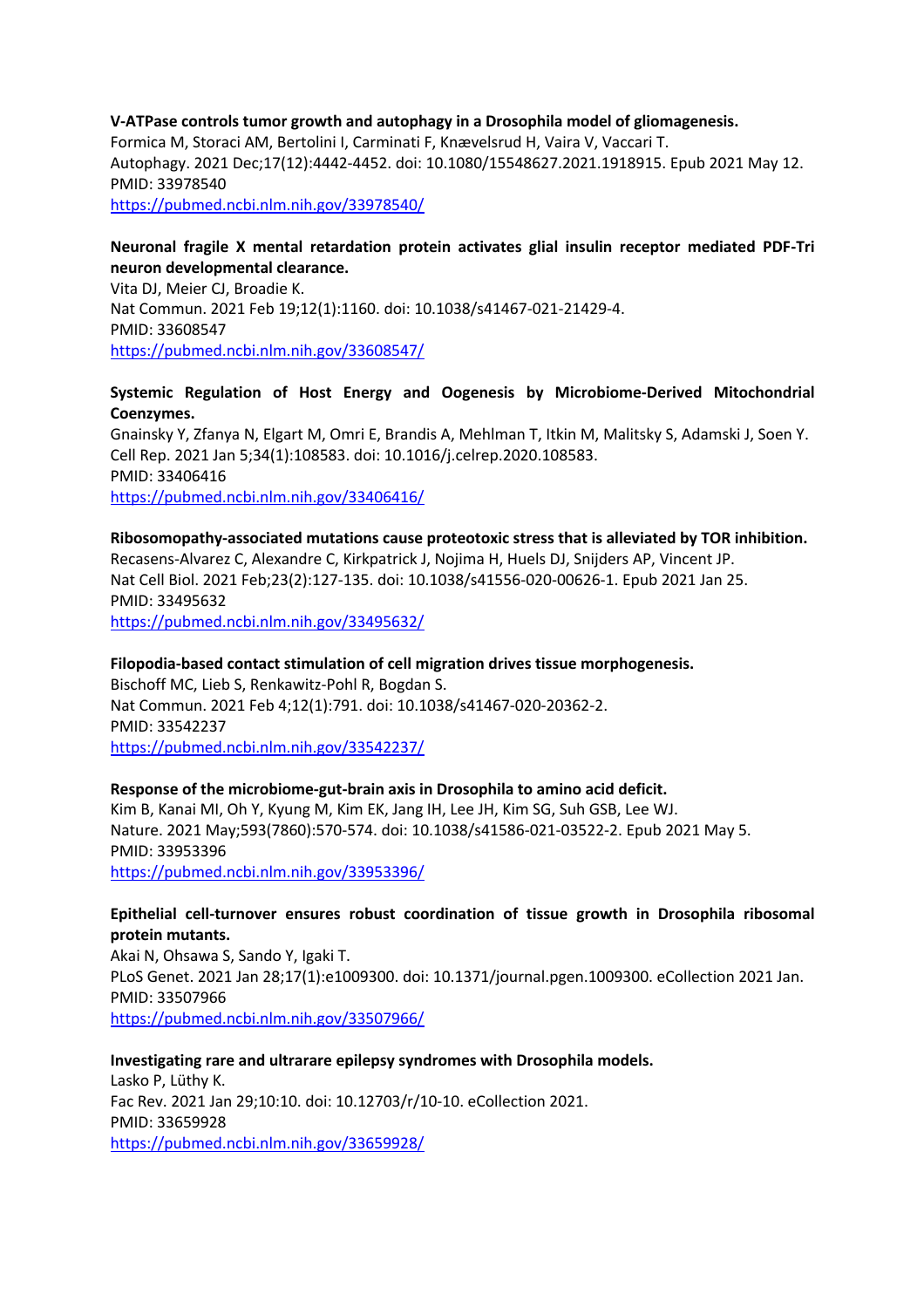**V-ATPase controls tumor growth and autophagy in a Drosophila model of gliomagenesis.**
Formica M, Storaci AM, Bertolini I, Carminati F, Knævelsrud H, Vaira V, Vaccari T.
Autophagy. 2021 Dec;17(12):4442-4452. doi: 10.1080/15548627.2021.1918915. Epub 2021 May 12.
PMID: 33978540
https://pubmed.ncbi.nlm.nih.gov/33978540/

**Neuronal fragile X mental retardation protein activates glial insulin receptor mediated PDF-Tri neuron developmental clearance.**
Vita DJ, Meier CJ, Broadie K.
Nat Commun. 2021 Feb 19;12(1):1160. doi: 10.1038/s41467-021-21429-4.
PMID: 33608547
https://pubmed.ncbi.nlm.nih.gov/33608547/

**Systemic Regulation of Host Energy and Oogenesis by Microbiome-Derived Mitochondrial Coenzymes.**
Gnainsky Y, Zfanya N, Elgart M, Omri E, Brandis A, Mehlman T, Itkin M, Malitsky S, Adamski J, Soen Y.
Cell Rep. 2021 Jan 5;34(1):108583. doi: 10.1016/j.celrep.2020.108583.
PMID: 33406416
https://pubmed.ncbi.nlm.nih.gov/33406416/

**Ribosomopathy-associated mutations cause proteotoxic stress that is alleviated by TOR inhibition.**
Recasens-Alvarez C, Alexandre C, Kirkpatrick J, Nojima H, Huels DJ, Snijders AP, Vincent JP.
Nat Cell Biol. 2021 Feb;23(2):127-135. doi: 10.1038/s41556-020-00626-1. Epub 2021 Jan 25.
PMID: 33495632
https://pubmed.ncbi.nlm.nih.gov/33495632/

**Filopodia-based contact stimulation of cell migration drives tissue morphogenesis.**
Bischoff MC, Lieb S, Renkawitz-Pohl R, Bogdan S.
Nat Commun. 2021 Feb 4;12(1):791. doi: 10.1038/s41467-020-20362-2.
PMID: 33542237
https://pubmed.ncbi.nlm.nih.gov/33542237/

**Response of the microbiome-gut-brain axis in Drosophila to amino acid deficit.**
Kim B, Kanai MI, Oh Y, Kyung M, Kim EK, Jang IH, Lee JH, Kim SG, Suh GSB, Lee WJ.
Nature. 2021 May;593(7860):570-574. doi: 10.1038/s41586-021-03522-2. Epub 2021 May 5.
PMID: 33953396
https://pubmed.ncbi.nlm.nih.gov/33953396/

**Epithelial cell-turnover ensures robust coordination of tissue growth in Drosophila ribosomal protein mutants.**
Akai N, Ohsawa S, Sando Y, Igaki T.
PLoS Genet. 2021 Jan 28;17(1):e1009300. doi: 10.1371/journal.pgen.1009300. eCollection 2021 Jan.
PMID: 33507966
https://pubmed.ncbi.nlm.nih.gov/33507966/

**Investigating rare and ultrarare epilepsy syndromes with Drosophila models.**
Lasko P, Lüthy K.
Fac Rev. 2021 Jan 29;10:10. doi: 10.12703/r/10-10. eCollection 2021.
PMID: 33659928
https://pubmed.ncbi.nlm.nih.gov/33659928/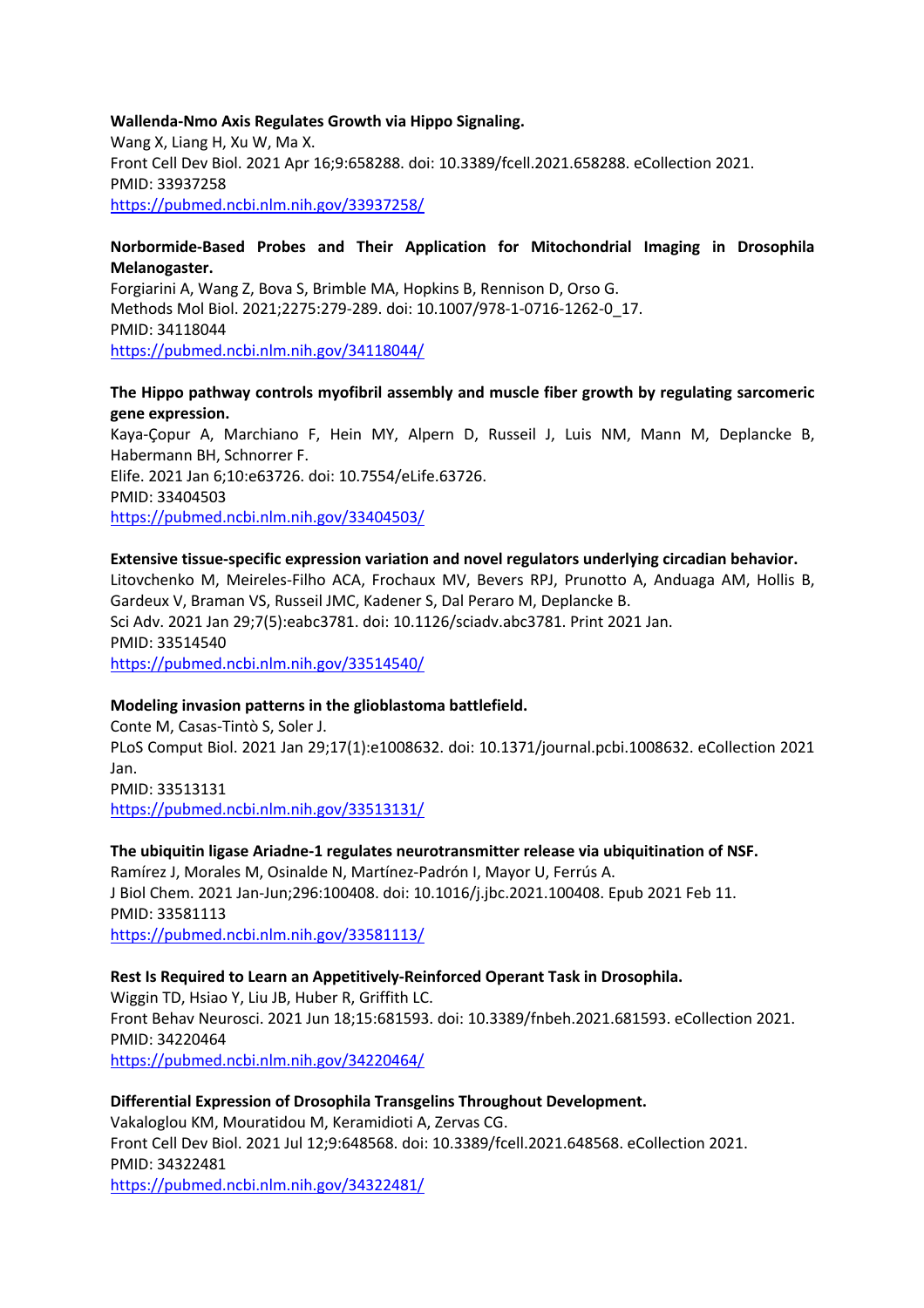**Wallenda-Nmo Axis Regulates Growth via Hippo Signaling.**
Wang X, Liang H, Xu W, Ma X.
Front Cell Dev Biol. 2021 Apr 16;9:658288. doi: 10.3389/fcell.2021.658288. eCollection 2021.
PMID: 33937258
https://pubmed.ncbi.nlm.nih.gov/33937258/

**Norbormide-Based Probes and Their Application for Mitochondrial Imaging in Drosophila Melanogaster.**
Forgiarini A, Wang Z, Bova S, Brimble MA, Hopkins B, Rennison D, Orso G.
Methods Mol Biol. 2021;2275:279-289. doi: 10.1007/978-1-0716-1262-0_17.
PMID: 34118044
https://pubmed.ncbi.nlm.nih.gov/34118044/

**The Hippo pathway controls myofibril assembly and muscle fiber growth by regulating sarcomeric gene expression.**
Kaya-Çopur A, Marchiano F, Hein MY, Alpern D, Russeil J, Luis NM, Mann M, Deplancke B, Habermann BH, Schnorrer F.
Elife. 2021 Jan 6;10:e63726. doi: 10.7554/eLife.63726.
PMID: 33404503
https://pubmed.ncbi.nlm.nih.gov/33404503/

**Extensive tissue-specific expression variation and novel regulators underlying circadian behavior.**
Litovchenko M, Meireles-Filho ACA, Frochaux MV, Bevers RPJ, Prunotto A, Anduaga AM, Hollis B, Gardeux V, Braman VS, Russeil JMC, Kadener S, Dal Peraro M, Deplancke B.
Sci Adv. 2021 Jan 29;7(5):eabc3781. doi: 10.1126/sciadv.abc3781. Print 2021 Jan.
PMID: 33514540
https://pubmed.ncbi.nlm.nih.gov/33514540/

**Modeling invasion patterns in the glioblastoma battlefield.**
Conte M, Casas-Tintò S, Soler J.
PLoS Comput Biol. 2021 Jan 29;17(1):e1008632. doi: 10.1371/journal.pcbi.1008632. eCollection 2021 Jan.
PMID: 33513131
https://pubmed.ncbi.nlm.nih.gov/33513131/

**The ubiquitin ligase Ariadne-1 regulates neurotransmitter release via ubiquitination of NSF.**
Ramírez J, Morales M, Osinalde N, Martínez-Padrón I, Mayor U, Ferrús A.
J Biol Chem. 2021 Jan-Jun;296:100408. doi: 10.1016/j.jbc.2021.100408. Epub 2021 Feb 11.
PMID: 33581113
https://pubmed.ncbi.nlm.nih.gov/33581113/

**Rest Is Required to Learn an Appetitively-Reinforced Operant Task in Drosophila.**
Wiggin TD, Hsiao Y, Liu JB, Huber R, Griffith LC.
Front Behav Neurosci. 2021 Jun 18;15:681593. doi: 10.3389/fnbeh.2021.681593. eCollection 2021.
PMID: 34220464
https://pubmed.ncbi.nlm.nih.gov/34220464/

**Differential Expression of Drosophila Transgelins Throughout Development.**
Vakaloglou KM, Mouratidou M, Keramidioti A, Zervas CG.
Front Cell Dev Biol. 2021 Jul 12;9:648568. doi: 10.3389/fcell.2021.648568. eCollection 2021.
PMID: 34322481
https://pubmed.ncbi.nlm.nih.gov/34322481/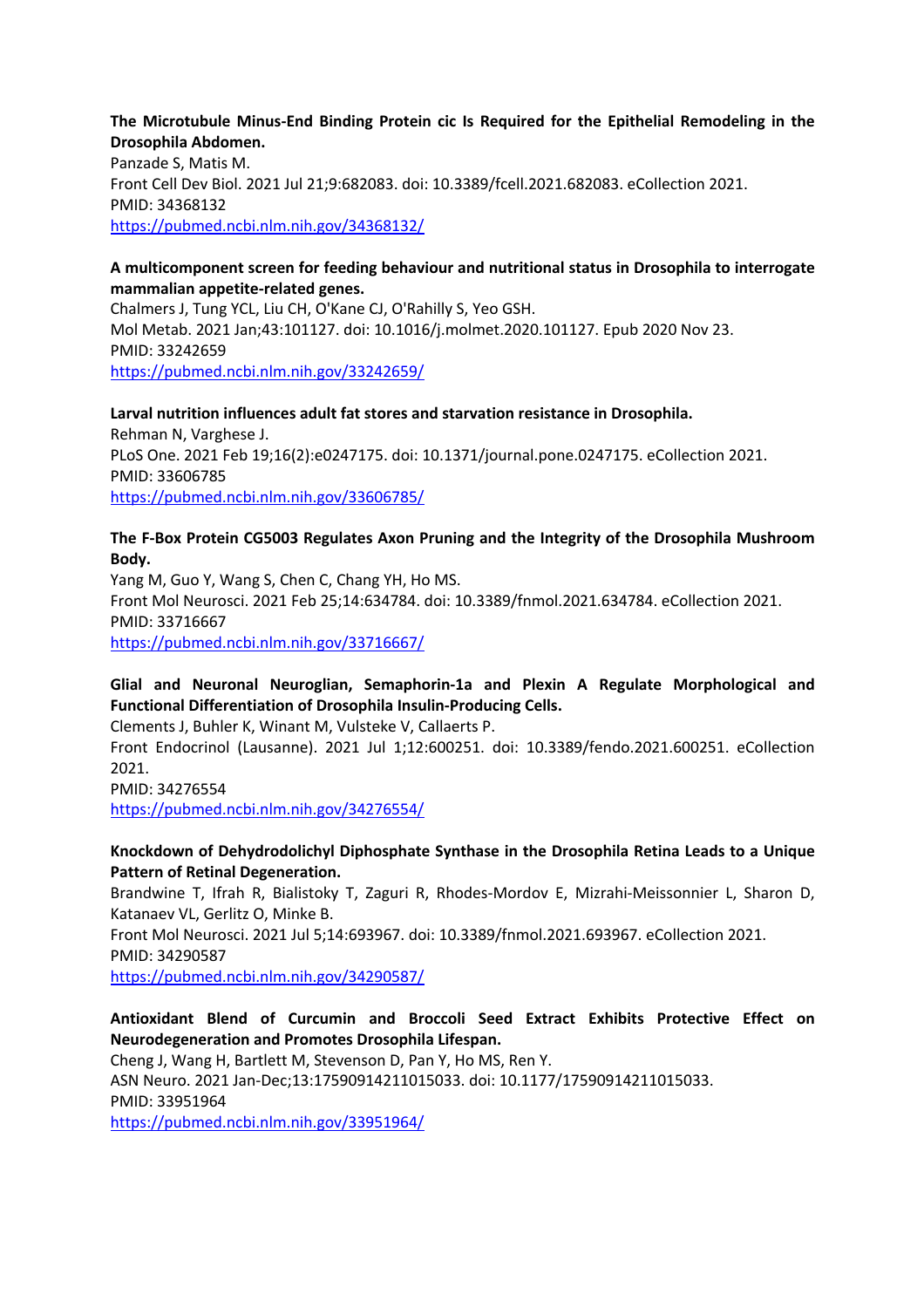**The Microtubule Minus-End Binding Protein cic Is Required for the Epithelial Remodeling in the Drosophila Abdomen.**
Panzade S, Matis M.
Front Cell Dev Biol. 2021 Jul 21;9:682083. doi: 10.3389/fcell.2021.682083. eCollection 2021.
PMID: 34368132
https://pubmed.ncbi.nlm.nih.gov/34368132/

**A multicomponent screen for feeding behaviour and nutritional status in Drosophila to interrogate mammalian appetite-related genes.**
Chalmers J, Tung YCL, Liu CH, O'Kane CJ, O'Rahilly S, Yeo GSH.
Mol Metab. 2021 Jan;43:101127. doi: 10.1016/j.molmet.2020.101127. Epub 2020 Nov 23.
PMID: 33242659
https://pubmed.ncbi.nlm.nih.gov/33242659/

**Larval nutrition influences adult fat stores and starvation resistance in Drosophila.**
Rehman N, Varghese J.
PLoS One. 2021 Feb 19;16(2):e0247175. doi: 10.1371/journal.pone.0247175. eCollection 2021.
PMID: 33606785
https://pubmed.ncbi.nlm.nih.gov/33606785/

**The F-Box Protein CG5003 Regulates Axon Pruning and the Integrity of the Drosophila Mushroom Body.**
Yang M, Guo Y, Wang S, Chen C, Chang YH, Ho MS.
Front Mol Neurosci. 2021 Feb 25;14:634784. doi: 10.3389/fnmol.2021.634784. eCollection 2021.
PMID: 33716667
https://pubmed.ncbi.nlm.nih.gov/33716667/

**Glial and Neuronal Neuroglian, Semaphorin-1a and Plexin A Regulate Morphological and Functional Differentiation of Drosophila Insulin-Producing Cells.**
Clements J, Buhler K, Winant M, Vulsteke V, Callaerts P.
Front Endocrinol (Lausanne). 2021 Jul 1;12:600251. doi: 10.3389/fendo.2021.600251. eCollection 2021.
PMID: 34276554
https://pubmed.ncbi.nlm.nih.gov/34276554/

**Knockdown of Dehydrodolichyl Diphosphate Synthase in the Drosophila Retina Leads to a Unique Pattern of Retinal Degeneration.**
Brandwine T, Ifrah R, Bialistoky T, Zaguri R, Rhodes-Mordov E, Mizrahi-Meissonnier L, Sharon D, Katanaev VL, Gerlitz O, Minke B.
Front Mol Neurosci. 2021 Jul 5;14:693967. doi: 10.3389/fnmol.2021.693967. eCollection 2021.
PMID: 34290587
https://pubmed.ncbi.nlm.nih.gov/34290587/

**Antioxidant Blend of Curcumin and Broccoli Seed Extract Exhibits Protective Effect on Neurodegeneration and Promotes Drosophila Lifespan.**
Cheng J, Wang H, Bartlett M, Stevenson D, Pan Y, Ho MS, Ren Y.
ASN Neuro. 2021 Jan-Dec;13:17590914211015033. doi: 10.1177/17590914211015033.
PMID: 33951964
https://pubmed.ncbi.nlm.nih.gov/33951964/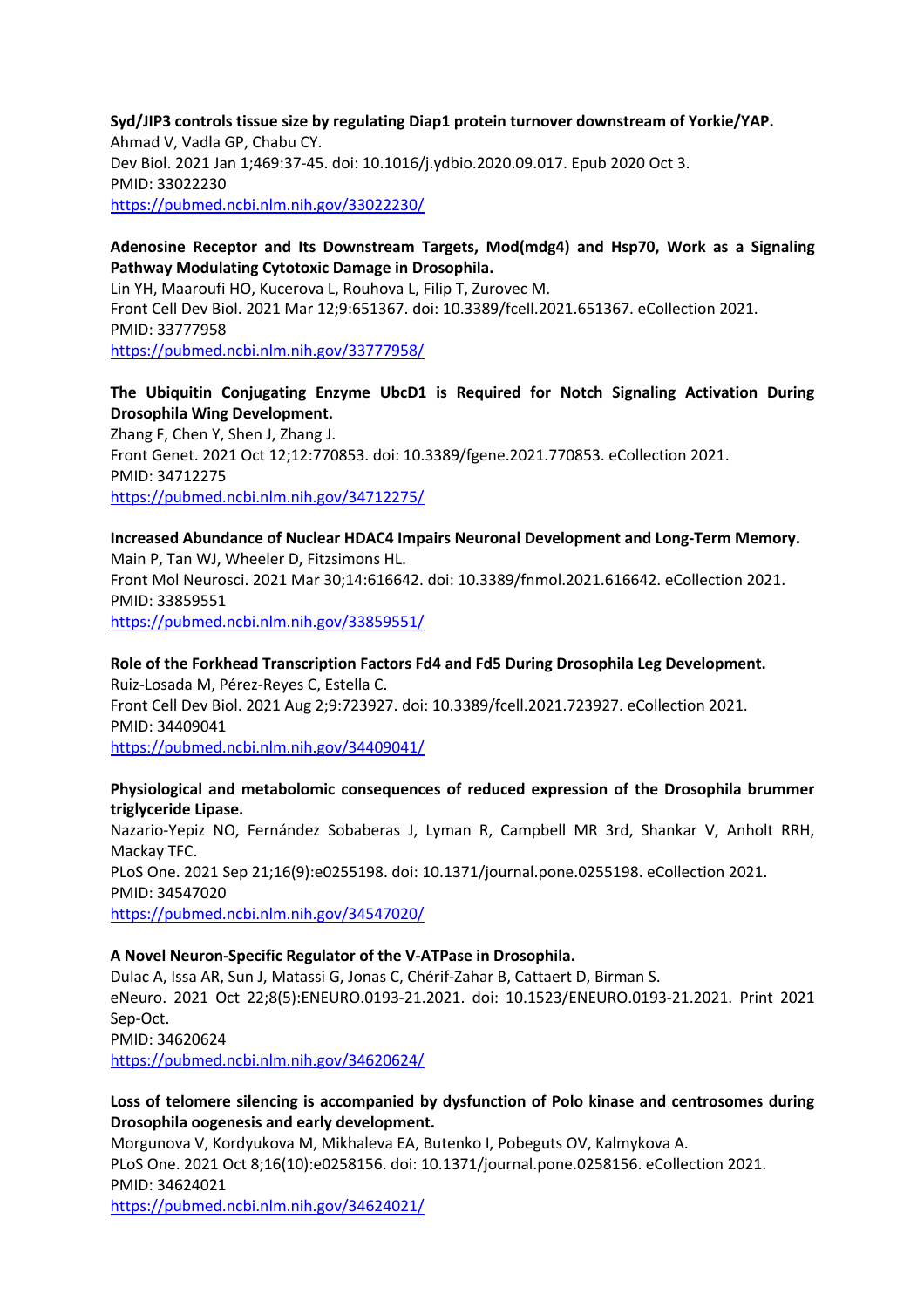**Syd/JIP3 controls tissue size by regulating Diap1 protein turnover downstream of Yorkie/YAP.**
Ahmad V, Vadla GP, Chabu CY.
Dev Biol. 2021 Jan 1;469:37-45. doi: 10.1016/j.ydbio.2020.09.017. Epub 2020 Oct 3.
PMID: 33022230
https://pubmed.ncbi.nlm.nih.gov/33022230/

**Adenosine Receptor and Its Downstream Targets, Mod(mdg4) and Hsp70, Work as a Signaling Pathway Modulating Cytotoxic Damage in Drosophila.**
Lin YH, Maaroufi HO, Kucerova L, Rouhova L, Filip T, Zurovec M.
Front Cell Dev Biol. 2021 Mar 12;9:651367. doi: 10.3389/fcell.2021.651367. eCollection 2021.
PMID: 33777958
https://pubmed.ncbi.nlm.nih.gov/33777958/

**The Ubiquitin Conjugating Enzyme UbcD1 is Required for Notch Signaling Activation During Drosophila Wing Development.**
Zhang F, Chen Y, Shen J, Zhang J.
Front Genet. 2021 Oct 12;12:770853. doi: 10.3389/fgene.2021.770853. eCollection 2021.
PMID: 34712275
https://pubmed.ncbi.nlm.nih.gov/34712275/

**Increased Abundance of Nuclear HDAC4 Impairs Neuronal Development and Long-Term Memory.**
Main P, Tan WJ, Wheeler D, Fitzsimons HL.
Front Mol Neurosci. 2021 Mar 30;14:616642. doi: 10.3389/fnmol.2021.616642. eCollection 2021.
PMID: 33859551
https://pubmed.ncbi.nlm.nih.gov/33859551/

**Role of the Forkhead Transcription Factors Fd4 and Fd5 During Drosophila Leg Development.**
Ruiz-Losada M, Pérez-Reyes C, Estella C.
Front Cell Dev Biol. 2021 Aug 2;9:723927. doi: 10.3389/fcell.2021.723927. eCollection 2021.
PMID: 34409041
https://pubmed.ncbi.nlm.nih.gov/34409041/

**Physiological and metabolomic consequences of reduced expression of the Drosophila brummer triglyceride Lipase.**
Nazario-Yepiz NO, Fernández Sobaberas J, Lyman R, Campbell MR 3rd, Shankar V, Anholt RRH, Mackay TFC.
PLoS One. 2021 Sep 21;16(9):e0255198. doi: 10.1371/journal.pone.0255198. eCollection 2021.
PMID: 34547020
https://pubmed.ncbi.nlm.nih.gov/34547020/

**A Novel Neuron-Specific Regulator of the V-ATPase in Drosophila.**
Dulac A, Issa AR, Sun J, Matassi G, Jonas C, Chérif-Zahar B, Cattaert D, Birman S.
eNeuro. 2021 Oct 22;8(5):ENEURO.0193-21.2021. doi: 10.1523/ENEURO.0193-21.2021. Print 2021 Sep-Oct.
PMID: 34620624
https://pubmed.ncbi.nlm.nih.gov/34620624/

**Loss of telomere silencing is accompanied by dysfunction of Polo kinase and centrosomes during Drosophila oogenesis and early development.**
Morgunova V, Kordyukova M, Mikhaleva EA, Butenko I, Pobeguts OV, Kalmykova A.
PLoS One. 2021 Oct 8;16(10):e0258156. doi: 10.1371/journal.pone.0258156. eCollection 2021.
PMID: 34624021
https://pubmed.ncbi.nlm.nih.gov/34624021/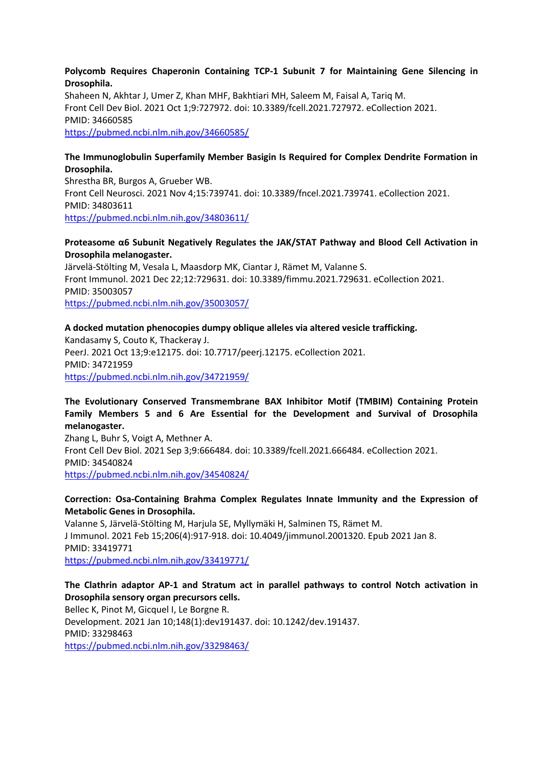**Polycomb Requires Chaperonin Containing TCP-1 Subunit 7 for Maintaining Gene Silencing in Drosophila.**
Shaheen N, Akhtar J, Umer Z, Khan MHF, Bakhtiari MH, Saleem M, Faisal A, Tariq M.
Front Cell Dev Biol. 2021 Oct 1;9:727972. doi: 10.3389/fcell.2021.727972. eCollection 2021.
PMID: 34660585
https://pubmed.ncbi.nlm.nih.gov/34660585/

**The Immunoglobulin Superfamily Member Basigin Is Required for Complex Dendrite Formation in Drosophila.**
Shrestha BR, Burgos A, Grueber WB.
Front Cell Neurosci. 2021 Nov 4;15:739741. doi: 10.3389/fncel.2021.739741. eCollection 2021.
PMID: 34803611
https://pubmed.ncbi.nlm.nih.gov/34803611/

**Proteasome α6 Subunit Negatively Regulates the JAK/STAT Pathway and Blood Cell Activation in Drosophila melanogaster.**
Järvelä-Stölting M, Vesala L, Maasdorp MK, Ciantar J, Rämet M, Valanne S.
Front Immunol. 2021 Dec 22;12:729631. doi: 10.3389/fimmu.2021.729631. eCollection 2021.
PMID: 35003057
https://pubmed.ncbi.nlm.nih.gov/35003057/

**A docked mutation phenocopies dumpy oblique alleles via altered vesicle trafficking.**
Kandasamy S, Couto K, Thackeray J.
PeerJ. 2021 Oct 13;9:e12175. doi: 10.7717/peerj.12175. eCollection 2021.
PMID: 34721959
https://pubmed.ncbi.nlm.nih.gov/34721959/

**The Evolutionary Conserved Transmembrane BAX Inhibitor Motif (TMBIM) Containing Protein Family Members 5 and 6 Are Essential for the Development and Survival of Drosophila melanogaster.**
Zhang L, Buhr S, Voigt A, Methner A.
Front Cell Dev Biol. 2021 Sep 3;9:666484. doi: 10.3389/fcell.2021.666484. eCollection 2021.
PMID: 34540824
https://pubmed.ncbi.nlm.nih.gov/34540824/

**Correction: Osa-Containing Brahma Complex Regulates Innate Immunity and the Expression of Metabolic Genes in Drosophila.**
Valanne S, Järvelä-Stölting M, Harjula SE, Myllymäki H, Salminen TS, Rämet M.
J Immunol. 2021 Feb 15;206(4):917-918. doi: 10.4049/jimmunol.2001320. Epub 2021 Jan 8.
PMID: 33419771
https://pubmed.ncbi.nlm.nih.gov/33419771/

**The Clathrin adaptor AP-1 and Stratum act in parallel pathways to control Notch activation in Drosophila sensory organ precursors cells.**
Bellec K, Pinot M, Gicquel I, Le Borgne R.
Development. 2021 Jan 10;148(1):dev191437. doi: 10.1242/dev.191437.
PMID: 33298463
https://pubmed.ncbi.nlm.nih.gov/33298463/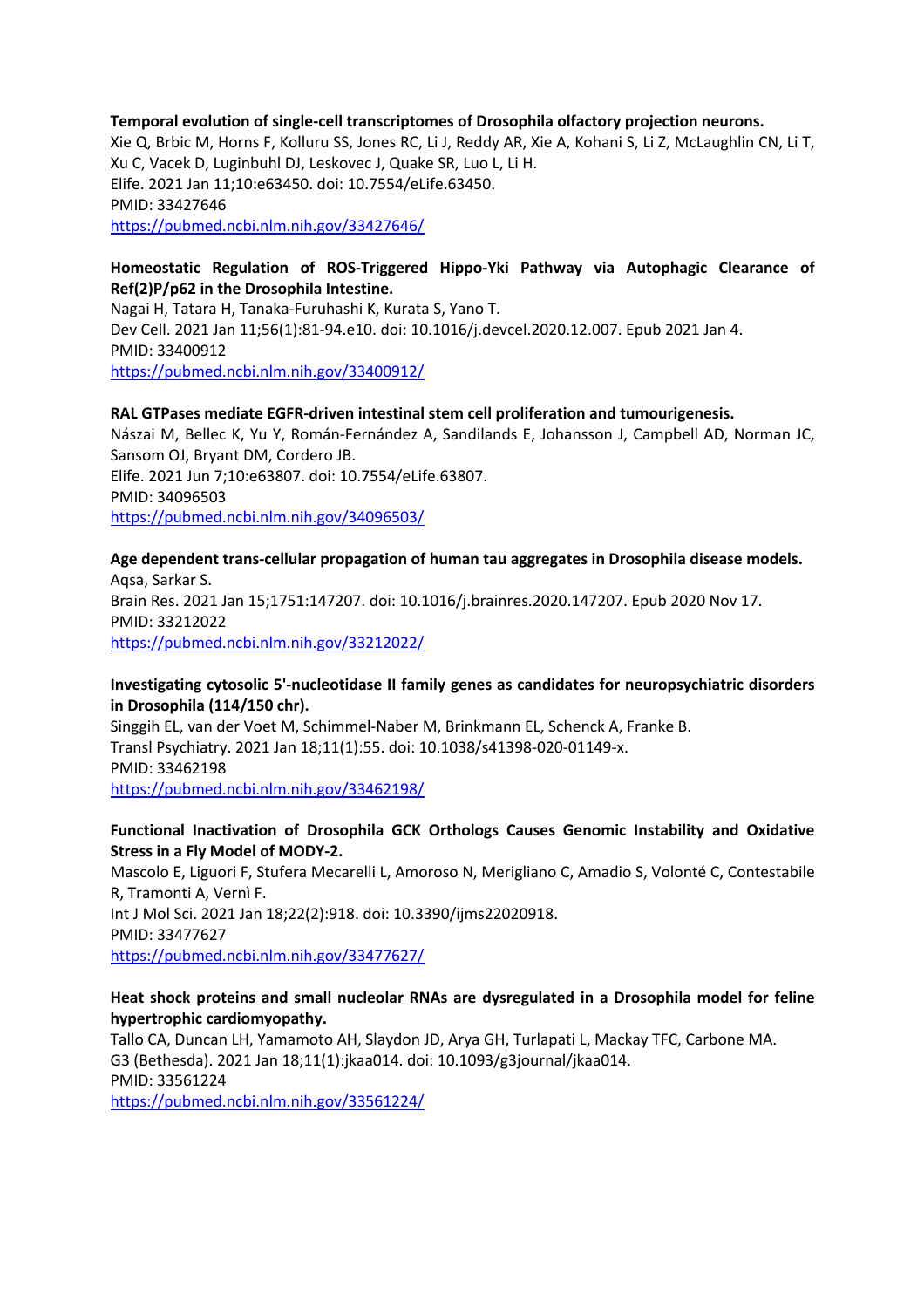**Temporal evolution of single-cell transcriptomes of Drosophila olfactory projection neurons.**
Xie Q, Brbic M, Horns F, Kolluru SS, Jones RC, Li J, Reddy AR, Xie A, Kohani S, Li Z, McLaughlin CN, Li T, Xu C, Vacek D, Luginbuhl DJ, Leskovec J, Quake SR, Luo L, Li H.
Elife. 2021 Jan 11;10:e63450. doi: 10.7554/eLife.63450.
PMID: 33427646
https://pubmed.ncbi.nlm.nih.gov/33427646/

**Homeostatic Regulation of ROS-Triggered Hippo-Yki Pathway via Autophagic Clearance of Ref(2)P/p62 in the Drosophila Intestine.**
Nagai H, Tatara H, Tanaka-Furuhashi K, Kurata S, Yano T.
Dev Cell. 2021 Jan 11;56(1):81-94.e10. doi: 10.1016/j.devcel.2020.12.007. Epub 2021 Jan 4.
PMID: 33400912
https://pubmed.ncbi.nlm.nih.gov/33400912/

**RAL GTPases mediate EGFR-driven intestinal stem cell proliferation and tumourigenesis.**
Nászai M, Bellec K, Yu Y, Román-Fernández A, Sandilands E, Johansson J, Campbell AD, Norman JC, Sansom OJ, Bryant DM, Cordero JB.
Elife. 2021 Jun 7;10:e63807. doi: 10.7554/eLife.63807.
PMID: 34096503
https://pubmed.ncbi.nlm.nih.gov/34096503/

**Age dependent trans-cellular propagation of human tau aggregates in Drosophila disease models.**
Aqsa, Sarkar S.
Brain Res. 2021 Jan 15;1751:147207. doi: 10.1016/j.brainres.2020.147207. Epub 2020 Nov 17.
PMID: 33212022
https://pubmed.ncbi.nlm.nih.gov/33212022/

**Investigating cytosolic 5'-nucleotidase II family genes as candidates for neuropsychiatric disorders in Drosophila (114/150 chr).**
Singgih EL, van der Voet M, Schimmel-Naber M, Brinkmann EL, Schenck A, Franke B.
Transl Psychiatry. 2021 Jan 18;11(1):55. doi: 10.1038/s41398-020-01149-x.
PMID: 33462198
https://pubmed.ncbi.nlm.nih.gov/33462198/

**Functional Inactivation of Drosophila GCK Orthologs Causes Genomic Instability and Oxidative Stress in a Fly Model of MODY-2.**
Mascolo E, Liguori F, Stufera Mecarelli L, Amoroso N, Merigliano C, Amadio S, Volonté C, Contestabile R, Tramonti A, Vernì F.
Int J Mol Sci. 2021 Jan 18;22(2):918. doi: 10.3390/ijms22020918.
PMID: 33477627
https://pubmed.ncbi.nlm.nih.gov/33477627/

**Heat shock proteins and small nucleolar RNAs are dysregulated in a Drosophila model for feline hypertrophic cardiomyopathy.**
Tallo CA, Duncan LH, Yamamoto AH, Slaydon JD, Arya GH, Turlapati L, Mackay TFC, Carbone MA.
G3 (Bethesda). 2021 Jan 18;11(1):jkaa014. doi: 10.1093/g3journal/jkaa014.
PMID: 33561224
https://pubmed.ncbi.nlm.nih.gov/33561224/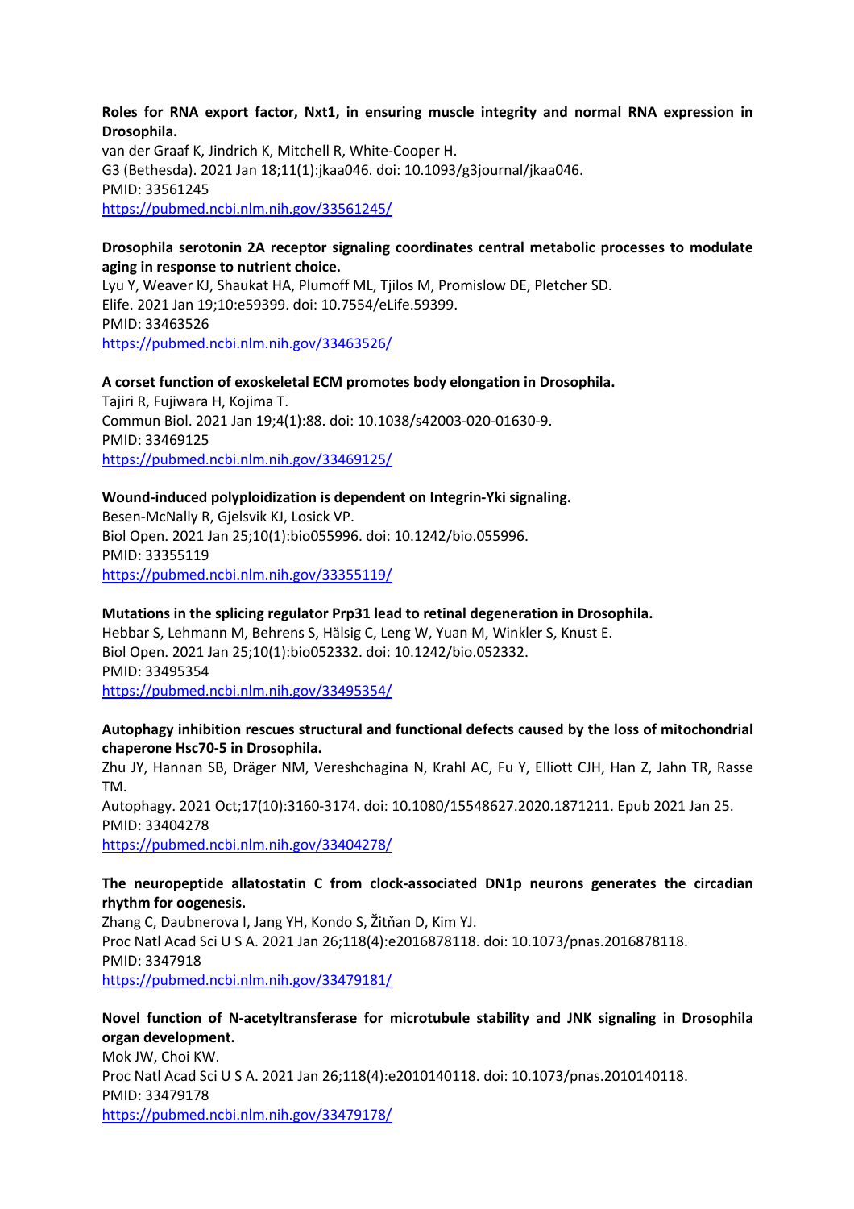**Roles for RNA export factor, Nxt1, in ensuring muscle integrity and normal RNA expression in Drosophila.**
van der Graaf K, Jindrich K, Mitchell R, White-Cooper H.
G3 (Bethesda). 2021 Jan 18;11(1):jkaa046. doi: 10.1093/g3journal/jkaa046.
PMID: 33561245
https://pubmed.ncbi.nlm.nih.gov/33561245/

**Drosophila serotonin 2A receptor signaling coordinates central metabolic processes to modulate aging in response to nutrient choice.**
Lyu Y, Weaver KJ, Shaukat HA, Plumoff ML, Tjilos M, Promislow DE, Pletcher SD.
Elife. 2021 Jan 19;10:e59399. doi: 10.7554/eLife.59399.
PMID: 33463526
https://pubmed.ncbi.nlm.nih.gov/33463526/

**A corset function of exoskeletal ECM promotes body elongation in Drosophila.**
Tajiri R, Fujiwara H, Kojima T.
Commun Biol. 2021 Jan 19;4(1):88. doi: 10.1038/s42003-020-01630-9.
PMID: 33469125
https://pubmed.ncbi.nlm.nih.gov/33469125/

**Wound-induced polyploidization is dependent on Integrin-Yki signaling.**
Besen-McNally R, Gjelsvik KJ, Losick VP.
Biol Open. 2021 Jan 25;10(1):bio055996. doi: 10.1242/bio.055996.
PMID: 33355119
https://pubmed.ncbi.nlm.nih.gov/33355119/

**Mutations in the splicing regulator Prp31 lead to retinal degeneration in Drosophila.**
Hebbar S, Lehmann M, Behrens S, Hälsig C, Leng W, Yuan M, Winkler S, Knust E.
Biol Open. 2021 Jan 25;10(1):bio052332. doi: 10.1242/bio.052332.
PMID: 33495354
https://pubmed.ncbi.nlm.nih.gov/33495354/

**Autophagy inhibition rescues structural and functional defects caused by the loss of mitochondrial chaperone Hsc70-5 in Drosophila.**
Zhu JY, Hannan SB, Dräger NM, Vereshchagina N, Krahl AC, Fu Y, Elliott CJH, Han Z, Jahn TR, Rasse TM.
Autophagy. 2021 Oct;17(10):3160-3174. doi: 10.1080/15548627.2020.1871211. Epub 2021 Jan 25.
PMID: 33404278
https://pubmed.ncbi.nlm.nih.gov/33404278/

**The neuropeptide allatostatin C from clock-associated DN1p neurons generates the circadian rhythm for oogenesis.**
Zhang C, Daubnerova I, Jang YH, Kondo S, Žitňan D, Kim YJ.
Proc Natl Acad Sci U S A. 2021 Jan 26;118(4):e2016878118. doi: 10.1073/pnas.2016878118.
PMID: 3347918
https://pubmed.ncbi.nlm.nih.gov/33479181/

**Novel function of N-acetyltransferase for microtubule stability and JNK signaling in Drosophila organ development.**
Mok JW, Choi KW.
Proc Natl Acad Sci U S A. 2021 Jan 26;118(4):e2010140118. doi: 10.1073/pnas.2010140118.
PMID: 33479178
https://pubmed.ncbi.nlm.nih.gov/33479178/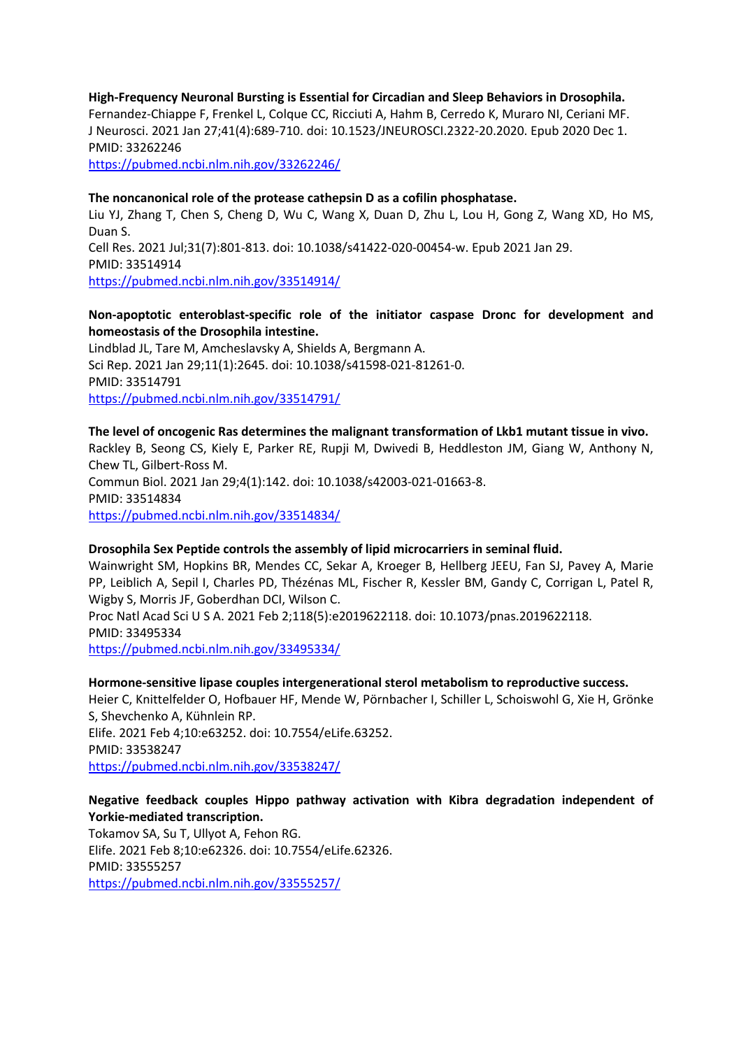**High-Frequency Neuronal Bursting is Essential for Circadian and Sleep Behaviors in Drosophila.**
Fernandez-Chiappe F, Frenkel L, Colque CC, Ricciuti A, Hahm B, Cerredo K, Muraro NI, Ceriani MF.
J Neurosci. 2021 Jan 27;41(4):689-710. doi: 10.1523/JNEUROSCI.2322-20.2020. Epub 2020 Dec 1.
PMID: 33262246
https://pubmed.ncbi.nlm.nih.gov/33262246/

**The noncanonical role of the protease cathepsin D as a cofilin phosphatase.**
Liu YJ, Zhang T, Chen S, Cheng D, Wu C, Wang X, Duan D, Zhu L, Lou H, Gong Z, Wang XD, Ho MS, Duan S.
Cell Res. 2021 Jul;31(7):801-813. doi: 10.1038/s41422-020-00454-w. Epub 2021 Jan 29.
PMID: 33514914
https://pubmed.ncbi.nlm.nih.gov/33514914/

**Non-apoptotic enteroblast-specific role of the initiator caspase Dronc for development and homeostasis of the Drosophila intestine.**
Lindblad JL, Tare M, Amcheslavsky A, Shields A, Bergmann A.
Sci Rep. 2021 Jan 29;11(1):2645. doi: 10.1038/s41598-021-81261-0.
PMID: 33514791
https://pubmed.ncbi.nlm.nih.gov/33514791/

**The level of oncogenic Ras determines the malignant transformation of Lkb1 mutant tissue in vivo.**
Rackley B, Seong CS, Kiely E, Parker RE, Rupji M, Dwivedi B, Heddleston JM, Giang W, Anthony N, Chew TL, Gilbert-Ross M.
Commun Biol. 2021 Jan 29;4(1):142. doi: 10.1038/s42003-021-01663-8.
PMID: 33514834
https://pubmed.ncbi.nlm.nih.gov/33514834/

**Drosophila Sex Peptide controls the assembly of lipid microcarriers in seminal fluid.**
Wainwright SM, Hopkins BR, Mendes CC, Sekar A, Kroeger B, Hellberg JEEU, Fan SJ, Pavey A, Marie PP, Leiblich A, Sepil I, Charles PD, Thézénas ML, Fischer R, Kessler BM, Gandy C, Corrigan L, Patel R, Wigby S, Morris JF, Goberdhan DCI, Wilson C.
Proc Natl Acad Sci U S A. 2021 Feb 2;118(5):e2019622118. doi: 10.1073/pnas.2019622118.
PMID: 33495334
https://pubmed.ncbi.nlm.nih.gov/33495334/

**Hormone-sensitive lipase couples intergenerational sterol metabolism to reproductive success.**
Heier C, Knittelfelder O, Hofbauer HF, Mende W, Pörnbacher I, Schiller L, Schoiswohl G, Xie H, Grönke S, Shevchenko A, Kühnlein RP.
Elife. 2021 Feb 4;10:e63252. doi: 10.7554/eLife.63252.
PMID: 33538247
https://pubmed.ncbi.nlm.nih.gov/33538247/

**Negative feedback couples Hippo pathway activation with Kibra degradation independent of Yorkie-mediated transcription.**
Tokamov SA, Su T, Ullyot A, Fehon RG.
Elife. 2021 Feb 8;10:e62326. doi: 10.7554/eLife.62326.
PMID: 33555257
https://pubmed.ncbi.nlm.nih.gov/33555257/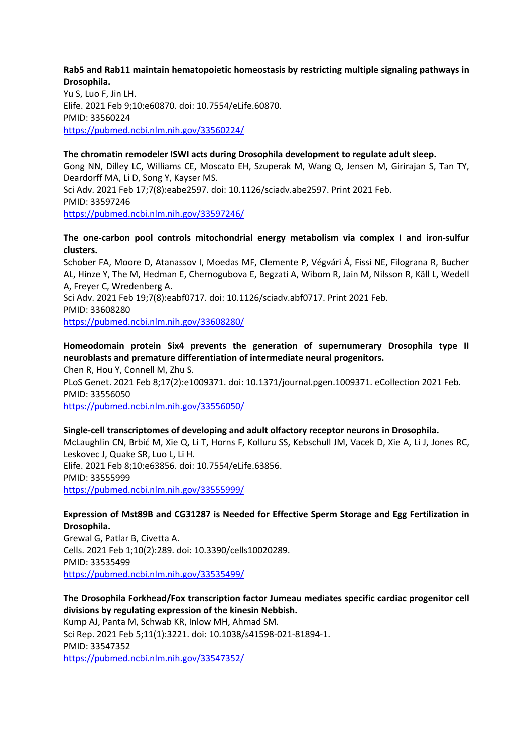**Rab5 and Rab11 maintain hematopoietic homeostasis by restricting multiple signaling pathways in Drosophila.**
Yu S, Luo F, Jin LH.
Elife. 2021 Feb 9;10:e60870. doi: 10.7554/eLife.60870.
PMID: 33560224
https://pubmed.ncbi.nlm.nih.gov/33560224/

**The chromatin remodeler ISWI acts during Drosophila development to regulate adult sleep.**
Gong NN, Dilley LC, Williams CE, Moscato EH, Szuperak M, Wang Q, Jensen M, Girirajan S, Tan TY, Deardorff MA, Li D, Song Y, Kayser MS.
Sci Adv. 2021 Feb 17;7(8):eabe2597. doi: 10.1126/sciadv.abe2597. Print 2021 Feb.
PMID: 33597246
https://pubmed.ncbi.nlm.nih.gov/33597246/

**The one-carbon pool controls mitochondrial energy metabolism via complex I and iron-sulfur clusters.**
Schober FA, Moore D, Atanassov I, Moedas MF, Clemente P, Végvári Á, Fissi NE, Filograna R, Bucher AL, Hinze Y, The M, Hedman E, Chernogubova E, Begzati A, Wibom R, Jain M, Nilsson R, Käll L, Wedell A, Freyer C, Wredenberg A.
Sci Adv. 2021 Feb 19;7(8):eabf0717. doi: 10.1126/sciadv.abf0717. Print 2021 Feb.
PMID: 33608280
https://pubmed.ncbi.nlm.nih.gov/33608280/

**Homeodomain protein Six4 prevents the generation of supernumerary Drosophila type II neuroblasts and premature differentiation of intermediate neural progenitors.**
Chen R, Hou Y, Connell M, Zhu S.
PLoS Genet. 2021 Feb 8;17(2):e1009371. doi: 10.1371/journal.pgen.1009371. eCollection 2021 Feb.
PMID: 33556050
https://pubmed.ncbi.nlm.nih.gov/33556050/

**Single-cell transcriptomes of developing and adult olfactory receptor neurons in Drosophila.**
McLaughlin CN, Brbić M, Xie Q, Li T, Horns F, Kolluru SS, Kebschull JM, Vacek D, Xie A, Li J, Jones RC, Leskovec J, Quake SR, Luo L, Li H.
Elife. 2021 Feb 8;10:e63856. doi: 10.7554/eLife.63856.
PMID: 33555999
https://pubmed.ncbi.nlm.nih.gov/33555999/

**Expression of Mst89B and CG31287 is Needed for Effective Sperm Storage and Egg Fertilization in Drosophila.**
Grewal G, Patlar B, Civetta A.
Cells. 2021 Feb 1;10(2):289. doi: 10.3390/cells10020289.
PMID: 33535499
https://pubmed.ncbi.nlm.nih.gov/33535499/

**The Drosophila Forkhead/Fox transcription factor Jumeau mediates specific cardiac progenitor cell divisions by regulating expression of the kinesin Nebbish.**
Kump AJ, Panta M, Schwab KR, Inlow MH, Ahmad SM.
Sci Rep. 2021 Feb 5;11(1):3221. doi: 10.1038/s41598-021-81894-1.
PMID: 33547352
https://pubmed.ncbi.nlm.nih.gov/33547352/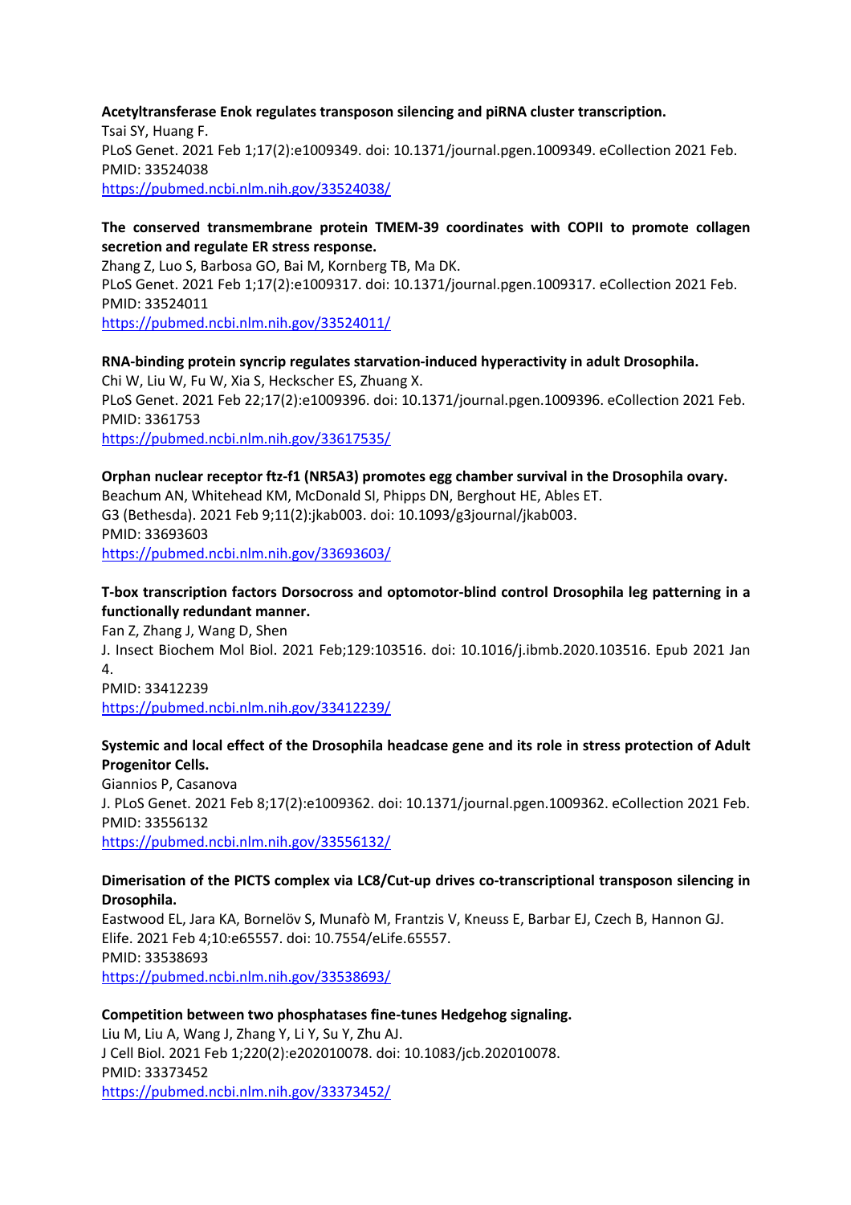**Acetyltransferase Enok regulates transposon silencing and piRNA cluster transcription.**
Tsai SY, Huang F.
PLoS Genet. 2021 Feb 1;17(2):e1009349. doi: 10.1371/journal.pgen.1009349. eCollection 2021 Feb.
PMID: 33524038
https://pubmed.ncbi.nlm.nih.gov/33524038/

**The conserved transmembrane protein TMEM-39 coordinates with COPII to promote collagen secretion and regulate ER stress response.**
Zhang Z, Luo S, Barbosa GO, Bai M, Kornberg TB, Ma DK.
PLoS Genet. 2021 Feb 1;17(2):e1009317. doi: 10.1371/journal.pgen.1009317. eCollection 2021 Feb.
PMID: 33524011
https://pubmed.ncbi.nlm.nih.gov/33524011/

**RNA-binding protein syncrip regulates starvation-induced hyperactivity in adult Drosophila.**
Chi W, Liu W, Fu W, Xia S, Heckscher ES, Zhuang X.
PLoS Genet. 2021 Feb 22;17(2):e1009396. doi: 10.1371/journal.pgen.1009396. eCollection 2021 Feb.
PMID: 3361753
https://pubmed.ncbi.nlm.nih.gov/33617535/

**Orphan nuclear receptor ftz-f1 (NR5A3) promotes egg chamber survival in the Drosophila ovary.**
Beachum AN, Whitehead KM, McDonald SI, Phipps DN, Berghout HE, Ables ET.
G3 (Bethesda). 2021 Feb 9;11(2):jkab003. doi: 10.1093/g3journal/jkab003.
PMID: 33693603
https://pubmed.ncbi.nlm.nih.gov/33693603/

**T-box transcription factors Dorsocross and optomotor-blind control Drosophila leg patterning in a functionally redundant manner.**
Fan Z, Zhang J, Wang D, Shen
J. Insect Biochem Mol Biol. 2021 Feb;129:103516. doi: 10.1016/j.ibmb.2020.103516. Epub 2021 Jan 4.
PMID: 33412239
https://pubmed.ncbi.nlm.nih.gov/33412239/

**Systemic and local effect of the Drosophila headcase gene and its role in stress protection of Adult Progenitor Cells.**
Giannios P, Casanova
J. PLoS Genet. 2021 Feb 8;17(2):e1009362. doi: 10.1371/journal.pgen.1009362. eCollection 2021 Feb.
PMID: 33556132
https://pubmed.ncbi.nlm.nih.gov/33556132/

**Dimerisation of the PICTS complex via LC8/Cut-up drives co-transcriptional transposon silencing in Drosophila.**
Eastwood EL, Jara KA, Bornelöv S, Munafò M, Frantzis V, Kneuss E, Barbar EJ, Czech B, Hannon GJ.
Elife. 2021 Feb 4;10:e65557. doi: 10.7554/eLife.65557.
PMID: 33538693
https://pubmed.ncbi.nlm.nih.gov/33538693/

**Competition between two phosphatases fine-tunes Hedgehog signaling.**
Liu M, Liu A, Wang J, Zhang Y, Li Y, Su Y, Zhu AJ.
J Cell Biol. 2021 Feb 1;220(2):e202010078. doi: 10.1083/jcb.202010078.
PMID: 33373452
https://pubmed.ncbi.nlm.nih.gov/33373452/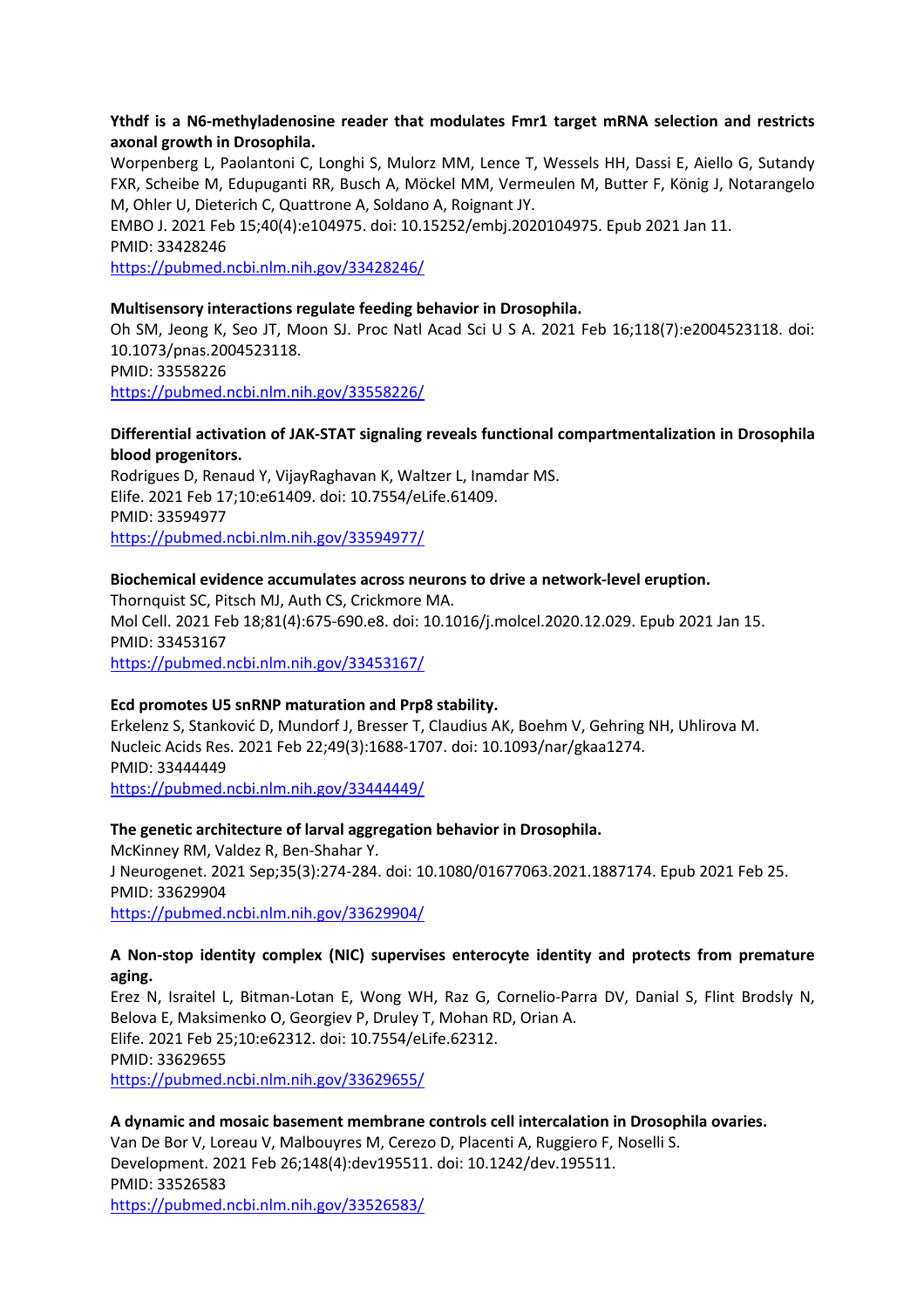**Ythdf is a N6-methyladenosine reader that modulates Fmr1 target mRNA selection and restricts axonal growth in Drosophila.**
Worpenberg L, Paolantoni C, Longhi S, Mulorz MM, Lence T, Wessels HH, Dassi E, Aiello G, Sutandy FXR, Scheibe M, Edupuganti RR, Busch A, Möckel MM, Vermeulen M, Butter F, König J, Notarangelo M, Ohler U, Dieterich C, Quattrone A, Soldano A, Roignant JY.
EMBO J. 2021 Feb 15;40(4):e104975. doi: 10.15252/embj.2020104975. Epub 2021 Jan 11.
PMID: 33428246
https://pubmed.ncbi.nlm.nih.gov/33428246/

**Multisensory interactions regulate feeding behavior in Drosophila.**
Oh SM, Jeong K, Seo JT, Moon SJ. Proc Natl Acad Sci U S A. 2021 Feb 16;118(7):e2004523118. doi: 10.1073/pnas.2004523118.
PMID: 33558226
https://pubmed.ncbi.nlm.nih.gov/33558226/

**Differential activation of JAK-STAT signaling reveals functional compartmentalization in Drosophila blood progenitors.**
Rodrigues D, Renaud Y, VijayRaghavan K, Waltzer L, Inamdar MS.
Elife. 2021 Feb 17;10:e61409. doi: 10.7554/eLife.61409.
PMID: 33594977
https://pubmed.ncbi.nlm.nih.gov/33594977/

**Biochemical evidence accumulates across neurons to drive a network-level eruption.**
Thornquist SC, Pitsch MJ, Auth CS, Crickmore MA.
Mol Cell. 2021 Feb 18;81(4):675-690.e8. doi: 10.1016/j.molcel.2020.12.029. Epub 2021 Jan 15.
PMID: 33453167
https://pubmed.ncbi.nlm.nih.gov/33453167/

**Ecd promotes U5 snRNP maturation and Prp8 stability.**
Erkelenz S, Stanković D, Mundorf J, Bresser T, Claudius AK, Boehm V, Gehring NH, Uhlirova M.
Nucleic Acids Res. 2021 Feb 22;49(3):1688-1707. doi: 10.1093/nar/gkaa1274.
PMID: 33444449
https://pubmed.ncbi.nlm.nih.gov/33444449/

**The genetic architecture of larval aggregation behavior in Drosophila.**
McKinney RM, Valdez R, Ben-Shahar Y.
J Neurogenet. 2021 Sep;35(3):274-284. doi: 10.1080/01677063.2021.1887174. Epub 2021 Feb 25.
PMID: 33629904
https://pubmed.ncbi.nlm.nih.gov/33629904/

**A Non-stop identity complex (NIC) supervises enterocyte identity and protects from premature aging.**
Erez N, Israitel L, Bitman-Lotan E, Wong WH, Raz G, Cornelio-Parra DV, Danial S, Flint Brodsly N, Belova E, Maksimenko O, Georgiev P, Druley T, Mohan RD, Orian A.
Elife. 2021 Feb 25;10:e62312. doi: 10.7554/eLife.62312.
PMID: 33629655
https://pubmed.ncbi.nlm.nih.gov/33629655/

**A dynamic and mosaic basement membrane controls cell intercalation in Drosophila ovaries.**
Van De Bor V, Loreau V, Malbouyres M, Cerezo D, Placenti A, Ruggiero F, Noselli S.
Development. 2021 Feb 26;148(4):dev195511. doi: 10.1242/dev.195511.
PMID: 33526583
https://pubmed.ncbi.nlm.nih.gov/33526583/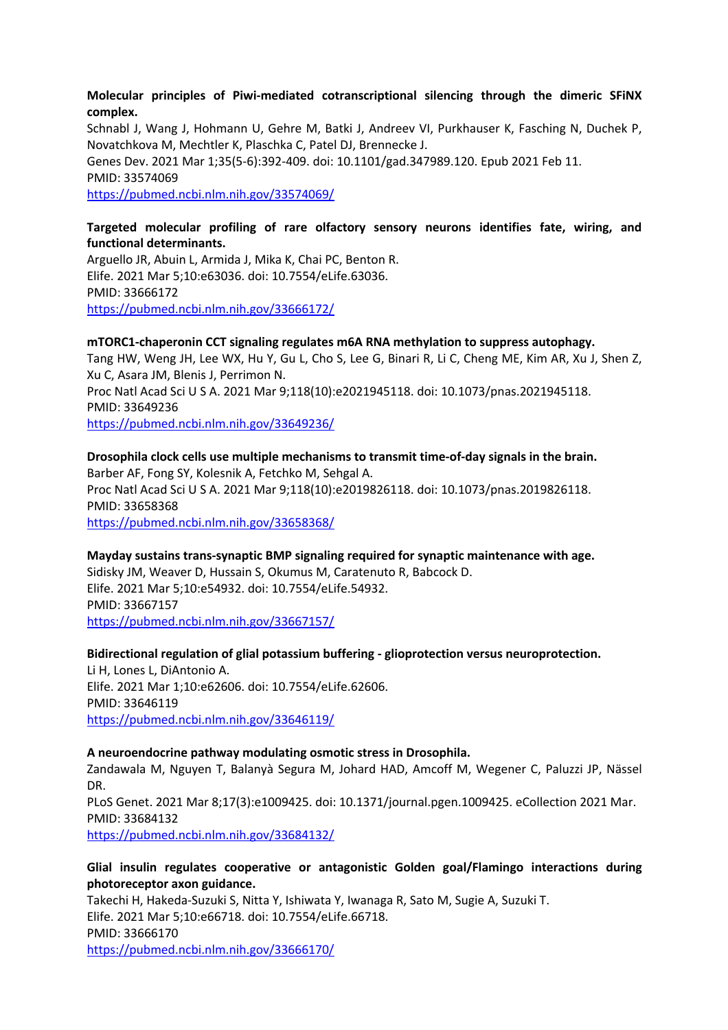**Molecular principles of Piwi-mediated cotranscriptional silencing through the dimeric SFiNX complex.**
Schnabl J, Wang J, Hohmann U, Gehre M, Batki J, Andreev VI, Purkhauser K, Fasching N, Duchek P, Novatchkova M, Mechtler K, Plaschka C, Patel DJ, Brennecke J.
Genes Dev. 2021 Mar 1;35(5-6):392-409. doi: 10.1101/gad.347989.120. Epub 2021 Feb 11.
PMID: 33574069
https://pubmed.ncbi.nlm.nih.gov/33574069/

**Targeted molecular profiling of rare olfactory sensory neurons identifies fate, wiring, and functional determinants.**
Arguello JR, Abuin L, Armida J, Mika K, Chai PC, Benton R.
Elife. 2021 Mar 5;10:e63036. doi: 10.7554/eLife.63036.
PMID: 33666172
https://pubmed.ncbi.nlm.nih.gov/33666172/

**mTORC1-chaperonin CCT signaling regulates m6A RNA methylation to suppress autophagy.**
Tang HW, Weng JH, Lee WX, Hu Y, Gu L, Cho S, Lee G, Binari R, Li C, Cheng ME, Kim AR, Xu J, Shen Z, Xu C, Asara JM, Blenis J, Perrimon N.
Proc Natl Acad Sci U S A. 2021 Mar 9;118(10):e2021945118. doi: 10.1073/pnas.2021945118.
PMID: 33649236
https://pubmed.ncbi.nlm.nih.gov/33649236/

**Drosophila clock cells use multiple mechanisms to transmit time-of-day signals in the brain.**
Barber AF, Fong SY, Kolesnik A, Fetchko M, Sehgal A.
Proc Natl Acad Sci U S A. 2021 Mar 9;118(10):e2019826118. doi: 10.1073/pnas.2019826118.
PMID: 33658368
https://pubmed.ncbi.nlm.nih.gov/33658368/

**Mayday sustains trans-synaptic BMP signaling required for synaptic maintenance with age.**
Sidisky JM, Weaver D, Hussain S, Okumus M, Caratenuto R, Babcock D.
Elife. 2021 Mar 5;10:e54932. doi: 10.7554/eLife.54932.
PMID: 33667157
https://pubmed.ncbi.nlm.nih.gov/33667157/

**Bidirectional regulation of glial potassium buffering - glioprotection versus neuroprotection.**
Li H, Lones L, DiAntonio A.
Elife. 2021 Mar 1;10:e62606. doi: 10.7554/eLife.62606.
PMID: 33646119
https://pubmed.ncbi.nlm.nih.gov/33646119/

**A neuroendocrine pathway modulating osmotic stress in Drosophila.**
Zandawala M, Nguyen T, Balanyà Segura M, Johard HAD, Amcoff M, Wegener C, Paluzzi JP, Nässel DR.
PLoS Genet. 2021 Mar 8;17(3):e1009425. doi: 10.1371/journal.pgen.1009425. eCollection 2021 Mar.
PMID: 33684132
https://pubmed.ncbi.nlm.nih.gov/33684132/

**Glial insulin regulates cooperative or antagonistic Golden goal/Flamingo interactions during photoreceptor axon guidance.**
Takechi H, Hakeda-Suzuki S, Nitta Y, Ishiwata Y, Iwanaga R, Sato M, Sugie A, Suzuki T.
Elife. 2021 Mar 5;10:e66718. doi: 10.7554/eLife.66718.
PMID: 33666170
https://pubmed.ncbi.nlm.nih.gov/33666170/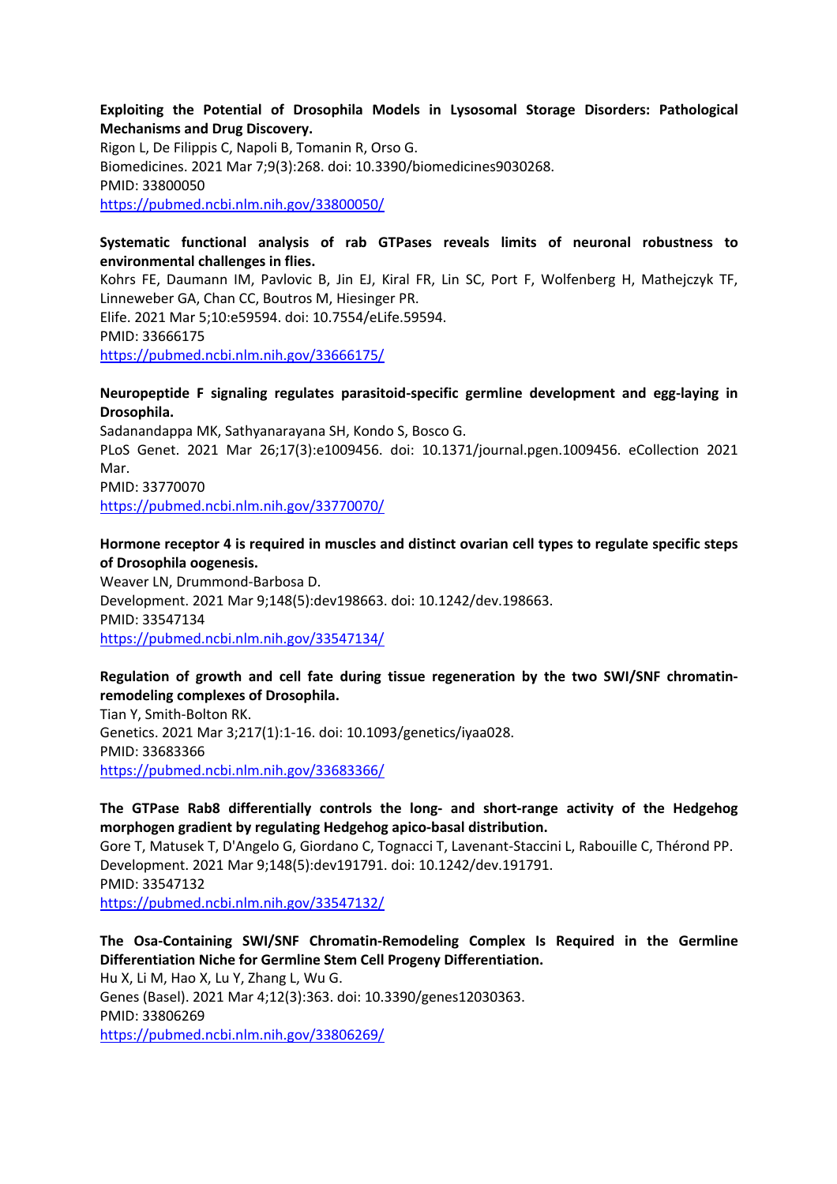**Exploiting the Potential of Drosophila Models in Lysosomal Storage Disorders: Pathological Mechanisms and Drug Discovery.**
Rigon L, De Filippis C, Napoli B, Tomanin R, Orso G.
Biomedicines. 2021 Mar 7;9(3):268. doi: 10.3390/biomedicines9030268.
PMID: 33800050
https://pubmed.ncbi.nlm.nih.gov/33800050/

**Systematic functional analysis of rab GTPases reveals limits of neuronal robustness to environmental challenges in flies.**
Kohrs FE, Daumann IM, Pavlovic B, Jin EJ, Kiral FR, Lin SC, Port F, Wolfenberg H, Mathejczyk TF, Linneweber GA, Chan CC, Boutros M, Hiesinger PR.
Elife. 2021 Mar 5;10:e59594. doi: 10.7554/eLife.59594.
PMID: 33666175
https://pubmed.ncbi.nlm.nih.gov/33666175/

**Neuropeptide F signaling regulates parasitoid-specific germline development and egg-laying in Drosophila.**
Sadanandappa MK, Sathyanarayana SH, Kondo S, Bosco G.
PLoS Genet. 2021 Mar 26;17(3):e1009456. doi: 10.1371/journal.pgen.1009456. eCollection 2021 Mar.
PMID: 33770070
https://pubmed.ncbi.nlm.nih.gov/33770070/

**Hormone receptor 4 is required in muscles and distinct ovarian cell types to regulate specific steps of Drosophila oogenesis.**
Weaver LN, Drummond-Barbosa D.
Development. 2021 Mar 9;148(5):dev198663. doi: 10.1242/dev.198663.
PMID: 33547134
https://pubmed.ncbi.nlm.nih.gov/33547134/

**Regulation of growth and cell fate during tissue regeneration by the two SWI/SNF chromatin-remodeling complexes of Drosophila.**
Tian Y, Smith-Bolton RK.
Genetics. 2021 Mar 3;217(1):1-16. doi: 10.1093/genetics/iyaa028.
PMID: 33683366
https://pubmed.ncbi.nlm.nih.gov/33683366/

**The GTPase Rab8 differentially controls the long- and short-range activity of the Hedgehog morphogen gradient by regulating Hedgehog apico-basal distribution.**
Gore T, Matusek T, D'Angelo G, Giordano C, Tognacci T, Lavenant-Staccini L, Rabouille C, Thérond PP.
Development. 2021 Mar 9;148(5):dev191791. doi: 10.1242/dev.191791.
PMID: 33547132
https://pubmed.ncbi.nlm.nih.gov/33547132/

**The Osa-Containing SWI/SNF Chromatin-Remodeling Complex Is Required in the Germline Differentiation Niche for Germline Stem Cell Progeny Differentiation.**
Hu X, Li M, Hao X, Lu Y, Zhang L, Wu G.
Genes (Basel). 2021 Mar 4;12(3):363. doi: 10.3390/genes12030363.
PMID: 33806269
https://pubmed.ncbi.nlm.nih.gov/33806269/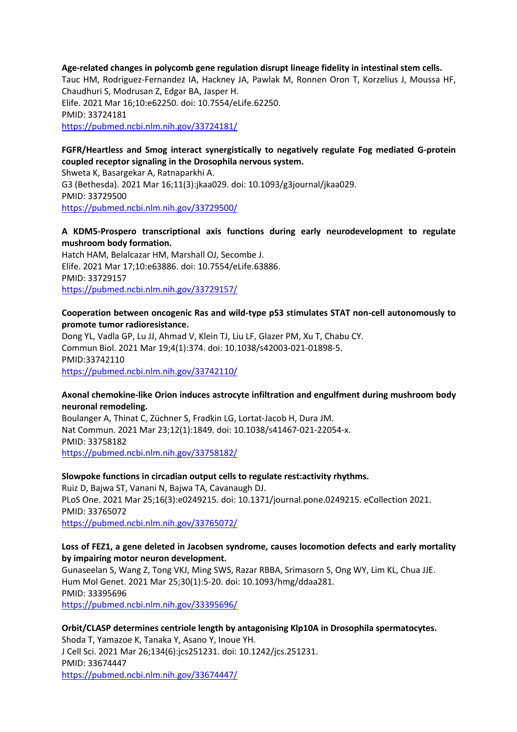**Age-related changes in polycomb gene regulation disrupt lineage fidelity in intestinal stem cells.**
Tauc HM, Rodriguez-Fernandez IA, Hackney JA, Pawlak M, Ronnen Oron T, Korzelius J, Moussa HF, Chaudhuri S, Modrusan Z, Edgar BA, Jasper H.
Elife. 2021 Mar 16;10:e62250. doi: 10.7554/eLife.62250.
PMID: 33724181
https://pubmed.ncbi.nlm.nih.gov/33724181/

**FGFR/Heartless and Smog interact synergistically to negatively regulate Fog mediated G-protein coupled receptor signaling in the Drosophila nervous system.**
Shweta K, Basargekar A, Ratnaparkhi A.
G3 (Bethesda). 2021 Mar 16;11(3):jkaa029. doi: 10.1093/g3journal/jkaa029.
PMID: 33729500
https://pubmed.ncbi.nlm.nih.gov/33729500/

**A KDM5-Prospero transcriptional axis functions during early neurodevelopment to regulate mushroom body formation.**
Hatch HAM, Belalcazar HM, Marshall OJ, Secombe J.
Elife. 2021 Mar 17;10:e63886. doi: 10.7554/eLife.63886.
PMID: 33729157
https://pubmed.ncbi.nlm.nih.gov/33729157/

**Cooperation between oncogenic Ras and wild-type p53 stimulates STAT non-cell autonomously to promote tumor radioresistance.**
Dong YL, Vadla GP, Lu JJ, Ahmad V, Klein TJ, Liu LF, Glazer PM, Xu T, Chabu CY.
Commun Biol. 2021 Mar 19;4(1):374. doi: 10.1038/s42003-021-01898-5.
PMID:33742110
https://pubmed.ncbi.nlm.nih.gov/33742110/

**Axonal chemokine-like Orion induces astrocyte infiltration and engulfment during mushroom body neuronal remodeling.**
Boulanger A, Thinat C, Züchner S, Fradkin LG, Lortat-Jacob H, Dura JM.
Nat Commun. 2021 Mar 23;12(1):1849. doi: 10.1038/s41467-021-22054-x.
PMID: 33758182
https://pubmed.ncbi.nlm.nih.gov/33758182/

**Slowpoke functions in circadian output cells to regulate rest:activity rhythms.**
Ruiz D, Bajwa ST, Vanani N, Bajwa TA, Cavanaugh DJ.
PLoS One. 2021 Mar 25;16(3):e0249215. doi: 10.1371/journal.pone.0249215. eCollection 2021.
PMID: 33765072
https://pubmed.ncbi.nlm.nih.gov/33765072/

**Loss of FEZ1, a gene deleted in Jacobsen syndrome, causes locomotion defects and early mortality by impairing motor neuron development.**
Gunaseelan S, Wang Z, Tong VKJ, Ming SWS, Razar RBBA, Srimasorn S, Ong WY, Lim KL, Chua JJE.
Hum Mol Genet. 2021 Mar 25;30(1):5-20. doi: 10.1093/hmg/ddaa281.
PMID: 33395696
https://pubmed.ncbi.nlm.nih.gov/33395696/

**Orbit/CLASP determines centriole length by antagonising Klp10A in Drosophila spermatocytes.**
Shoda T, Yamazoe K, Tanaka Y, Asano Y, Inoue YH.
J Cell Sci. 2021 Mar 26;134(6):jcs251231. doi: 10.1242/jcs.251231.
PMID: 33674447
https://pubmed.ncbi.nlm.nih.gov/33674447/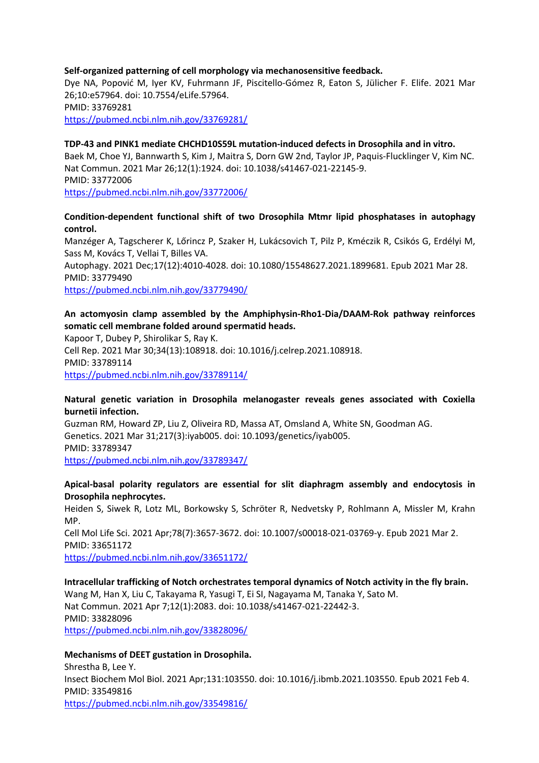**Self-organized patterning of cell morphology via mechanosensitive feedback.**
Dye NA, Popović M, Iyer KV, Fuhrmann JF, Piscitello-Gómez R, Eaton S, Jülicher F. Elife. 2021 Mar 26;10:e57964. doi: 10.7554/eLife.57964.
PMID: 33769281
https://pubmed.ncbi.nlm.nih.gov/33769281/

**TDP-43 and PINK1 mediate CHCHD10S59L mutation-induced defects in Drosophila and in vitro.**
Baek M, Choe YJ, Bannwarth S, Kim J, Maitra S, Dorn GW 2nd, Taylor JP, Paquis-Flucklinger V, Kim NC. Nat Commun. 2021 Mar 26;12(1):1924. doi: 10.1038/s41467-021-22145-9.
PMID: 33772006
https://pubmed.ncbi.nlm.nih.gov/33772006/

**Condition-dependent functional shift of two Drosophila Mtmr lipid phosphatases in autophagy control.**
Manzéger A, Tagscherer K, Lőrincz P, Szaker H, Lukácsovich T, Pilz P, Kméczik R, Csikós G, Erdélyi M, Sass M, Kovács T, Vellai T, Billes VA.
Autophagy. 2021 Dec;17(12):4010-4028. doi: 10.1080/15548627.2021.1899681. Epub 2021 Mar 28.
PMID: 33779490
https://pubmed.ncbi.nlm.nih.gov/33779490/

**An actomyosin clamp assembled by the Amphiphysin-Rho1-Dia/DAAM-Rok pathway reinforces somatic cell membrane folded around spermatid heads.**
Kapoor T, Dubey P, Shirolikar S, Ray K.
Cell Rep. 2021 Mar 30;34(13):108918. doi: 10.1016/j.celrep.2021.108918.
PMID: 33789114
https://pubmed.ncbi.nlm.nih.gov/33789114/

**Natural genetic variation in Drosophila melanogaster reveals genes associated with Coxiella burnetii infection.**
Guzman RM, Howard ZP, Liu Z, Oliveira RD, Massa AT, Omsland A, White SN, Goodman AG.
Genetics. 2021 Mar 31;217(3):iyab005. doi: 10.1093/genetics/iyab005.
PMID: 33789347
https://pubmed.ncbi.nlm.nih.gov/33789347/

**Apical-basal polarity regulators are essential for slit diaphragm assembly and endocytosis in Drosophila nephrocytes.**
Heiden S, Siwek R, Lotz ML, Borkowsky S, Schröter R, Nedvetsky P, Rohlmann A, Missler M, Krahn MP.
Cell Mol Life Sci. 2021 Apr;78(7):3657-3672. doi: 10.1007/s00018-021-03769-y. Epub 2021 Mar 2.
PMID: 33651172
https://pubmed.ncbi.nlm.nih.gov/33651172/

**Intracellular trafficking of Notch orchestrates temporal dynamics of Notch activity in the fly brain.**
Wang M, Han X, Liu C, Takayama R, Yasugi T, Ei SI, Nagayama M, Tanaka Y, Sato M.
Nat Commun. 2021 Apr 7;12(1):2083. doi: 10.1038/s41467-021-22442-3.
PMID: 33828096
https://pubmed.ncbi.nlm.nih.gov/33828096/

**Mechanisms of DEET gustation in Drosophila.**
Shrestha B, Lee Y.
Insect Biochem Mol Biol. 2021 Apr;131:103550. doi: 10.1016/j.ibmb.2021.103550. Epub 2021 Feb 4.
PMID: 33549816
https://pubmed.ncbi.nlm.nih.gov/33549816/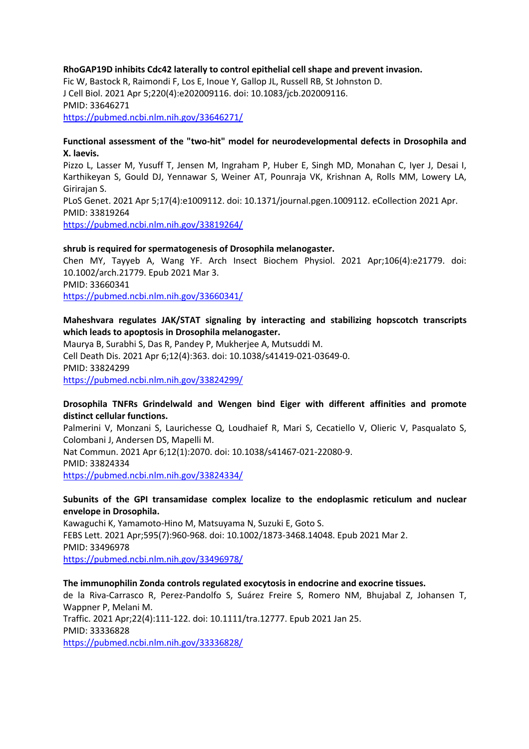**RhoGAP19D inhibits Cdc42 laterally to control epithelial cell shape and prevent invasion.**
Fic W, Bastock R, Raimondi F, Los E, Inoue Y, Gallop JL, Russell RB, St Johnston D.
J Cell Biol. 2021 Apr 5;220(4):e202009116. doi: 10.1083/jcb.202009116.
PMID: 33646271
https://pubmed.ncbi.nlm.nih.gov/33646271/

**Functional assessment of the "two-hit" model for neurodevelopmental defects in Drosophila and X. laevis.**
Pizzo L, Lasser M, Yusuff T, Jensen M, Ingraham P, Huber E, Singh MD, Monahan C, Iyer J, Desai I, Karthikeyan S, Gould DJ, Yennawar S, Weiner AT, Pounraja VK, Krishnan A, Rolls MM, Lowery LA, Girirajan S.
PLoS Genet. 2021 Apr 5;17(4):e1009112. doi: 10.1371/journal.pgen.1009112. eCollection 2021 Apr.
PMID: 33819264
https://pubmed.ncbi.nlm.nih.gov/33819264/

**shrub is required for spermatogenesis of Drosophila melanogaster.**
Chen MY, Tayyeb A, Wang YF. Arch Insect Biochem Physiol. 2021 Apr;106(4):e21779. doi: 10.1002/arch.21779. Epub 2021 Mar 3.
PMID: 33660341
https://pubmed.ncbi.nlm.nih.gov/33660341/

**Maheshvara regulates JAK/STAT signaling by interacting and stabilizing hopscotch transcripts which leads to apoptosis in Drosophila melanogaster.**
Maurya B, Surabhi S, Das R, Pandey P, Mukherjee A, Mutsuddi M.
Cell Death Dis. 2021 Apr 6;12(4):363. doi: 10.1038/s41419-021-03649-0.
PMID: 33824299
https://pubmed.ncbi.nlm.nih.gov/33824299/

**Drosophila TNFRs Grindelwald and Wengen bind Eiger with different affinities and promote distinct cellular functions.**
Palmerini V, Monzani S, Laurichesse Q, Loudhaief R, Mari S, Cecatiello V, Olieric V, Pasqualato S, Colombani J, Andersen DS, Mapelli M.
Nat Commun. 2021 Apr 6;12(1):2070. doi: 10.1038/s41467-021-22080-9.
PMID: 33824334
https://pubmed.ncbi.nlm.nih.gov/33824334/

**Subunits of the GPI transamidase complex localize to the endoplasmic reticulum and nuclear envelope in Drosophila.**
Kawaguchi K, Yamamoto-Hino M, Matsuyama N, Suzuki E, Goto S.
FEBS Lett. 2021 Apr;595(7):960-968. doi: 10.1002/1873-3468.14048. Epub 2021 Mar 2.
PMID: 33496978
https://pubmed.ncbi.nlm.nih.gov/33496978/

**The immunophilin Zonda controls regulated exocytosis in endocrine and exocrine tissues.**
de la Riva-Carrasco R, Perez-Pandolfo S, Suárez Freire S, Romero NM, Bhujabal Z, Johansen T, Wappner P, Melani M.
Traffic. 2021 Apr;22(4):111-122. doi: 10.1111/tra.12777. Epub 2021 Jan 25.
PMID: 33336828
https://pubmed.ncbi.nlm.nih.gov/33336828/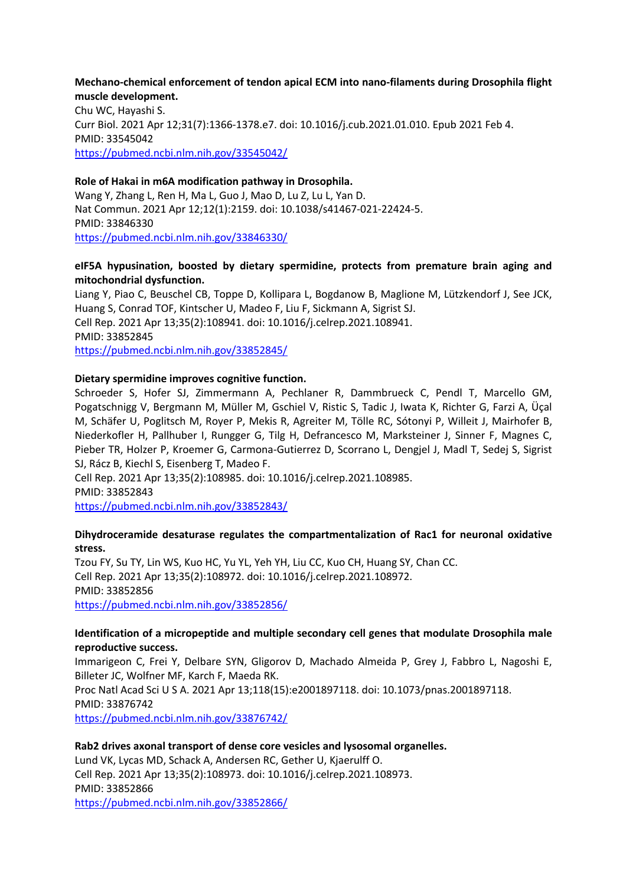**Mechano-chemical enforcement of tendon apical ECM into nano-filaments during Drosophila flight muscle development.**
Chu WC, Hayashi S.
Curr Biol. 2021 Apr 12;31(7):1366-1378.e7. doi: 10.1016/j.cub.2021.01.010. Epub 2021 Feb 4.
PMID: 33545042
https://pubmed.ncbi.nlm.nih.gov/33545042/

**Role of Hakai in m6A modification pathway in Drosophila.**
Wang Y, Zhang L, Ren H, Ma L, Guo J, Mao D, Lu Z, Lu L, Yan D.
Nat Commun. 2021 Apr 12;12(1):2159. doi: 10.1038/s41467-021-22424-5.
PMID: 33846330
https://pubmed.ncbi.nlm.nih.gov/33846330/

**eIF5A hypusination, boosted by dietary spermidine, protects from premature brain aging and mitochondrial dysfunction.**
Liang Y, Piao C, Beuschel CB, Toppe D, Kollipara L, Bogdanow B, Maglione M, Lützkendorf J, See JCK, Huang S, Conrad TOF, Kintscher U, Madeo F, Liu F, Sickmann A, Sigrist SJ.
Cell Rep. 2021 Apr 13;35(2):108941. doi: 10.1016/j.celrep.2021.108941.
PMID: 33852845
https://pubmed.ncbi.nlm.nih.gov/33852845/

**Dietary spermidine improves cognitive function.**
Schroeder S, Hofer SJ, Zimmermann A, Pechlaner R, Dammbrueck C, Pendl T, Marcello GM, Pogatschnigg V, Bergmann M, Müller M, Gschiel V, Ristic S, Tadic J, Iwata K, Richter G, Farzi A, Üçal M, Schäfer U, Poglitsch M, Royer P, Mekis R, Agreiter M, Tölle RC, Sótonyi P, Willeit J, Mairhofer B, Niederkofler H, Pallhuber I, Rungger G, Tilg H, Defrancesco M, Marksteiner J, Sinner F, Magnes C, Pieber TR, Holzer P, Kroemer G, Carmona-Gutierrez D, Scorrano L, Dengjel J, Madl T, Sedej S, Sigrist SJ, Rácz B, Kiechl S, Eisenberg T, Madeo F.
Cell Rep. 2021 Apr 13;35(2):108985. doi: 10.1016/j.celrep.2021.108985.
PMID: 33852843
https://pubmed.ncbi.nlm.nih.gov/33852843/

**Dihydroceramide desaturase regulates the compartmentalization of Rac1 for neuronal oxidative stress.**
Tzou FY, Su TY, Lin WS, Kuo HC, Yu YL, Yeh YH, Liu CC, Kuo CH, Huang SY, Chan CC.
Cell Rep. 2021 Apr 13;35(2):108972. doi: 10.1016/j.celrep.2021.108972.
PMID: 33852856
https://pubmed.ncbi.nlm.nih.gov/33852856/

**Identification of a micropeptide and multiple secondary cell genes that modulate Drosophila male reproductive success.**
Immarigeon C, Frei Y, Delbare SYN, Gligorov D, Machado Almeida P, Grey J, Fabbro L, Nagoshi E, Billeter JC, Wolfner MF, Karch F, Maeda RK.
Proc Natl Acad Sci U S A. 2021 Apr 13;118(15):e2001897118. doi: 10.1073/pnas.2001897118.
PMID: 33876742
https://pubmed.ncbi.nlm.nih.gov/33876742/

**Rab2 drives axonal transport of dense core vesicles and lysosomal organelles.**
Lund VK, Lycas MD, Schack A, Andersen RC, Gether U, Kjaerulff O.
Cell Rep. 2021 Apr 13;35(2):108973. doi: 10.1016/j.celrep.2021.108973.
PMID: 33852866
https://pubmed.ncbi.nlm.nih.gov/33852866/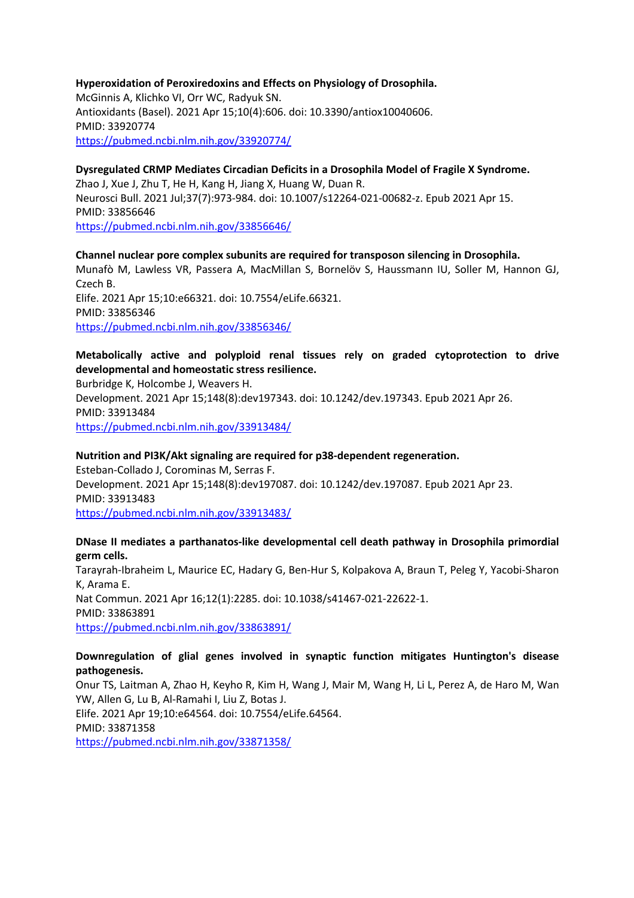**Hyperoxidation of Peroxiredoxins and Effects on Physiology of Drosophila.**
McGinnis A, Klichko VI, Orr WC, Radyuk SN.
Antioxidants (Basel). 2021 Apr 15;10(4):606. doi: 10.3390/antiox10040606.
PMID: 33920774
https://pubmed.ncbi.nlm.nih.gov/33920774/

**Dysregulated CRMP Mediates Circadian Deficits in a Drosophila Model of Fragile X Syndrome.**
Zhao J, Xue J, Zhu T, He H, Kang H, Jiang X, Huang W, Duan R.
Neurosci Bull. 2021 Jul;37(7):973-984. doi: 10.1007/s12264-021-00682-z. Epub 2021 Apr 15.
PMID: 33856646
https://pubmed.ncbi.nlm.nih.gov/33856646/

**Channel nuclear pore complex subunits are required for transposon silencing in Drosophila.**
Munafò M, Lawless VR, Passera A, MacMillan S, Bornelöv S, Haussmann IU, Soller M, Hannon GJ, Czech B.
Elife. 2021 Apr 15;10:e66321. doi: 10.7554/eLife.66321.
PMID: 33856346
https://pubmed.ncbi.nlm.nih.gov/33856346/

**Metabolically active and polyploid renal tissues rely on graded cytoprotection to drive developmental and homeostatic stress resilience.**
Burbridge K, Holcombe J, Weavers H.
Development. 2021 Apr 15;148(8):dev197343. doi: 10.1242/dev.197343. Epub 2021 Apr 26.
PMID: 33913484
https://pubmed.ncbi.nlm.nih.gov/33913484/

**Nutrition and PI3K/Akt signaling are required for p38-dependent regeneration.**
Esteban-Collado J, Corominas M, Serras F.
Development. 2021 Apr 15;148(8):dev197087. doi: 10.1242/dev.197087. Epub 2021 Apr 23.
PMID: 33913483
https://pubmed.ncbi.nlm.nih.gov/33913483/

**DNase II mediates a parthanatos-like developmental cell death pathway in Drosophila primordial germ cells.**
Tarayrah-Ibraheim L, Maurice EC, Hadary G, Ben-Hur S, Kolpakova A, Braun T, Peleg Y, Yacobi-Sharon K, Arama E.
Nat Commun. 2021 Apr 16;12(1):2285. doi: 10.1038/s41467-021-22622-1.
PMID: 33863891
https://pubmed.ncbi.nlm.nih.gov/33863891/

**Downregulation of glial genes involved in synaptic function mitigates Huntington's disease pathogenesis.**
Onur TS, Laitman A, Zhao H, Keyho R, Kim H, Wang J, Mair M, Wang H, Li L, Perez A, de Haro M, Wan YW, Allen G, Lu B, Al-Ramahi I, Liu Z, Botas J.
Elife. 2021 Apr 19;10:e64564. doi: 10.7554/eLife.64564.
PMID: 33871358
https://pubmed.ncbi.nlm.nih.gov/33871358/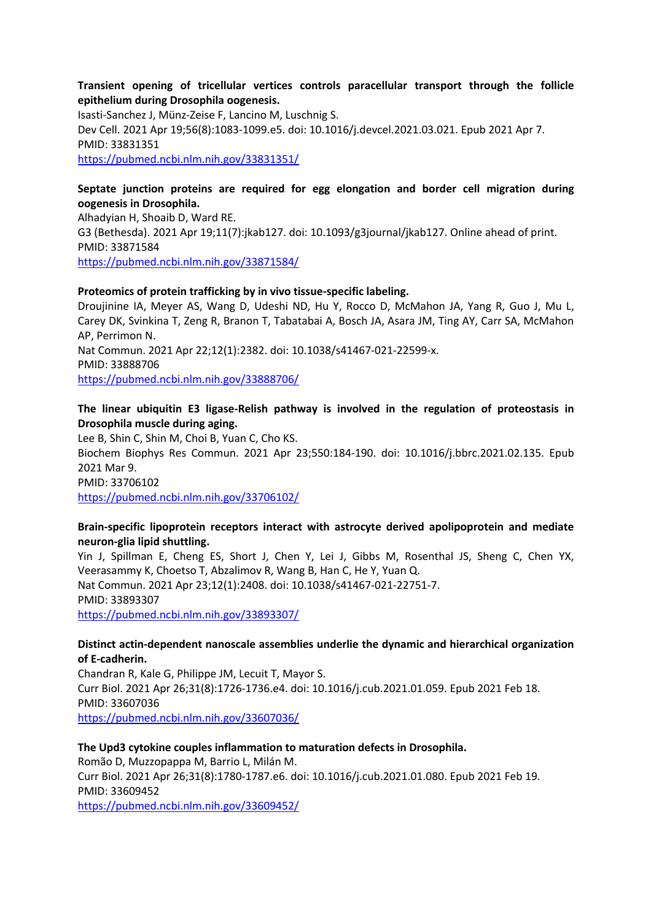**Transient opening of tricellular vertices controls paracellular transport through the follicle epithelium during Drosophila oogenesis.**
Isasti-Sanchez J, Münz-Zeise F, Lancino M, Luschnig S.
Dev Cell. 2021 Apr 19;56(8):1083-1099.e5. doi: 10.1016/j.devcel.2021.03.021. Epub 2021 Apr 7.
PMID: 33831351
https://pubmed.ncbi.nlm.nih.gov/33831351/

**Septate junction proteins are required for egg elongation and border cell migration during oogenesis in Drosophila.**
Alhadyian H, Shoaib D, Ward RE.
G3 (Bethesda). 2021 Apr 19;11(7):jkab127. doi: 10.1093/g3journal/jkab127. Online ahead of print.
PMID: 33871584
https://pubmed.ncbi.nlm.nih.gov/33871584/

**Proteomics of protein trafficking by in vivo tissue-specific labeling.**
Droujinine IA, Meyer AS, Wang D, Udeshi ND, Hu Y, Rocco D, McMahon JA, Yang R, Guo J, Mu L, Carey DK, Svinkina T, Zeng R, Branon T, Tabatabai A, Bosch JA, Asara JM, Ting AY, Carr SA, McMahon AP, Perrimon N.
Nat Commun. 2021 Apr 22;12(1):2382. doi: 10.1038/s41467-021-22599-x.
PMID: 33888706
https://pubmed.ncbi.nlm.nih.gov/33888706/

**The linear ubiquitin E3 ligase-Relish pathway is involved in the regulation of proteostasis in Drosophila muscle during aging.**
Lee B, Shin C, Shin M, Choi B, Yuan C, Cho KS.
Biochem Biophys Res Commun. 2021 Apr 23;550:184-190. doi: 10.1016/j.bbrc.2021.02.135. Epub 2021 Mar 9.
PMID: 33706102
https://pubmed.ncbi.nlm.nih.gov/33706102/

**Brain-specific lipoprotein receptors interact with astrocyte derived apolipoprotein and mediate neuron-glia lipid shuttling.**
Yin J, Spillman E, Cheng ES, Short J, Chen Y, Lei J, Gibbs M, Rosenthal JS, Sheng C, Chen YX, Veerasammy K, Choetso T, Abzalimov R, Wang B, Han C, He Y, Yuan Q.
Nat Commun. 2021 Apr 23;12(1):2408. doi: 10.1038/s41467-021-22751-7.
PMID: 33893307
https://pubmed.ncbi.nlm.nih.gov/33893307/

**Distinct actin-dependent nanoscale assemblies underlie the dynamic and hierarchical organization of E-cadherin.**
Chandran R, Kale G, Philippe JM, Lecuit T, Mayor S.
Curr Biol. 2021 Apr 26;31(8):1726-1736.e4. doi: 10.1016/j.cub.2021.01.059. Epub 2021 Feb 18.
PMID: 33607036
https://pubmed.ncbi.nlm.nih.gov/33607036/

**The Upd3 cytokine couples inflammation to maturation defects in Drosophila.**
Romão D, Muzzopappa M, Barrio L, Milán M.
Curr Biol. 2021 Apr 26;31(8):1780-1787.e6. doi: 10.1016/j.cub.2021.01.080. Epub 2021 Feb 19.
PMID: 33609452
https://pubmed.ncbi.nlm.nih.gov/33609452/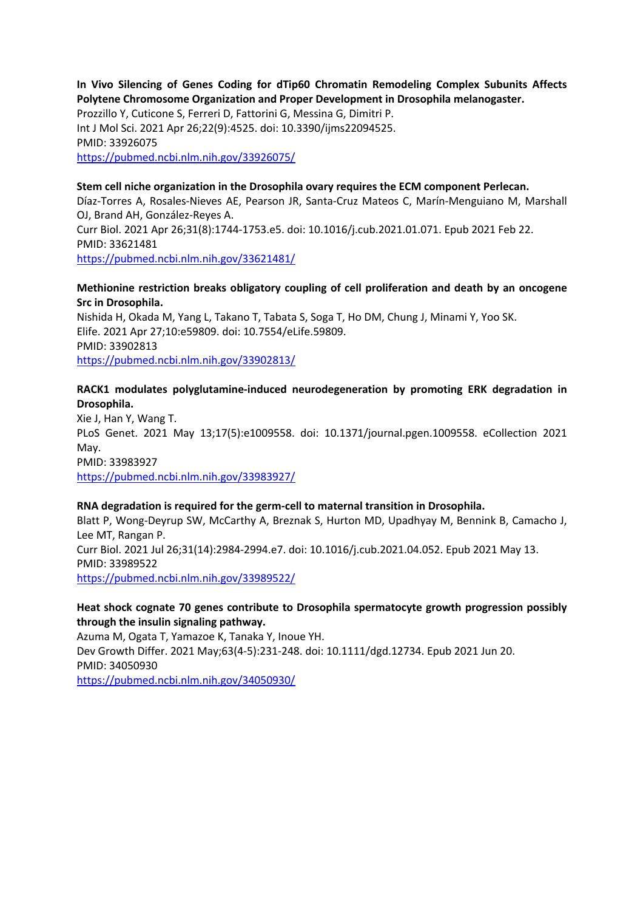**In Vivo Silencing of Genes Coding for dTip60 Chromatin Remodeling Complex Subunits Affects Polytene Chromosome Organization and Proper Development in Drosophila melanogaster.**
Prozzillo Y, Cuticone S, Ferreri D, Fattorini G, Messina G, Dimitri P.
Int J Mol Sci. 2021 Apr 26;22(9):4525. doi: 10.3390/ijms22094525.
PMID: 33926075
https://pubmed.ncbi.nlm.nih.gov/33926075/

**Stem cell niche organization in the Drosophila ovary requires the ECM component Perlecan.**
Díaz-Torres A, Rosales-Nieves AE, Pearson JR, Santa-Cruz Mateos C, Marín-Menguiano M, Marshall OJ, Brand AH, González-Reyes A.
Curr Biol. 2021 Apr 26;31(8):1744-1753.e5. doi: 10.1016/j.cub.2021.01.071. Epub 2021 Feb 22.
PMID: 33621481
https://pubmed.ncbi.nlm.nih.gov/33621481/

**Methionine restriction breaks obligatory coupling of cell proliferation and death by an oncogene Src in Drosophila.**
Nishida H, Okada M, Yang L, Takano T, Tabata S, Soga T, Ho DM, Chung J, Minami Y, Yoo SK.
Elife. 2021 Apr 27;10:e59809. doi: 10.7554/eLife.59809.
PMID: 33902813
https://pubmed.ncbi.nlm.nih.gov/33902813/

**RACK1 modulates polyglutamine-induced neurodegeneration by promoting ERK degradation in Drosophila.**
Xie J, Han Y, Wang T.
PLoS Genet. 2021 May 13;17(5):e1009558. doi: 10.1371/journal.pgen.1009558. eCollection 2021 May.
PMID: 33983927
https://pubmed.ncbi.nlm.nih.gov/33983927/

**RNA degradation is required for the germ-cell to maternal transition in Drosophila.**
Blatt P, Wong-Deyrup SW, McCarthy A, Breznak S, Hurton MD, Upadhyay M, Bennink B, Camacho J, Lee MT, Rangan P.
Curr Biol. 2021 Jul 26;31(14):2984-2994.e7. doi: 10.1016/j.cub.2021.04.052. Epub 2021 May 13.
PMID: 33989522
https://pubmed.ncbi.nlm.nih.gov/33989522/

**Heat shock cognate 70 genes contribute to Drosophila spermatocyte growth progression possibly through the insulin signaling pathway.**
Azuma M, Ogata T, Yamazoe K, Tanaka Y, Inoue YH.
Dev Growth Differ. 2021 May;63(4-5):231-248. doi: 10.1111/dgd.12734. Epub 2021 Jun 20.
PMID: 34050930
https://pubmed.ncbi.nlm.nih.gov/34050930/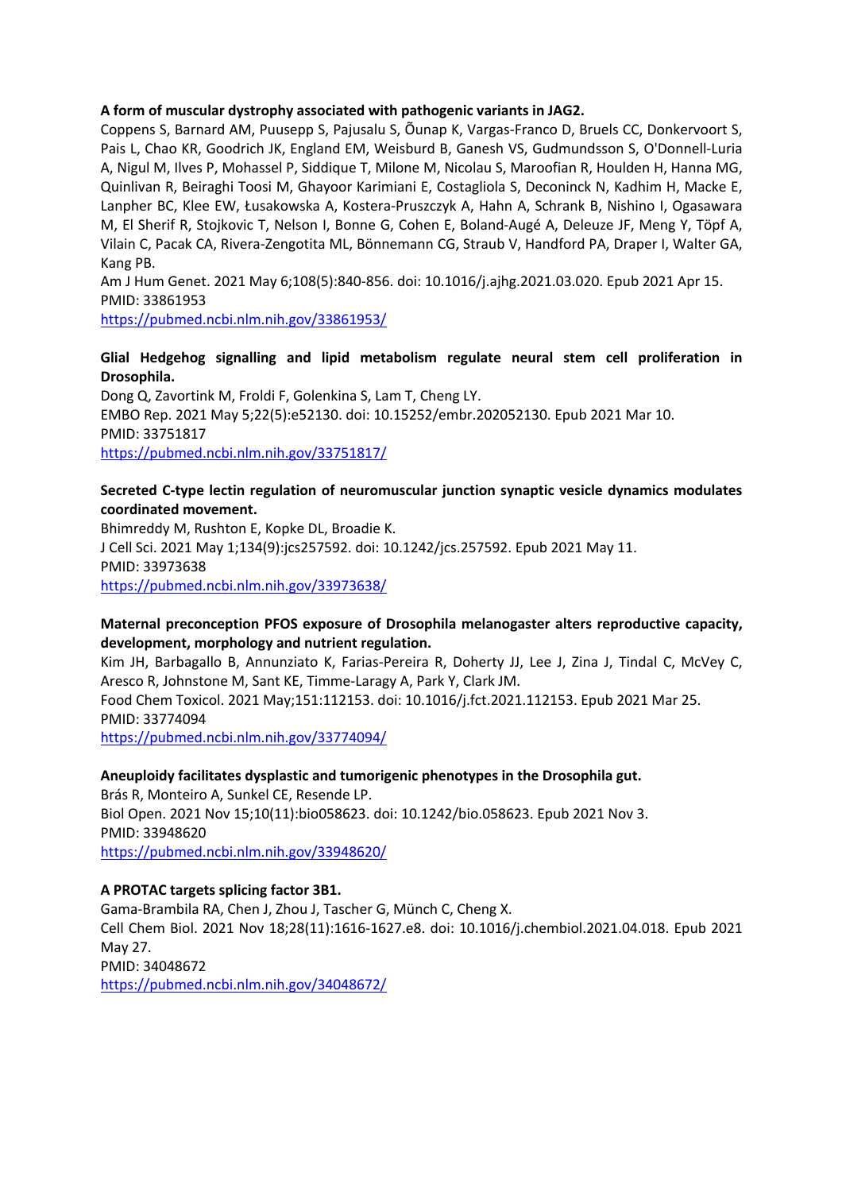**A form of muscular dystrophy associated with pathogenic variants in JAG2.**
Coppens S, Barnard AM, Puusepp S, Pajusalu S, Õunap K, Vargas-Franco D, Bruels CC, Donkervoort S, Pais L, Chao KR, Goodrich JK, England EM, Weisburd B, Ganesh VS, Gudmundsson S, O'Donnell-Luria A, Nigul M, Ilves P, Mohassel P, Siddique T, Milone M, Nicolau S, Maroofian R, Houlden H, Hanna MG, Quinlivan R, Beiraghi Toosi M, Ghayoor Karimiani E, Costagliola S, Deconinck N, Kadhim H, Macke E, Lanpher BC, Klee EW, Łusakowska A, Kostera-Pruszczyk A, Hahn A, Schrank B, Nishino I, Ogasawara M, El Sherif R, Stojkovic T, Nelson I, Bonne G, Cohen E, Boland-Augé A, Deleuze JF, Meng Y, Töpf A, Vilain C, Pacak CA, Rivera-Zengotita ML, Bönnemann CG, Straub V, Handford PA, Draper I, Walter GA, Kang PB.
Am J Hum Genet. 2021 May 6;108(5):840-856. doi: 10.1016/j.ajhg.2021.03.020. Epub 2021 Apr 15.
PMID: 33861953
https://pubmed.ncbi.nlm.nih.gov/33861953/

**Glial Hedgehog signalling and lipid metabolism regulate neural stem cell proliferation in Drosophila.**
Dong Q, Zavortink M, Froldi F, Golenkina S, Lam T, Cheng LY.
EMBO Rep. 2021 May 5;22(5):e52130. doi: 10.15252/embr.202052130. Epub 2021 Mar 10.
PMID: 33751817
https://pubmed.ncbi.nlm.nih.gov/33751817/

**Secreted C-type lectin regulation of neuromuscular junction synaptic vesicle dynamics modulates coordinated movement.**
Bhimreddy M, Rushton E, Kopke DL, Broadie K.
J Cell Sci. 2021 May 1;134(9):jcs257592. doi: 10.1242/jcs.257592. Epub 2021 May 11.
PMID: 33973638
https://pubmed.ncbi.nlm.nih.gov/33973638/

**Maternal preconception PFOS exposure of Drosophila melanogaster alters reproductive capacity, development, morphology and nutrient regulation.**
Kim JH, Barbagallo B, Annunziato K, Farias-Pereira R, Doherty JJ, Lee J, Zina J, Tindal C, McVey C, Aresco R, Johnstone M, Sant KE, Timme-Laragy A, Park Y, Clark JM.
Food Chem Toxicol. 2021 May;151:112153. doi: 10.1016/j.fct.2021.112153. Epub 2021 Mar 25.
PMID: 33774094
https://pubmed.ncbi.nlm.nih.gov/33774094/

**Aneuploidy facilitates dysplastic and tumorigenic phenotypes in the Drosophila gut.**
Brás R, Monteiro A, Sunkel CE, Resende LP.
Biol Open. 2021 Nov 15;10(11):bio058623. doi: 10.1242/bio.058623. Epub 2021 Nov 3.
PMID: 33948620
https://pubmed.ncbi.nlm.nih.gov/33948620/

**A PROTAC targets splicing factor 3B1.**
Gama-Brambila RA, Chen J, Zhou J, Tascher G, Münch C, Cheng X.
Cell Chem Biol. 2021 Nov 18;28(11):1616-1627.e8. doi: 10.1016/j.chembiol.2021.04.018. Epub 2021 May 27.
PMID: 34048672
https://pubmed.ncbi.nlm.nih.gov/34048672/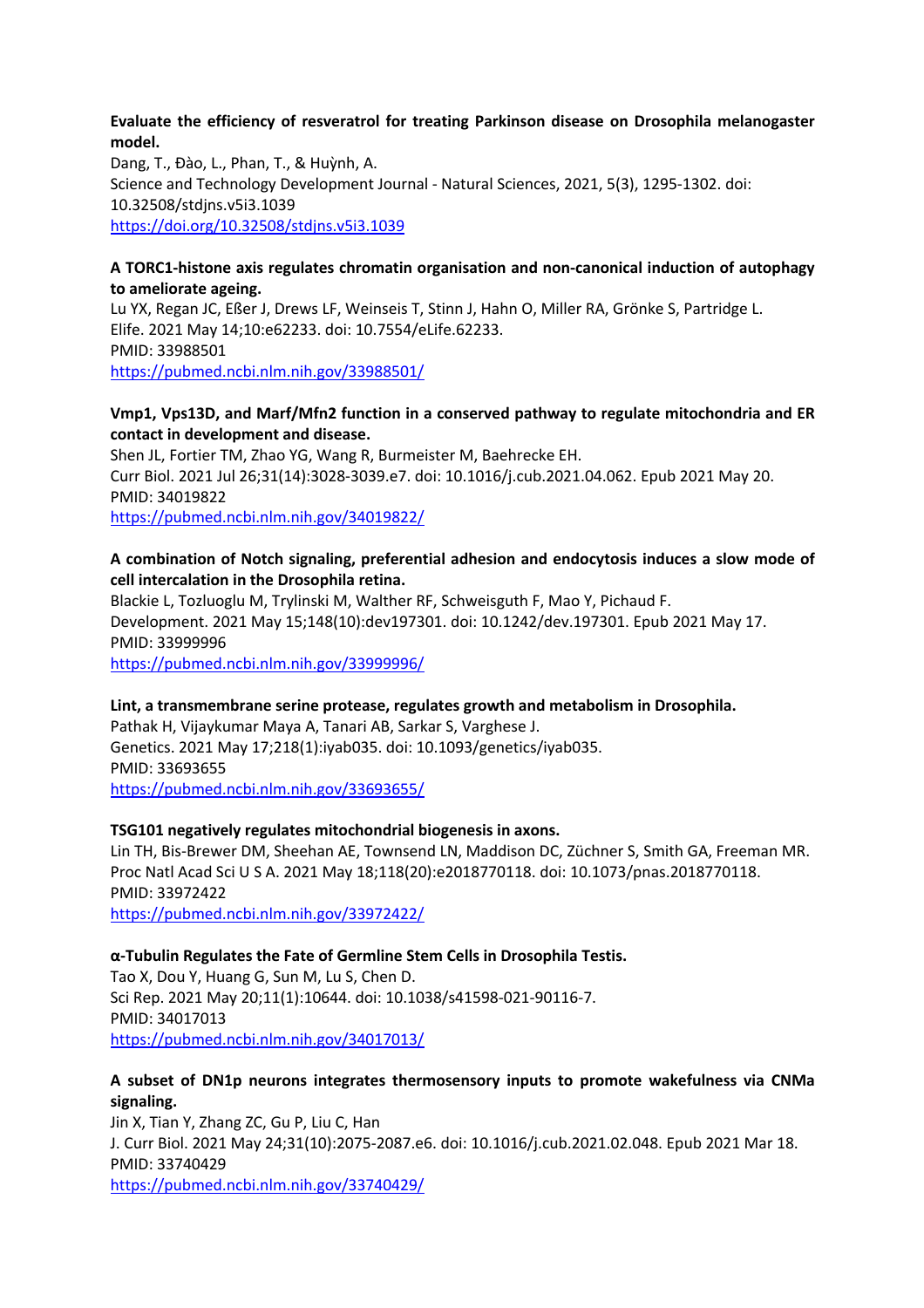**Evaluate the efficiency of resveratrol for treating Parkinson disease on Drosophila melanogaster model.**
Dang, T., Đào, L., Phan, T., & Huỳnh, A.
Science and Technology Development Journal - Natural Sciences, 2021, 5(3), 1295-1302. doi: 10.32508/stdjns.v5i3.1039
https://doi.org/10.32508/stdjns.v5i3.1039

**A TORC1-histone axis regulates chromatin organisation and non-canonical induction of autophagy to ameliorate ageing.**
Lu YX, Regan JC, Eßer J, Drews LF, Weinseis T, Stinn J, Hahn O, Miller RA, Grönke S, Partridge L.
Elife. 2021 May 14;10:e62233. doi: 10.7554/eLife.62233.
PMID: 33988501
https://pubmed.ncbi.nlm.nih.gov/33988501/

**Vmp1, Vps13D, and Marf/Mfn2 function in a conserved pathway to regulate mitochondria and ER contact in development and disease.**
Shen JL, Fortier TM, Zhao YG, Wang R, Burmeister M, Baehrecke EH.
Curr Biol. 2021 Jul 26;31(14):3028-3039.e7. doi: 10.1016/j.cub.2021.04.062. Epub 2021 May 20.
PMID: 34019822
https://pubmed.ncbi.nlm.nih.gov/34019822/

**A combination of Notch signaling, preferential adhesion and endocytosis induces a slow mode of cell intercalation in the Drosophila retina.**
Blackie L, Tozluoglu M, Trylinski M, Walther RF, Schweisguth F, Mao Y, Pichaud F.
Development. 2021 May 15;148(10):dev197301. doi: 10.1242/dev.197301. Epub 2021 May 17.
PMID: 33999996
https://pubmed.ncbi.nlm.nih.gov/33999996/

**Lint, a transmembrane serine protease, regulates growth and metabolism in Drosophila.**
Pathak H, Vijaykumar Maya A, Tanari AB, Sarkar S, Varghese J.
Genetics. 2021 May 17;218(1):iyab035. doi: 10.1093/genetics/iyab035.
PMID: 33693655
https://pubmed.ncbi.nlm.nih.gov/33693655/

**TSG101 negatively regulates mitochondrial biogenesis in axons.**
Lin TH, Bis-Brewer DM, Sheehan AE, Townsend LN, Maddison DC, Züchner S, Smith GA, Freeman MR.
Proc Natl Acad Sci U S A. 2021 May 18;118(20):e2018770118. doi: 10.1073/pnas.2018770118.
PMID: 33972422
https://pubmed.ncbi.nlm.nih.gov/33972422/

**α-Tubulin Regulates the Fate of Germline Stem Cells in Drosophila Testis.**
Tao X, Dou Y, Huang G, Sun M, Lu S, Chen D.
Sci Rep. 2021 May 20;11(1):10644. doi: 10.1038/s41598-021-90116-7.
PMID: 34017013
https://pubmed.ncbi.nlm.nih.gov/34017013/

**A subset of DN1p neurons integrates thermosensory inputs to promote wakefulness via CNMa signaling.**
Jin X, Tian Y, Zhang ZC, Gu P, Liu C, Han
J. Curr Biol. 2021 May 24;31(10):2075-2087.e6. doi: 10.1016/j.cub.2021.02.048. Epub 2021 Mar 18.
PMID: 33740429
https://pubmed.ncbi.nlm.nih.gov/33740429/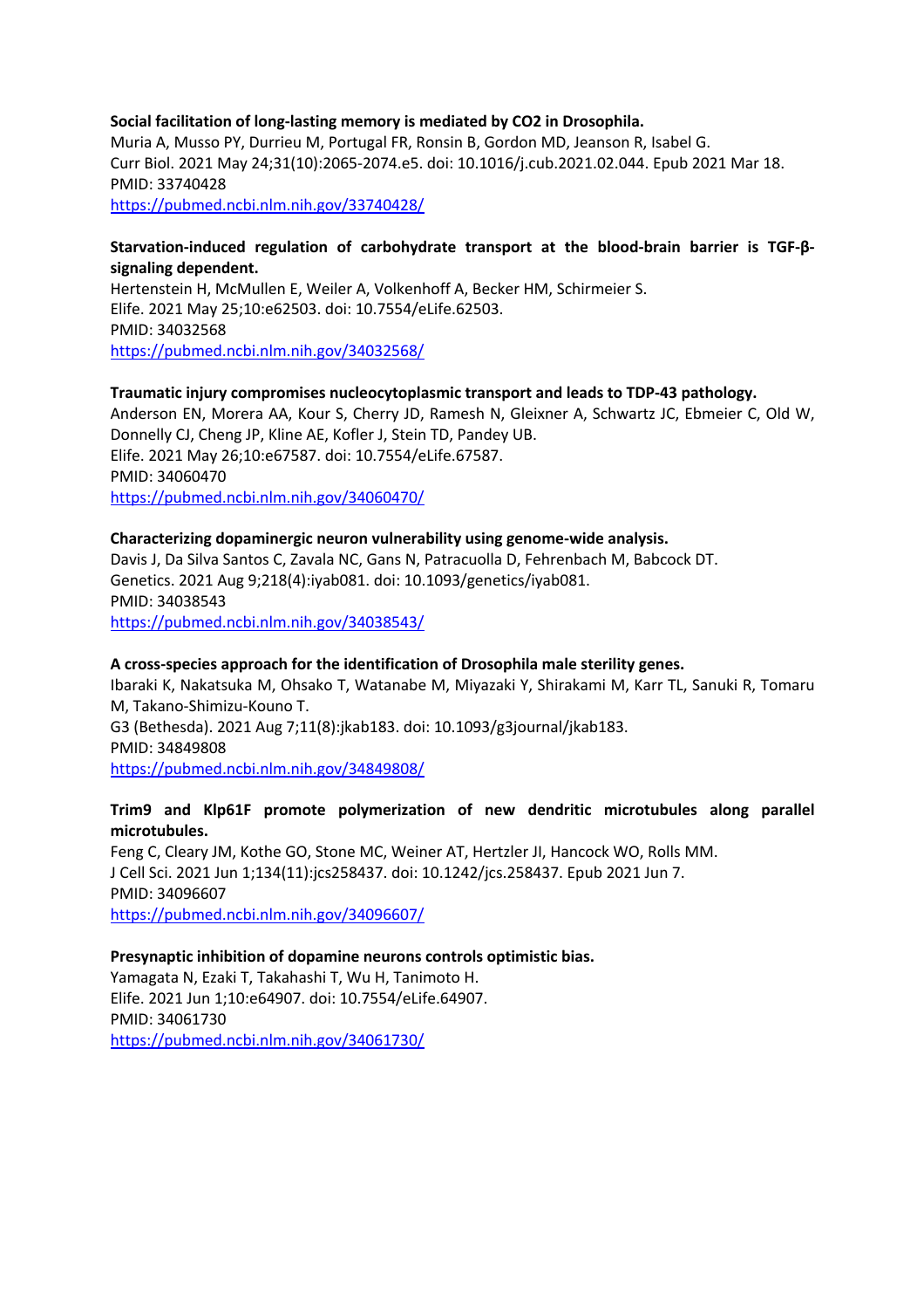**Social facilitation of long-lasting memory is mediated by $CO_2$ in Drosophila.**
Muria A, Musso PY, Durrieu M, Portugal FR, Ronsin B, Gordon MD, Jeanson R, Isabel G.
Curr Biol. 2021 May 24;31(10):2065-2074.e5. doi: 10.1016/j.cub.2021.02.044. Epub 2021 Mar 18.
PMID: 33740428
https://pubmed.ncbi.nlm.nih.gov/33740428/

**Starvation-induced regulation of carbohydrate transport at the blood-brain barrier is TGF-β-signaling dependent.**
Hertenstein H, McMullen E, Weiler A, Volkenhoff A, Becker HM, Schirmeier S.
Elife. 2021 May 25;10:e62503. doi: 10.7554/eLife.62503.
PMID: 34032568
https://pubmed.ncbi.nlm.nih.gov/34032568/

**Traumatic injury compromises nucleocytoplasmic transport and leads to TDP-43 pathology.**
Anderson EN, Morera AA, Kour S, Cherry JD, Ramesh N, Gleixner A, Schwartz JC, Ebmeier C, Old W, Donnelly CJ, Cheng JP, Kline AE, Kofler J, Stein TD, Pandey UB.
Elife. 2021 May 26;10:e67587. doi: 10.7554/eLife.67587.
PMID: 34060470
https://pubmed.ncbi.nlm.nih.gov/34060470/

**Characterizing dopaminergic neuron vulnerability using genome-wide analysis.**
Davis J, Da Silva Santos C, Zavala NC, Gans N, Patracuolla D, Fehrenbach M, Babcock DT.
Genetics. 2021 Aug 9;218(4):iyab081. doi: 10.1093/genetics/iyab081.
PMID: 34038543
https://pubmed.ncbi.nlm.nih.gov/34038543/

**A cross-species approach for the identification of Drosophila male sterility genes.**
Ibaraki K, Nakatsuka M, Ohsako T, Watanabe M, Miyazaki Y, Shirakami M, Karr TL, Sanuki R, Tomaru M, Takano-Shimizu-Kouno T.
G3 (Bethesda). 2021 Aug 7;11(8):jkab183. doi: 10.1093/g3journal/jkab183.
PMID: 34849808
https://pubmed.ncbi.nlm.nih.gov/34849808/

**Trim9 and Klp61F promote polymerization of new dendritic microtubules along parallel microtubules.**
Feng C, Cleary JM, Kothe GO, Stone MC, Weiner AT, Hertzler JI, Hancock WO, Rolls MM.
J Cell Sci. 2021 Jun 1;134(11):jcs258437. doi: 10.1242/jcs.258437. Epub 2021 Jun 7.
PMID: 34096607
https://pubmed.ncbi.nlm.nih.gov/34096607/

**Presynaptic inhibition of dopamine neurons controls optimistic bias.**
Yamagata N, Ezaki T, Takahashi T, Wu H, Tanimoto H.
Elife. 2021 Jun 1;10:e64907. doi: 10.7554/eLife.64907.
PMID: 34061730
https://pubmed.ncbi.nlm.nih.gov/34061730/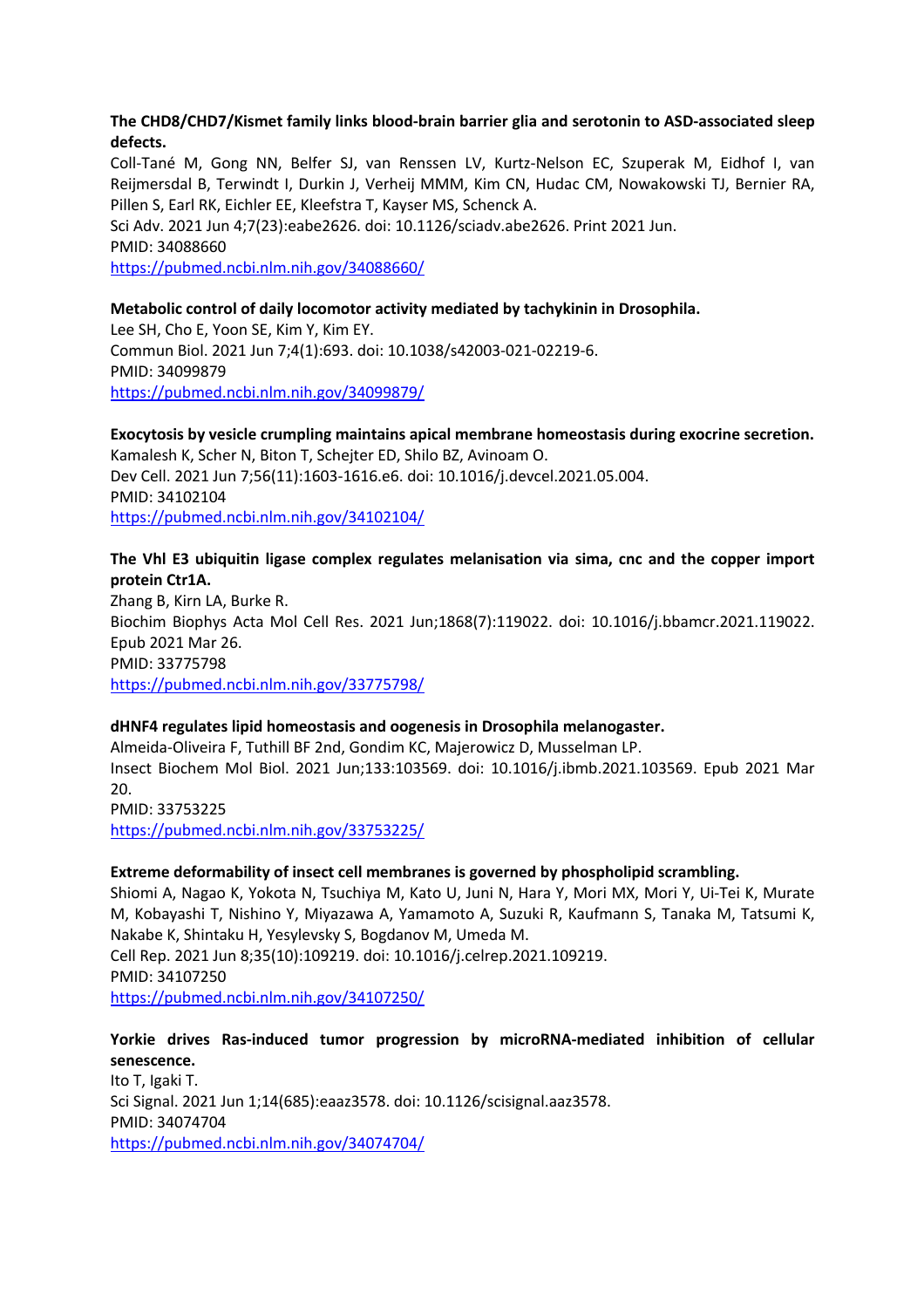**The CHD8/CHD7/Kismet family links blood-brain barrier glia and serotonin to ASD-associated sleep defects.**

Coll-Tané M, Gong NN, Belfer SJ, van Renssen LV, Kurtz-Nelson EC, Szuperak M, Eidhof I, van Reijmersdal B, Terwindt I, Durkin J, Verheij MMM, Kim CN, Hudac CM, Nowakowski TJ, Bernier RA, Pillen S, Earl RK, Eichler EE, Kleefstra T, Kayser MS, Schenck A.

Sci Adv. 2021 Jun 4;7(23):eabe2626. doi: 10.1126/sciadv.abe2626. Print 2021 Jun.

PMID: 34088660

https://pubmed.ncbi.nlm.nih.gov/34088660/

**Metabolic control of daily locomotor activity mediated by tachykinin in Drosophila.**

Lee SH, Cho E, Yoon SE, Kim Y, Kim EY.

Commun Biol. 2021 Jun 7;4(1):693. doi: 10.1038/s42003-021-02219-6.

PMID: 34099879

https://pubmed.ncbi.nlm.nih.gov/34099879/

**Exocytosis by vesicle crumpling maintains apical membrane homeostasis during exocrine secretion.**

Kamalesh K, Scher N, Biton T, Schejter ED, Shilo BZ, Avinoam O.

Dev Cell. 2021 Jun 7;56(11):1603-1616.e6. doi: 10.1016/j.devcel.2021.05.004.

PMID: 34102104

https://pubmed.ncbi.nlm.nih.gov/34102104/

**The Vhl E3 ubiquitin ligase complex regulates melanisation via sima, cnc and the copper import protein Ctr1A.**

Zhang B, Kirn LA, Burke R.

Biochim Biophys Acta Mol Cell Res. 2021 Jun;1868(7):119022. doi: 10.1016/j.bbamcr.2021.119022. Epub 2021 Mar 26.

PMID: 33775798

https://pubmed.ncbi.nlm.nih.gov/33775798/

**dHNF4 regulates lipid homeostasis and oogenesis in Drosophila melanogaster.**

Almeida-Oliveira F, Tuthill BF 2nd, Gondim KC, Majerowicz D, Musselman LP.

Insect Biochem Mol Biol. 2021 Jun;133:103569. doi: 10.1016/j.ibmb.2021.103569. Epub 2021 Mar 20.

PMID: 33753225

https://pubmed.ncbi.nlm.nih.gov/33753225/

**Extreme deformability of insect cell membranes is governed by phospholipid scrambling.**

Shiomi A, Nagao K, Yokota N, Tsuchiya M, Kato U, Juni N, Hara Y, Mori MX, Mori Y, Ui-Tei K, Murate M, Kobayashi T, Nishino Y, Miyazawa A, Yamamoto A, Suzuki R, Kaufmann S, Tanaka M, Tatsumi K, Nakabe K, Shintaku H, Yesylevsky S, Bogdanov M, Umeda M.

Cell Rep. 2021 Jun 8;35(10):109219. doi: 10.1016/j.celrep.2021.109219.

PMID: 34107250

https://pubmed.ncbi.nlm.nih.gov/34107250/

**Yorkie drives Ras-induced tumor progression by microRNA-mediated inhibition of cellular senescence.**

Ito T, Igaki T.

Sci Signal. 2021 Jun 1;14(685):eaaz3578. doi: 10.1126/scisignal.aaz3578.

PMID: 34074704

https://pubmed.ncbi.nlm.nih.gov/34074704/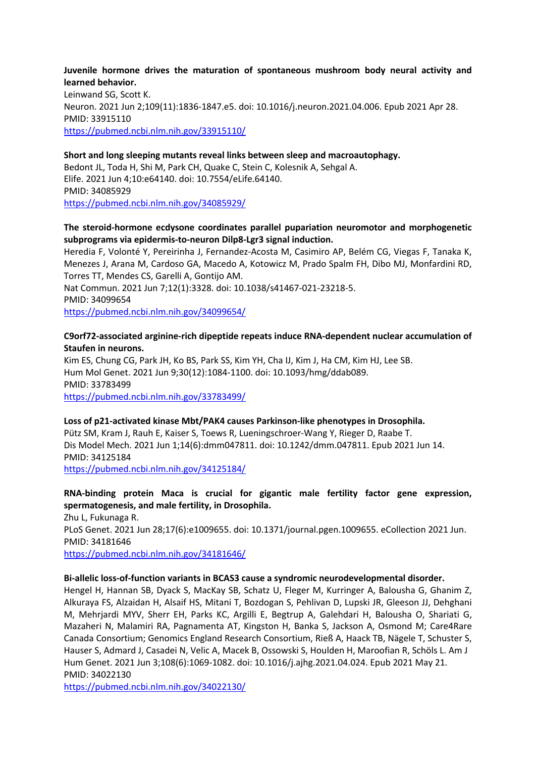**Juvenile hormone drives the maturation of spontaneous mushroom body neural activity and learned behavior.**
Leinwand SG, Scott K.
Neuron. 2021 Jun 2;109(11):1836-1847.e5. doi: 10.1016/j.neuron.2021.04.006. Epub 2021 Apr 28.
PMID: 33915110
https://pubmed.ncbi.nlm.nih.gov/33915110/

**Short and long sleeping mutants reveal links between sleep and macroautophagy.**
Bedont JL, Toda H, Shi M, Park CH, Quake C, Stein C, Kolesnik A, Sehgal A.
Elife. 2021 Jun 4;10:e64140. doi: 10.7554/eLife.64140.
PMID: 34085929
https://pubmed.ncbi.nlm.nih.gov/34085929/

**The steroid-hormone ecdysone coordinates parallel pupariation neuromotor and morphogenetic subprograms via epidermis-to-neuron Dilp8-Lgr3 signal induction.**
Heredia F, Volonté Y, Pereirinha J, Fernandez-Acosta M, Casimiro AP, Belém CG, Viegas F, Tanaka K, Menezes J, Arana M, Cardoso GA, Macedo A, Kotowicz M, Prado Spalm FH, Dibo MJ, Monfardini RD, Torres TT, Mendes CS, Garelli A, Gontijo AM.
Nat Commun. 2021 Jun 7;12(1):3328. doi: 10.1038/s41467-021-23218-5.
PMID: 34099654
https://pubmed.ncbi.nlm.nih.gov/34099654/

**C9orf72-associated arginine-rich dipeptide repeats induce RNA-dependent nuclear accumulation of Staufen in neurons.**
Kim ES, Chung CG, Park JH, Ko BS, Park SS, Kim YH, Cha IJ, Kim J, Ha CM, Kim HJ, Lee SB.
Hum Mol Genet. 2021 Jun 9;30(12):1084-1100. doi: 10.1093/hmg/ddab089.
PMID: 33783499
https://pubmed.ncbi.nlm.nih.gov/33783499/

**Loss of p21-activated kinase Mbt/PAK4 causes Parkinson-like phenotypes in Drosophila.**
Pütz SM, Kram J, Rauh E, Kaiser S, Toews R, Lueningschroer-Wang Y, Rieger D, Raabe T.
Dis Model Mech. 2021 Jun 1;14(6):dmm047811. doi: 10.1242/dmm.047811. Epub 2021 Jun 14.
PMID: 34125184
https://pubmed.ncbi.nlm.nih.gov/34125184/

**RNA-binding protein Maca is crucial for gigantic male fertility factor gene expression, spermatogenesis, and male fertility, in Drosophila.**
Zhu L, Fukunaga R.
PLoS Genet. 2021 Jun 28;17(6):e1009655. doi: 10.1371/journal.pgen.1009655. eCollection 2021 Jun.
PMID: 34181646
https://pubmed.ncbi.nlm.nih.gov/34181646/

**Bi-allelic loss-of-function variants in BCAS3 cause a syndromic neurodevelopmental disorder.**
Hengel H, Hannan SB, Dyack S, MacKay SB, Schatz U, Fleger M, Kurringer A, Balousha G, Ghanim Z, Alkuraya FS, Alzaidan H, Alsaif HS, Mitani T, Bozdogan S, Pehlivan D, Lupski JR, Gleeson JJ, Dehghani M, Mehrjardi MYV, Sherr EH, Parks KC, Argilli E, Begtrup A, Galehdari H, Balousha O, Shariati G, Mazaheri N, Malamiri RA, Pagnamenta AT, Kingston H, Banka S, Jackson A, Osmond M; Care4Rare Canada Consortium; Genomics England Research Consortium, Rieß A, Haack TB, Nägele T, Schuster S, Hauser S, Admard J, Casadei N, Velic A, Macek B, Ossowski S, Houlden H, Maroofian R, Schöls L. Am J Hum Genet. 2021 Jun 3;108(6):1069-1082. doi: 10.1016/j.ajhg.2021.04.024. Epub 2021 May 21.
PMID: 34022130
https://pubmed.ncbi.nlm.nih.gov/34022130/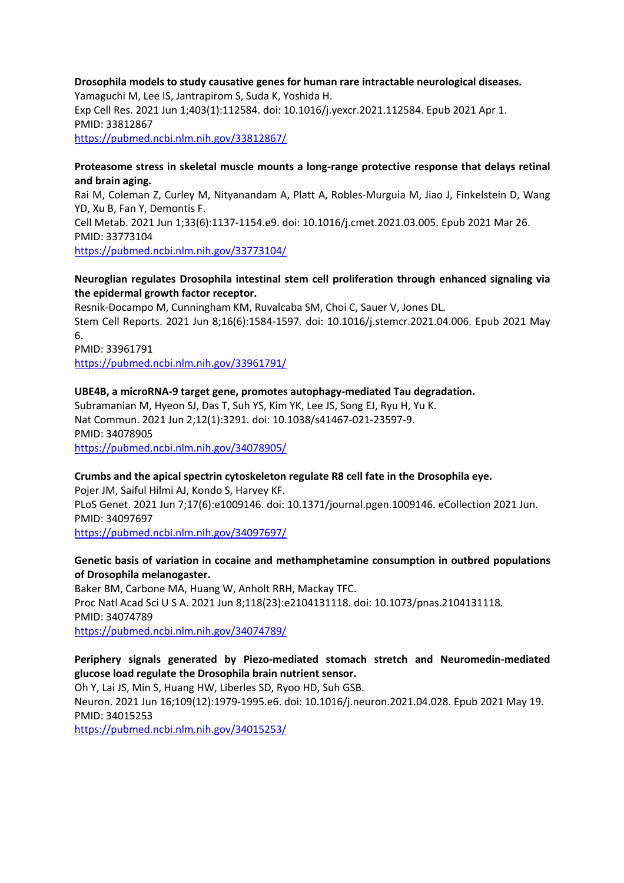**Drosophila models to study causative genes for human rare intractable neurological diseases.**
Yamaguchi M, Lee IS, Jantrapirom S, Suda K, Yoshida H.
Exp Cell Res. 2021 Jun 1;403(1):112584. doi: 10.1016/j.yexcr.2021.112584. Epub 2021 Apr 1.
PMID: 33812867
https://pubmed.ncbi.nlm.nih.gov/33812867/

**Proteasome stress in skeletal muscle mounts a long-range protective response that delays retinal and brain aging.**
Rai M, Coleman Z, Curley M, Nityanandam A, Platt A, Robles-Murguia M, Jiao J, Finkelstein D, Wang YD, Xu B, Fan Y, Demontis F.
Cell Metab. 2021 Jun 1;33(6):1137-1154.e9. doi: 10.1016/j.cmet.2021.03.005. Epub 2021 Mar 26.
PMID: 33773104
https://pubmed.ncbi.nlm.nih.gov/33773104/

**Neuroglian regulates Drosophila intestinal stem cell proliferation through enhanced signaling via the epidermal growth factor receptor.**
Resnik-Docampo M, Cunningham KM, Ruvalcaba SM, Choi C, Sauer V, Jones DL.
Stem Cell Reports. 2021 Jun 8;16(6):1584-1597. doi: 10.1016/j.stemcr.2021.04.006. Epub 2021 May 6.
PMID: 33961791
https://pubmed.ncbi.nlm.nih.gov/33961791/

**UBE4B, a microRNA-9 target gene, promotes autophagy-mediated Tau degradation.**
Subramanian M, Hyeon SJ, Das T, Suh YS, Kim YK, Lee JS, Song EJ, Ryu H, Yu K.
Nat Commun. 2021 Jun 2;12(1):3291. doi: 10.1038/s41467-021-23597-9.
PMID: 34078905
https://pubmed.ncbi.nlm.nih.gov/34078905/

**Crumbs and the apical spectrin cytoskeleton regulate R8 cell fate in the Drosophila eye.**
Pojer JM, Saiful Hilmi AJ, Kondo S, Harvey KF.
PLoS Genet. 2021 Jun 7;17(6):e1009146. doi: 10.1371/journal.pgen.1009146. eCollection 2021 Jun.
PMID: 34097697
https://pubmed.ncbi.nlm.nih.gov/34097697/

**Genetic basis of variation in cocaine and methamphetamine consumption in outbred populations of Drosophila melanogaster.**
Baker BM, Carbone MA, Huang W, Anholt RRH, Mackay TFC.
Proc Natl Acad Sci U S A. 2021 Jun 8;118(23):e2104131118. doi: 10.1073/pnas.2104131118.
PMID: 34074789
https://pubmed.ncbi.nlm.nih.gov/34074789/

**Periphery signals generated by Piezo-mediated stomach stretch and Neuromedin-mediated glucose load regulate the Drosophila brain nutrient sensor.**
Oh Y, Lai JS, Min S, Huang HW, Liberles SD, Ryoo HD, Suh GSB.
Neuron. 2021 Jun 16;109(12):1979-1995.e6. doi: 10.1016/j.neuron.2021.04.028. Epub 2021 May 19.
PMID: 34015253
https://pubmed.ncbi.nlm.nih.gov/34015253/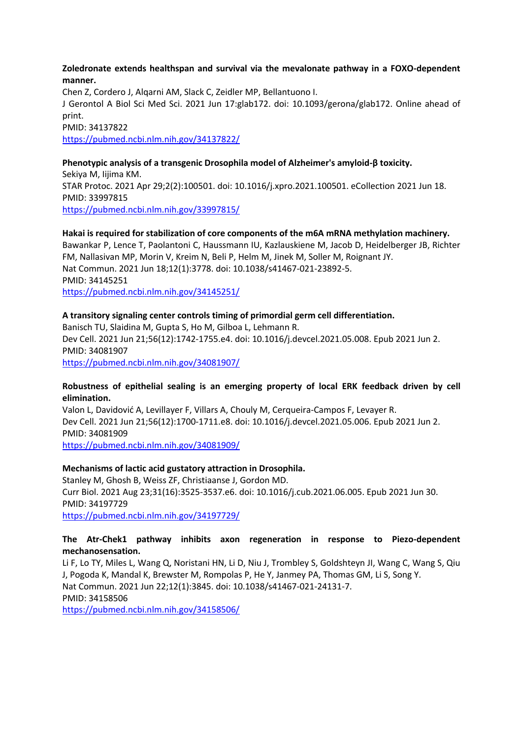**Zoledronate extends healthspan and survival via the mevalonate pathway in a FOXO-dependent manner.**
Chen Z, Cordero J, Alqarni AM, Slack C, Zeidler MP, Bellantuono I.
J Gerontol A Biol Sci Med Sci. 2021 Jun 17:glab172. doi: 10.1093/gerona/glab172. Online ahead of print.
PMID: 34137822
https://pubmed.ncbi.nlm.nih.gov/34137822/

**Phenotypic analysis of a transgenic Drosophila model of Alzheimer's amyloid-β toxicity.**
Sekiya M, Iijima KM.
STAR Protoc. 2021 Apr 29;2(2):100501. doi: 10.1016/j.xpro.2021.100501. eCollection 2021 Jun 18.
PMID: 33997815
https://pubmed.ncbi.nlm.nih.gov/33997815/

**Hakai is required for stabilization of core components of the m6A mRNA methylation machinery.**
Bawankar P, Lence T, Paolantoni C, Haussmann IU, Kazlauskiene M, Jacob D, Heidelberger JB, Richter FM, Nallasivan MP, Morin V, Kreim N, Beli P, Helm M, Jinek M, Soller M, Roignant JY.
Nat Commun. 2021 Jun 18;12(1):3778. doi: 10.1038/s41467-021-23892-5.
PMID: 34145251
https://pubmed.ncbi.nlm.nih.gov/34145251/

**A transitory signaling center controls timing of primordial germ cell differentiation.**
Banisch TU, Slaidina M, Gupta S, Ho M, Gilboa L, Lehmann R.
Dev Cell. 2021 Jun 21;56(12):1742-1755.e4. doi: 10.1016/j.devcel.2021.05.008. Epub 2021 Jun 2.
PMID: 34081907
https://pubmed.ncbi.nlm.nih.gov/34081907/

**Robustness of epithelial sealing is an emerging property of local ERK feedback driven by cell elimination.**
Valon L, Davidović A, Levillayer F, Villars A, Chouly M, Cerqueira-Campos F, Levayer R.
Dev Cell. 2021 Jun 21;56(12):1700-1711.e8. doi: 10.1016/j.devcel.2021.05.006. Epub 2021 Jun 2.
PMID: 34081909
https://pubmed.ncbi.nlm.nih.gov/34081909/

**Mechanisms of lactic acid gustatory attraction in Drosophila.**
Stanley M, Ghosh B, Weiss ZF, Christiaanse J, Gordon MD.
Curr Biol. 2021 Aug 23;31(16):3525-3537.e6. doi: 10.1016/j.cub.2021.06.005. Epub 2021 Jun 30.
PMID: 34197729
https://pubmed.ncbi.nlm.nih.gov/34197729/

**The Atr-Chek1 pathway inhibits axon regeneration in response to Piezo-dependent mechanosensation.**
Li F, Lo TY, Miles L, Wang Q, Noristani HN, Li D, Niu J, Trombley S, Goldshteyn JI, Wang C, Wang S, Qiu J, Pogoda K, Mandal K, Brewster M, Rompolas P, He Y, Janmey PA, Thomas GM, Li S, Song Y.
Nat Commun. 2021 Jun 22;12(1):3845. doi: 10.1038/s41467-021-24131-7.
PMID: 34158506
https://pubmed.ncbi.nlm.nih.gov/34158506/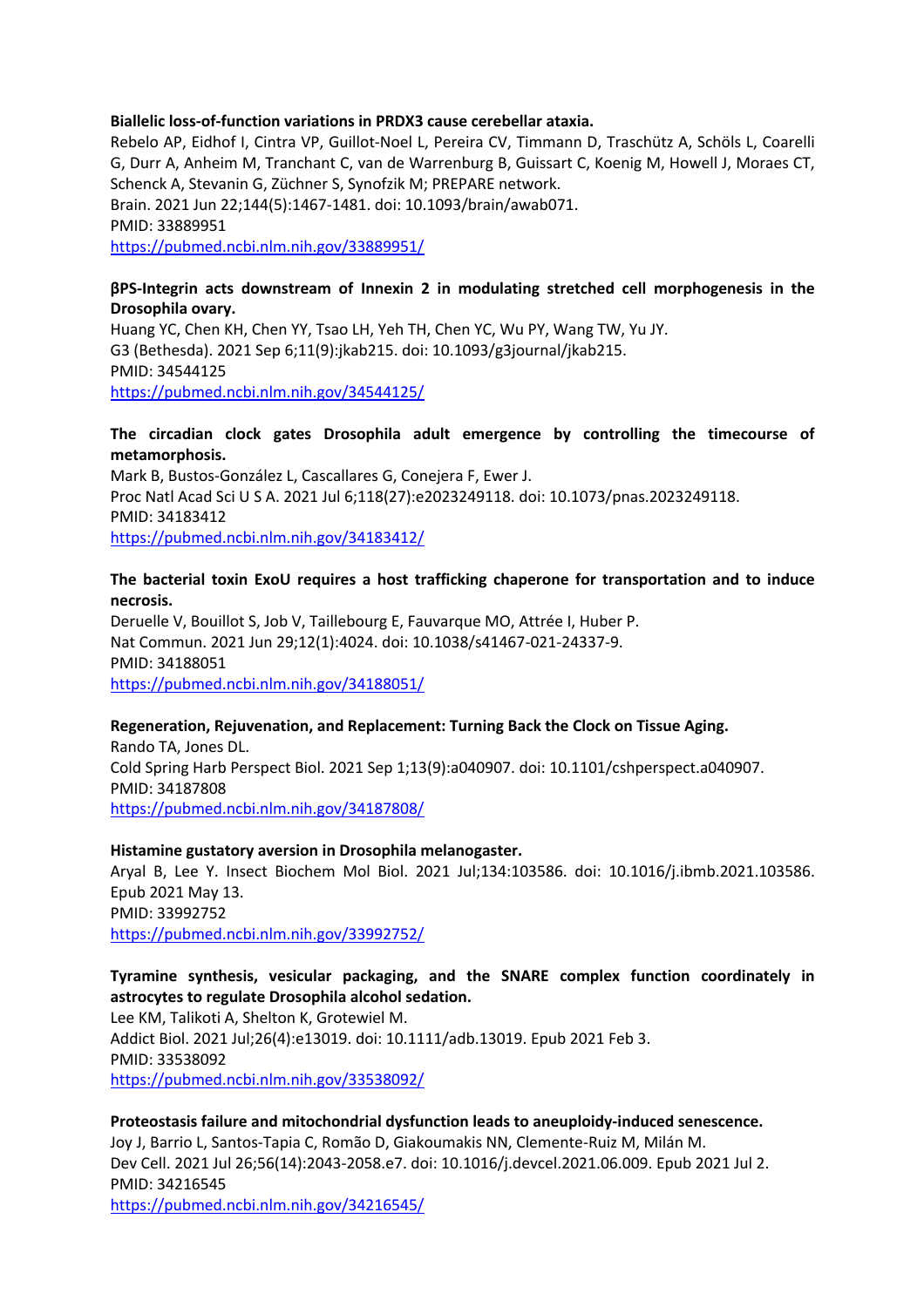**Biallelic loss-of-function variations in PRDX3 cause cerebellar ataxia.**
Rebelo AP, Eidhof I, Cintra VP, Guillot-Noel L, Pereira CV, Timmann D, Traschütz A, Schöls L, Coarelli G, Durr A, Anheim M, Tranchant C, van de Warrenburg B, Guissart C, Koenig M, Howell J, Moraes CT, Schenck A, Stevanin G, Züchner S, Synofzik M; PREPARE network.
Brain. 2021 Jun 22;144(5):1467-1481. doi: 10.1093/brain/awab071.
PMID: 33889951
https://pubmed.ncbi.nlm.nih.gov/33889951/

**βPS-Integrin acts downstream of Innexin 2 in modulating stretched cell morphogenesis in the Drosophila ovary.**
Huang YC, Chen KH, Chen YY, Tsao LH, Yeh TH, Chen YC, Wu PY, Wang TW, Yu JY.
G3 (Bethesda). 2021 Sep 6;11(9):jkab215. doi: 10.1093/g3journal/jkab215.
PMID: 34544125
https://pubmed.ncbi.nlm.nih.gov/34544125/

**The circadian clock gates Drosophila adult emergence by controlling the timecourse of metamorphosis.**
Mark B, Bustos-González L, Cascallares G, Conejera F, Ewer J.
Proc Natl Acad Sci U S A. 2021 Jul 6;118(27):e2023249118. doi: 10.1073/pnas.2023249118.
PMID: 34183412
https://pubmed.ncbi.nlm.nih.gov/34183412/

**The bacterial toxin ExoU requires a host trafficking chaperone for transportation and to induce necrosis.**
Deruelle V, Bouillot S, Job V, Taillebourg E, Fauvarque MO, Attrée I, Huber P.
Nat Commun. 2021 Jun 29;12(1):4024. doi: 10.1038/s41467-021-24337-9.
PMID: 34188051
https://pubmed.ncbi.nlm.nih.gov/34188051/

**Regeneration, Rejuvenation, and Replacement: Turning Back the Clock on Tissue Aging.**
Rando TA, Jones DL.
Cold Spring Harb Perspect Biol. 2021 Sep 1;13(9):a040907. doi: 10.1101/cshperspect.a040907.
PMID: 34187808
https://pubmed.ncbi.nlm.nih.gov/34187808/

**Histamine gustatory aversion in Drosophila melanogaster.**
Aryal B, Lee Y. Insect Biochem Mol Biol. 2021 Jul;134:103586. doi: 10.1016/j.ibmb.2021.103586. Epub 2021 May 13.
PMID: 33992752
https://pubmed.ncbi.nlm.nih.gov/33992752/

**Tyramine synthesis, vesicular packaging, and the SNARE complex function coordinately in astrocytes to regulate Drosophila alcohol sedation.**
Lee KM, Talikoti A, Shelton K, Grotewiel M.
Addict Biol. 2021 Jul;26(4):e13019. doi: 10.1111/adb.13019. Epub 2021 Feb 3.
PMID: 33538092
https://pubmed.ncbi.nlm.nih.gov/33538092/

**Proteostasis failure and mitochondrial dysfunction leads to aneuploidy-induced senescence.**
Joy J, Barrio L, Santos-Tapia C, Romão D, Giakoumakis NN, Clemente-Ruiz M, Milán M.
Dev Cell. 2021 Jul 26;56(14):2043-2058.e7. doi: 10.1016/j.devcel.2021.06.009. Epub 2021 Jul 2.
PMID: 34216545
https://pubmed.ncbi.nlm.nih.gov/34216545/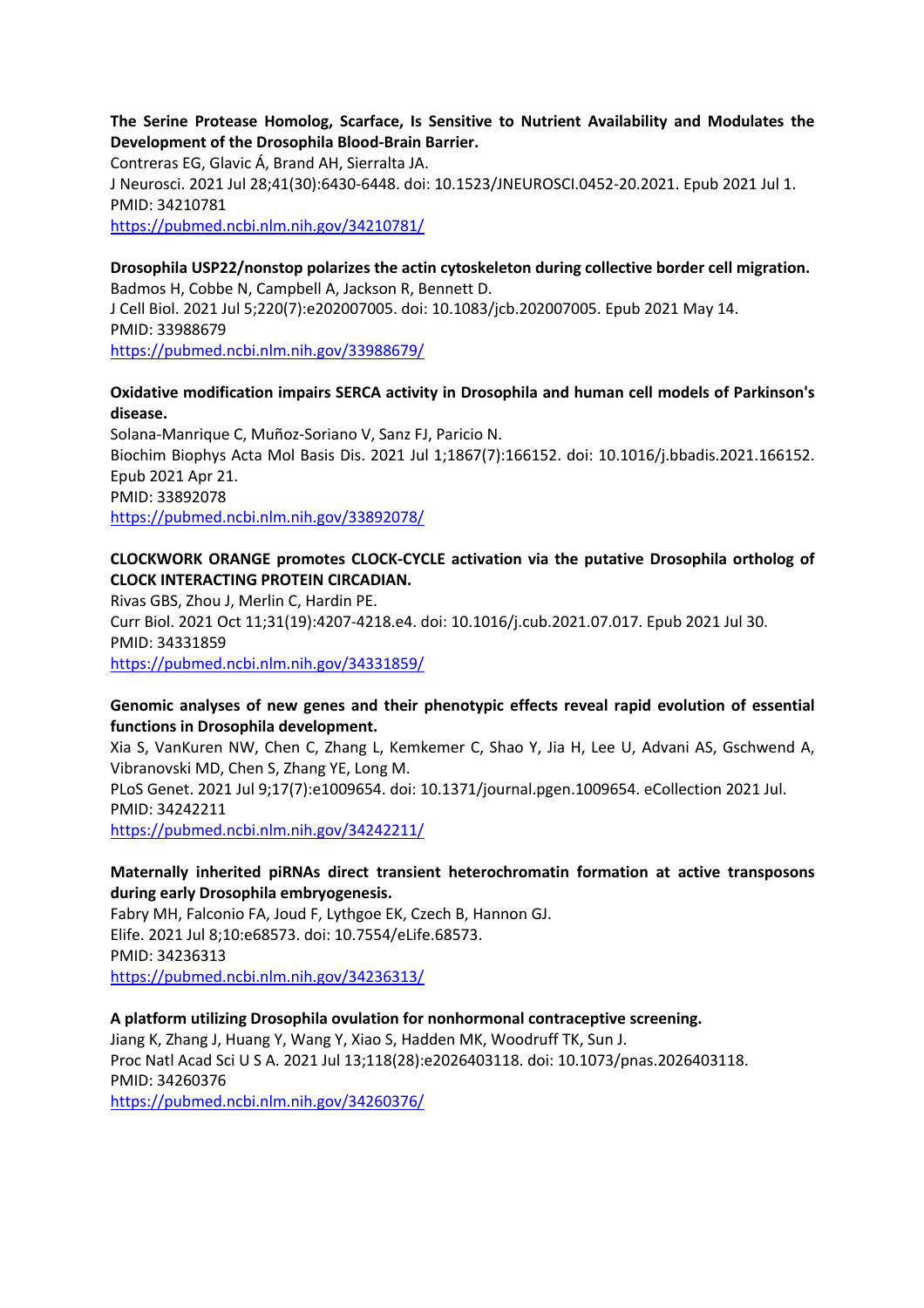**The Serine Protease Homolog, Scarface, Is Sensitive to Nutrient Availability and Modulates the Development of the Drosophila Blood-Brain Barrier.**
Contreras EG, Glavic Á, Brand AH, Sierralta JA.
J Neurosci. 2021 Jul 28;41(30):6430-6448. doi: 10.1523/JNEUROSCI.0452-20.2021. Epub 2021 Jul 1.
PMID: 34210781
https://pubmed.ncbi.nlm.nih.gov/34210781/

**Drosophila USP22/nonstop polarizes the actin cytoskeleton during collective border cell migration.**
Badmos H, Cobbe N, Campbell A, Jackson R, Bennett D.
J Cell Biol. 2021 Jul 5;220(7):e202007005. doi: 10.1083/jcb.202007005. Epub 2021 May 14.
PMID: 33988679
https://pubmed.ncbi.nlm.nih.gov/33988679/

**Oxidative modification impairs SERCA activity in Drosophila and human cell models of Parkinson's disease.**
Solana-Manrique C, Muñoz-Soriano V, Sanz FJ, Paricio N.
Biochim Biophys Acta Mol Basis Dis. 2021 Jul 1;1867(7):166152. doi: 10.1016/j.bbadis.2021.166152. Epub 2021 Apr 21.
PMID: 33892078
https://pubmed.ncbi.nlm.nih.gov/33892078/

**CLOCKWORK ORANGE promotes CLOCK-CYCLE activation via the putative Drosophila ortholog of CLOCK INTERACTING PROTEIN CIRCADIAN.**
Rivas GBS, Zhou J, Merlin C, Hardin PE.
Curr Biol. 2021 Oct 11;31(19):4207-4218.e4. doi: 10.1016/j.cub.2021.07.017. Epub 2021 Jul 30.
PMID: 34331859
https://pubmed.ncbi.nlm.nih.gov/34331859/

**Genomic analyses of new genes and their phenotypic effects reveal rapid evolution of essential functions in Drosophila development.**
Xia S, VanKuren NW, Chen C, Zhang L, Kemkemer C, Shao Y, Jia H, Lee U, Advani AS, Gschwend A, Vibranovski MD, Chen S, Zhang YE, Long M.
PLoS Genet. 2021 Jul 9;17(7):e1009654. doi: 10.1371/journal.pgen.1009654. eCollection 2021 Jul.
PMID: 34242211
https://pubmed.ncbi.nlm.nih.gov/34242211/

**Maternally inherited piRNAs direct transient heterochromatin formation at active transposons during early Drosophila embryogenesis.**
Fabry MH, Falconio FA, Joud F, Lythgoe EK, Czech B, Hannon GJ.
Elife. 2021 Jul 8;10:e68573. doi: 10.7554/eLife.68573.
PMID: 34236313
https://pubmed.ncbi.nlm.nih.gov/34236313/

**A platform utilizing Drosophila ovulation for nonhormonal contraceptive screening.**
Jiang K, Zhang J, Huang Y, Wang Y, Xiao S, Hadden MK, Woodruff TK, Sun J.
Proc Natl Acad Sci U S A. 2021 Jul 13;118(28):e2026403118. doi: 10.1073/pnas.2026403118.
PMID: 34260376
https://pubmed.ncbi.nlm.nih.gov/34260376/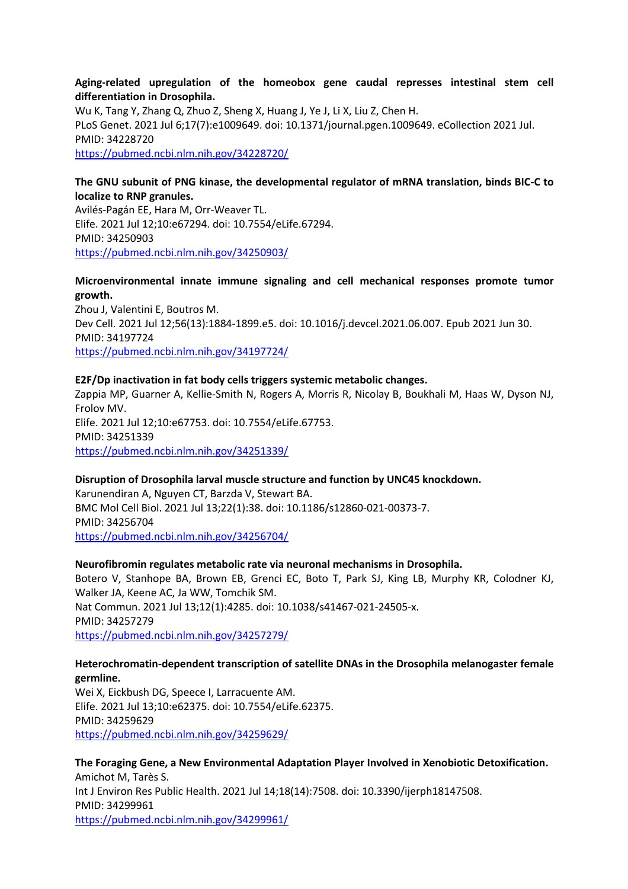**Aging-related upregulation of the homeobox gene caudal represses intestinal stem cell differentiation in Drosophila.**
Wu K, Tang Y, Zhang Q, Zhuo Z, Sheng X, Huang J, Ye J, Li X, Liu Z, Chen H.
PLoS Genet. 2021 Jul 6;17(7):e1009649. doi: 10.1371/journal.pgen.1009649. eCollection 2021 Jul.
PMID: 34228720
https://pubmed.ncbi.nlm.nih.gov/34228720/

**The GNU subunit of PNG kinase, the developmental regulator of mRNA translation, binds BIC-C to localize to RNP granules.**
Avilés-Pagán EE, Hara M, Orr-Weaver TL.
Elife. 2021 Jul 12;10:e67294. doi: 10.7554/eLife.67294.
PMID: 34250903
https://pubmed.ncbi.nlm.nih.gov/34250903/

**Microenvironmental innate immune signaling and cell mechanical responses promote tumor growth.**
Zhou J, Valentini E, Boutros M.
Dev Cell. 2021 Jul 12;56(13):1884-1899.e5. doi: 10.1016/j.devcel.2021.06.007. Epub 2021 Jun 30.
PMID: 34197724
https://pubmed.ncbi.nlm.nih.gov/34197724/

**E2F/Dp inactivation in fat body cells triggers systemic metabolic changes.**
Zappia MP, Guarner A, Kellie-Smith N, Rogers A, Morris R, Nicolay B, Boukhali M, Haas W, Dyson NJ, Frolov MV.
Elife. 2021 Jul 12;10:e67753. doi: 10.7554/eLife.67753.
PMID: 34251339
https://pubmed.ncbi.nlm.nih.gov/34251339/

**Disruption of Drosophila larval muscle structure and function by UNC45 knockdown.**
Karunendiran A, Nguyen CT, Barzda V, Stewart BA.
BMC Mol Cell Biol. 2021 Jul 13;22(1):38. doi: 10.1186/s12860-021-00373-7.
PMID: 34256704
https://pubmed.ncbi.nlm.nih.gov/34256704/

**Neurofibromin regulates metabolic rate via neuronal mechanisms in Drosophila.**
Botero V, Stanhope BA, Brown EB, Grenci EC, Boto T, Park SJ, King LB, Murphy KR, Colodner KJ, Walker JA, Keene AC, Ja WW, Tomchik SM.
Nat Commun. 2021 Jul 13;12(1):4285. doi: 10.1038/s41467-021-24505-x.
PMID: 34257279
https://pubmed.ncbi.nlm.nih.gov/34257279/

**Heterochromatin-dependent transcription of satellite DNAs in the Drosophila melanogaster female germline.**
Wei X, Eickbush DG, Speece I, Larracuente AM.
Elife. 2021 Jul 13;10:e62375. doi: 10.7554/eLife.62375.
PMID: 34259629
https://pubmed.ncbi.nlm.nih.gov/34259629/

**The Foraging Gene, a New Environmental Adaptation Player Involved in Xenobiotic Detoxification.**
Amichot M, Tarès S.
Int J Environ Res Public Health. 2021 Jul 14;18(14):7508. doi: 10.3390/ijerph18147508.
PMID: 34299961
https://pubmed.ncbi.nlm.nih.gov/34299961/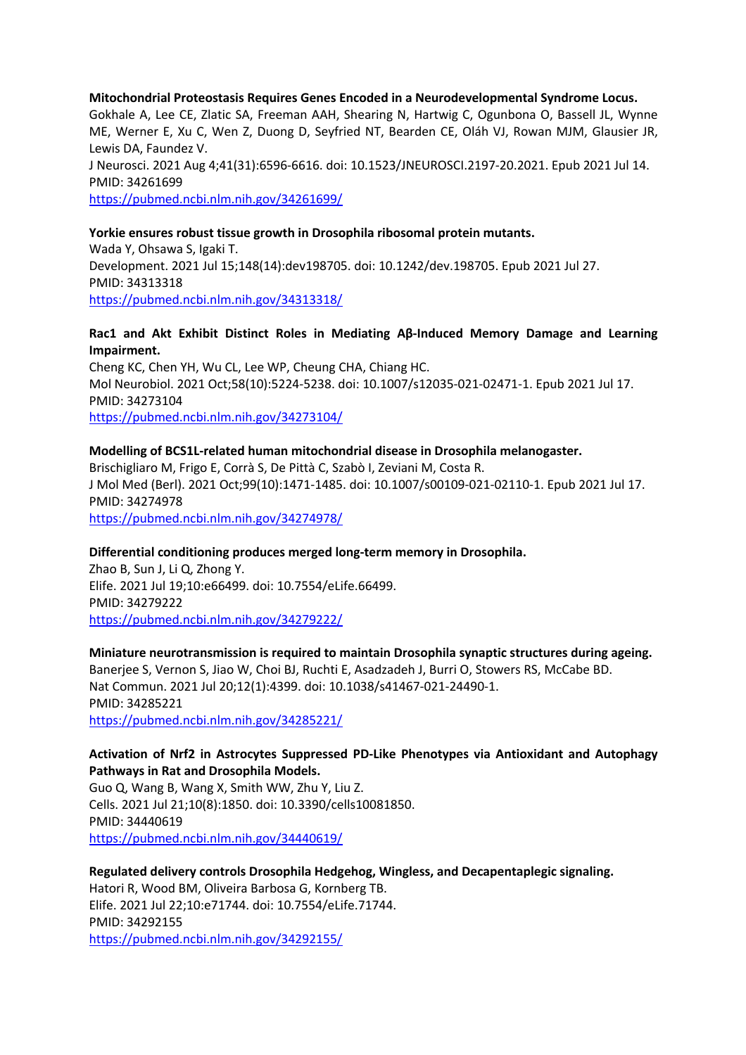**Mitochondrial Proteostasis Requires Genes Encoded in a Neurodevelopmental Syndrome Locus.**
Gokhale A, Lee CE, Zlatic SA, Freeman AAH, Shearing N, Hartwig C, Ogunbona O, Bassell JL, Wynne ME, Werner E, Xu C, Wen Z, Duong D, Seyfried NT, Bearden CE, Oláh VJ, Rowan MJM, Glausier JR, Lewis DA, Faundez V.
J Neurosci. 2021 Aug 4;41(31):6596-6616. doi: 10.1523/JNEUROSCI.2197-20.2021. Epub 2021 Jul 14.
PMID: 34261699
https://pubmed.ncbi.nlm.nih.gov/34261699/

**Yorkie ensures robust tissue growth in Drosophila ribosomal protein mutants.**
Wada Y, Ohsawa S, Igaki T.
Development. 2021 Jul 15;148(14):dev198705. doi: 10.1242/dev.198705. Epub 2021 Jul 27.
PMID: 34313318
https://pubmed.ncbi.nlm.nih.gov/34313318/

**Rac1 and Akt Exhibit Distinct Roles in Mediating Aβ-Induced Memory Damage and Learning Impairment.**
Cheng KC, Chen YH, Wu CL, Lee WP, Cheung CHA, Chiang HC.
Mol Neurobiol. 2021 Oct;58(10):5224-5238. doi: 10.1007/s12035-021-02471-1. Epub 2021 Jul 17.
PMID: 34273104
https://pubmed.ncbi.nlm.nih.gov/34273104/

**Modelling of BCS1L-related human mitochondrial disease in Drosophila melanogaster.**
Brischigliaro M, Frigo E, Corrà S, De Pittà C, Szabò I, Zeviani M, Costa R.
J Mol Med (Berl). 2021 Oct;99(10):1471-1485. doi: 10.1007/s00109-021-02110-1. Epub 2021 Jul 17.
PMID: 34274978
https://pubmed.ncbi.nlm.nih.gov/34274978/

**Differential conditioning produces merged long-term memory in Drosophila.**
Zhao B, Sun J, Li Q, Zhong Y.
Elife. 2021 Jul 19;10:e66499. doi: 10.7554/eLife.66499.
PMID: 34279222
https://pubmed.ncbi.nlm.nih.gov/34279222/

**Miniature neurotransmission is required to maintain Drosophila synaptic structures during ageing.**
Banerjee S, Vernon S, Jiao W, Choi BJ, Ruchti E, Asadzadeh J, Burri O, Stowers RS, McCabe BD.
Nat Commun. 2021 Jul 20;12(1):4399. doi: 10.1038/s41467-021-24490-1.
PMID: 34285221
https://pubmed.ncbi.nlm.nih.gov/34285221/

**Activation of Nrf2 in Astrocytes Suppressed PD-Like Phenotypes via Antioxidant and Autophagy Pathways in Rat and Drosophila Models.**
Guo Q, Wang B, Wang X, Smith WW, Zhu Y, Liu Z.
Cells. 2021 Jul 21;10(8):1850. doi: 10.3390/cells10081850.
PMID: 34440619
https://pubmed.ncbi.nlm.nih.gov/34440619/

**Regulated delivery controls Drosophila Hedgehog, Wingless, and Decapentaplegic signaling.**
Hatori R, Wood BM, Oliveira Barbosa G, Kornberg TB.
Elife. 2021 Jul 22;10:e71744. doi: 10.7554/eLife.71744.
PMID: 34292155
https://pubmed.ncbi.nlm.nih.gov/34292155/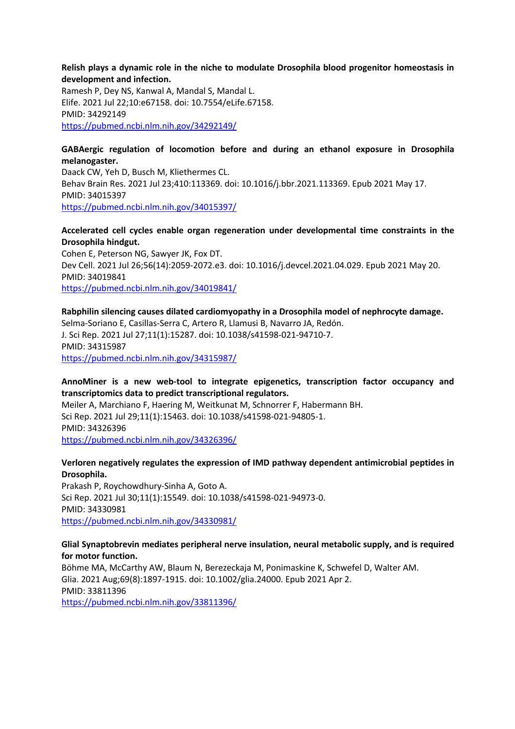**Relish plays a dynamic role in the niche to modulate Drosophila blood progenitor homeostasis in development and infection.**
Ramesh P, Dey NS, Kanwal A, Mandal S, Mandal L.
Elife. 2021 Jul 22;10:e67158. doi: 10.7554/eLife.67158.
PMID: 34292149
https://pubmed.ncbi.nlm.nih.gov/34292149/

**GABAergic regulation of locomotion before and during an ethanol exposure in Drosophila melanogaster.**
Daack CW, Yeh D, Busch M, Kliethermes CL.
Behav Brain Res. 2021 Jul 23;410:113369. doi: 10.1016/j.bbr.2021.113369. Epub 2021 May 17.
PMID: 34015397
https://pubmed.ncbi.nlm.nih.gov/34015397/

**Accelerated cell cycles enable organ regeneration under developmental time constraints in the Drosophila hindgut.**
Cohen E, Peterson NG, Sawyer JK, Fox DT.
Dev Cell. 2021 Jul 26;56(14):2059-2072.e3. doi: 10.1016/j.devcel.2021.04.029. Epub 2021 May 20.
PMID: 34019841
https://pubmed.ncbi.nlm.nih.gov/34019841/

**Rabphilin silencing causes dilated cardiomyopathy in a Drosophila model of nephrocyte damage.**
Selma-Soriano E, Casillas-Serra C, Artero R, Llamusi B, Navarro JA, Redón.
J. Sci Rep. 2021 Jul 27;11(1):15287. doi: 10.1038/s41598-021-94710-7.
PMID: 34315987
https://pubmed.ncbi.nlm.nih.gov/34315987/

**AnnoMiner is a new web-tool to integrate epigenetics, transcription factor occupancy and transcriptomics data to predict transcriptional regulators.**
Meiler A, Marchiano F, Haering M, Weitkunat M, Schnorrer F, Habermann BH.
Sci Rep. 2021 Jul 29;11(1):15463. doi: 10.1038/s41598-021-94805-1.
PMID: 34326396
https://pubmed.ncbi.nlm.nih.gov/34326396/

**Verloren negatively regulates the expression of IMD pathway dependent antimicrobial peptides in Drosophila.**
Prakash P, Roychowdhury-Sinha A, Goto A.
Sci Rep. 2021 Jul 30;11(1):15549. doi: 10.1038/s41598-021-94973-0.
PMID: 34330981
https://pubmed.ncbi.nlm.nih.gov/34330981/

**Glial Synaptobrevin mediates peripheral nerve insulation, neural metabolic supply, and is required for motor function.**
Böhme MA, McCarthy AW, Blaum N, Berezeckaja M, Ponimaskine K, Schwefel D, Walter AM.
Glia. 2021 Aug;69(8):1897-1915. doi: 10.1002/glia.24000. Epub 2021 Apr 2.
PMID: 33811396
https://pubmed.ncbi.nlm.nih.gov/33811396/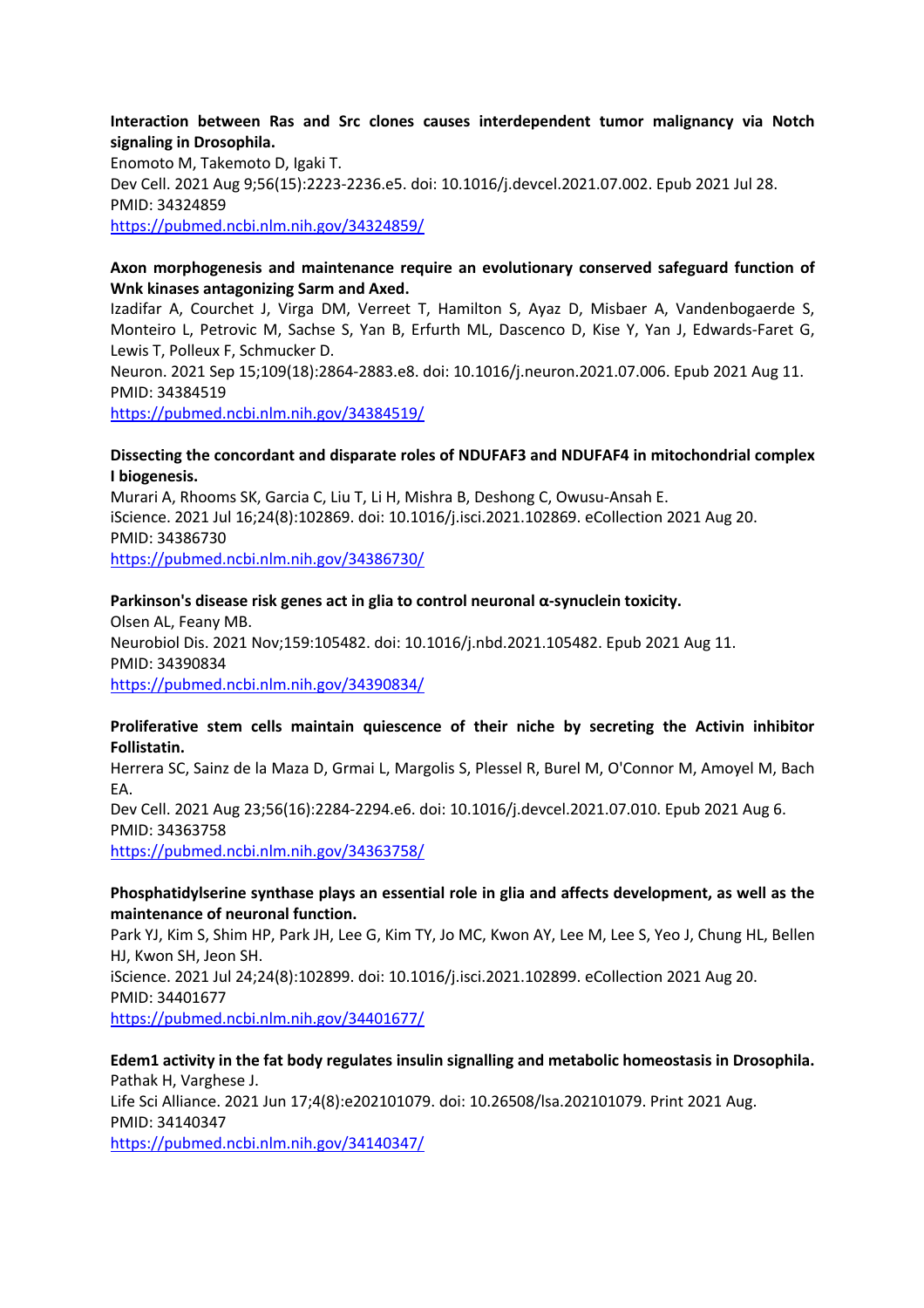**Interaction between Ras and Src clones causes interdependent tumor malignancy via Notch signaling in Drosophila.**
Enomoto M, Takemoto D, Igaki T.
Dev Cell. 2021 Aug 9;56(15):2223-2236.e5. doi: 10.1016/j.devcel.2021.07.002. Epub 2021 Jul 28.
PMID: 34324859
https://pubmed.ncbi.nlm.nih.gov/34324859/

**Axon morphogenesis and maintenance require an evolutionary conserved safeguard function of Wnk kinases antagonizing Sarm and Axed.**
Izadifar A, Courchet J, Virga DM, Verreet T, Hamilton S, Ayaz D, Misbaer A, Vandenbogaerde S, Monteiro L, Petrovic M, Sachse S, Yan B, Erfurth ML, Dascenco D, Kise Y, Yan J, Edwards-Faret G, Lewis T, Polleux F, Schmucker D.
Neuron. 2021 Sep 15;109(18):2864-2883.e8. doi: 10.1016/j.neuron.2021.07.006. Epub 2021 Aug 11.
PMID: 34384519
https://pubmed.ncbi.nlm.nih.gov/34384519/

**Dissecting the concordant and disparate roles of NDUFAF3 and NDUFAF4 in mitochondrial complex I biogenesis.**
Murari A, Rhooms SK, Garcia C, Liu T, Li H, Mishra B, Deshong C, Owusu-Ansah E.
iScience. 2021 Jul 16;24(8):102869. doi: 10.1016/j.isci.2021.102869. eCollection 2021 Aug 20.
PMID: 34386730
https://pubmed.ncbi.nlm.nih.gov/34386730/

**Parkinson's disease risk genes act in glia to control neuronal α-synuclein toxicity.**
Olsen AL, Feany MB.
Neurobiol Dis. 2021 Nov;159:105482. doi: 10.1016/j.nbd.2021.105482. Epub 2021 Aug 11.
PMID: 34390834
https://pubmed.ncbi.nlm.nih.gov/34390834/

**Proliferative stem cells maintain quiescence of their niche by secreting the Activin inhibitor Follistatin.**
Herrera SC, Sainz de la Maza D, Grmai L, Margolis S, Plessel R, Burel M, O'Connor M, Amoyel M, Bach EA.
Dev Cell. 2021 Aug 23;56(16):2284-2294.e6. doi: 10.1016/j.devcel.2021.07.010. Epub 2021 Aug 6.
PMID: 34363758
https://pubmed.ncbi.nlm.nih.gov/34363758/

**Phosphatidylserine synthase plays an essential role in glia and affects development, as well as the maintenance of neuronal function.**
Park YJ, Kim S, Shim HP, Park JH, Lee G, Kim TY, Jo MC, Kwon AY, Lee M, Lee S, Yeo J, Chung HL, Bellen HJ, Kwon SH, Jeon SH.
iScience. 2021 Jul 24;24(8):102899. doi: 10.1016/j.isci.2021.102899. eCollection 2021 Aug 20.
PMID: 34401677
https://pubmed.ncbi.nlm.nih.gov/34401677/

**Edem1 activity in the fat body regulates insulin signalling and metabolic homeostasis in Drosophila.**
Pathak H, Varghese J.
Life Sci Alliance. 2021 Jun 17;4(8):e202101079. doi: 10.26508/lsa.202101079. Print 2021 Aug.
PMID: 34140347
https://pubmed.ncbi.nlm.nih.gov/34140347/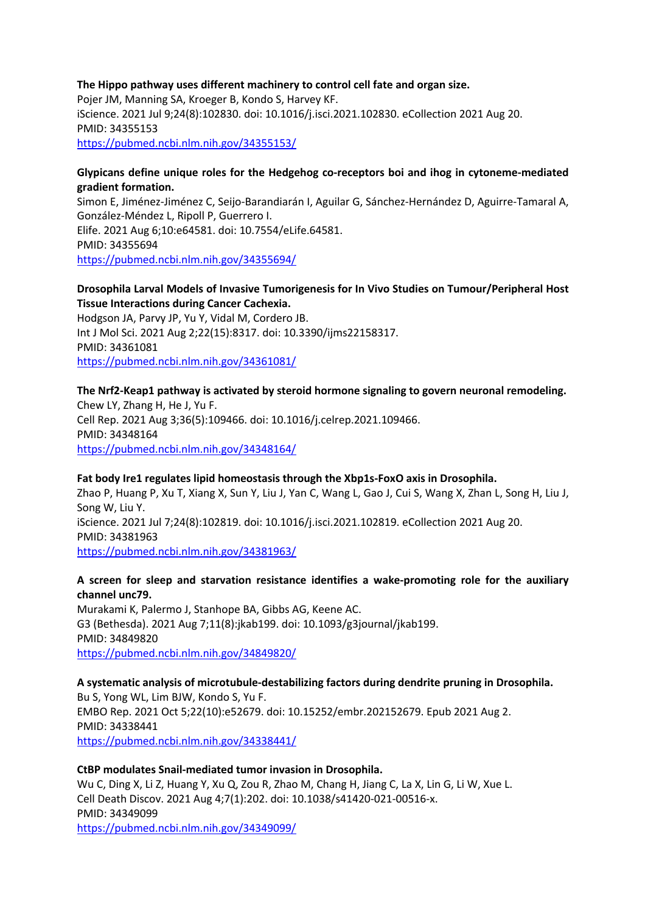**The Hippo pathway uses different machinery to control cell fate and organ size.**
Pojer JM, Manning SA, Kroeger B, Kondo S, Harvey KF.
iScience. 2021 Jul 9;24(8):102830. doi: 10.1016/j.isci.2021.102830. eCollection 2021 Aug 20.
PMID: 34355153
https://pubmed.ncbi.nlm.nih.gov/34355153/

**Glypicans define unique roles for the Hedgehog co-receptors boi and ihog in cytoneme-mediated gradient formation.**
Simon E, Jiménez-Jiménez C, Seijo-Barandiarán I, Aguilar G, Sánchez-Hernández D, Aguirre-Tamaral A, González-Méndez L, Ripoll P, Guerrero I.
Elife. 2021 Aug 6;10:e64581. doi: 10.7554/eLife.64581.
PMID: 34355694
https://pubmed.ncbi.nlm.nih.gov/34355694/

**Drosophila Larval Models of Invasive Tumorigenesis for In Vivo Studies on Tumour/Peripheral Host Tissue Interactions during Cancer Cachexia.**
Hodgson JA, Parvy JP, Yu Y, Vidal M, Cordero JB.
Int J Mol Sci. 2021 Aug 2;22(15):8317. doi: 10.3390/ijms22158317.
PMID: 34361081
https://pubmed.ncbi.nlm.nih.gov/34361081/

**The Nrf2-Keap1 pathway is activated by steroid hormone signaling to govern neuronal remodeling.**
Chew LY, Zhang H, He J, Yu F.
Cell Rep. 2021 Aug 3;36(5):109466. doi: 10.1016/j.celrep.2021.109466.
PMID: 34348164
https://pubmed.ncbi.nlm.nih.gov/34348164/

**Fat body Ire1 regulates lipid homeostasis through the Xbp1s-FoxO axis in Drosophila.**
Zhao P, Huang P, Xu T, Xiang X, Sun Y, Liu J, Yan C, Wang L, Gao J, Cui S, Wang X, Zhan L, Song H, Liu J, Song W, Liu Y.
iScience. 2021 Jul 7;24(8):102819. doi: 10.1016/j.isci.2021.102819. eCollection 2021 Aug 20.
PMID: 34381963
https://pubmed.ncbi.nlm.nih.gov/34381963/

**A screen for sleep and starvation resistance identifies a wake-promoting role for the auxiliary channel unc79.**
Murakami K, Palermo J, Stanhope BA, Gibbs AG, Keene AC.
G3 (Bethesda). 2021 Aug 7;11(8):jkab199. doi: 10.1093/g3journal/jkab199.
PMID: 34849820
https://pubmed.ncbi.nlm.nih.gov/34849820/

**A systematic analysis of microtubule-destabilizing factors during dendrite pruning in Drosophila.**
Bu S, Yong WL, Lim BJW, Kondo S, Yu F.
EMBO Rep. 2021 Oct 5;22(10):e52679. doi: 10.15252/embr.202152679. Epub 2021 Aug 2.
PMID: 34338441
https://pubmed.ncbi.nlm.nih.gov/34338441/

**CtBP modulates Snail-mediated tumor invasion in Drosophila.**
Wu C, Ding X, Li Z, Huang Y, Xu Q, Zou R, Zhao M, Chang H, Jiang C, La X, Lin G, Li W, Xue L.
Cell Death Discov. 2021 Aug 4;7(1):202. doi: 10.1038/s41420-021-00516-x.
PMID: 34349099
https://pubmed.ncbi.nlm.nih.gov/34349099/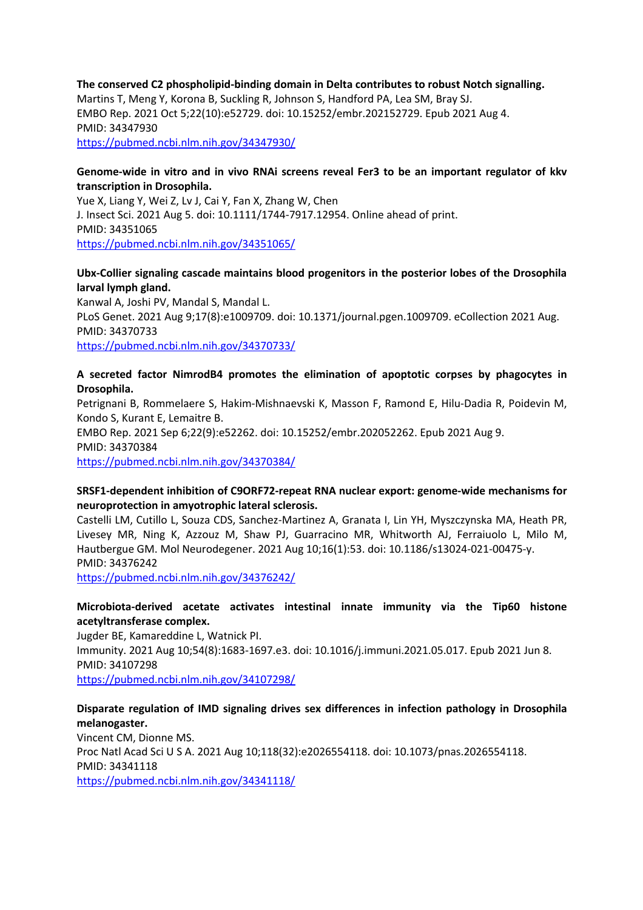**The conserved C2 phospholipid-binding domain in Delta contributes to robust Notch signalling.**
Martins T, Meng Y, Korona B, Suckling R, Johnson S, Handford PA, Lea SM, Bray SJ.
EMBO Rep. 2021 Oct 5;22(10):e52729. doi: 10.15252/embr.202152729. Epub 2021 Aug 4.
PMID: 34347930
https://pubmed.ncbi.nlm.nih.gov/34347930/

**Genome-wide in vitro and in vivo RNAi screens reveal Fer3 to be an important regulator of kkv transcription in Drosophila.**
Yue X, Liang Y, Wei Z, Lv J, Cai Y, Fan X, Zhang W, Chen
J. Insect Sci. 2021 Aug 5. doi: 10.1111/1744-7917.12954. Online ahead of print.
PMID: 34351065
https://pubmed.ncbi.nlm.nih.gov/34351065/

**Ubx-Collier signaling cascade maintains blood progenitors in the posterior lobes of the Drosophila larval lymph gland.**
Kanwal A, Joshi PV, Mandal S, Mandal L.
PLoS Genet. 2021 Aug 9;17(8):e1009709. doi: 10.1371/journal.pgen.1009709. eCollection 2021 Aug.
PMID: 34370733
https://pubmed.ncbi.nlm.nih.gov/34370733/

**A secreted factor NimrodB4 promotes the elimination of apoptotic corpses by phagocytes in Drosophila.**
Petrignani B, Rommelaere S, Hakim-Mishnaevski K, Masson F, Ramond E, Hilu-Dadia R, Poidevin M, Kondo S, Kurant E, Lemaitre B.
EMBO Rep. 2021 Sep 6;22(9):e52262. doi: 10.15252/embr.202052262. Epub 2021 Aug 9.
PMID: 34370384
https://pubmed.ncbi.nlm.nih.gov/34370384/

**SRSF1-dependent inhibition of C9ORF72-repeat RNA nuclear export: genome-wide mechanisms for neuroprotection in amyotrophic lateral sclerosis.**
Castelli LM, Cutillo L, Souza CDS, Sanchez-Martinez A, Granata I, Lin YH, Myszczynska MA, Heath PR, Livesey MR, Ning K, Azzouz M, Shaw PJ, Guarracino MR, Whitworth AJ, Ferraiuolo L, Milo M, Hautbergue GM. Mol Neurodegener. 2021 Aug 10;16(1):53. doi: 10.1186/s13024-021-00475-y.
PMID: 34376242
https://pubmed.ncbi.nlm.nih.gov/34376242/

**Microbiota-derived acetate activates intestinal innate immunity via the Tip60 histone acetyltransferase complex.**
Jugder BE, Kamareddine L, Watnick PI.
Immunity. 2021 Aug 10;54(8):1683-1697.e3. doi: 10.1016/j.immuni.2021.05.017. Epub 2021 Jun 8.
PMID: 34107298
https://pubmed.ncbi.nlm.nih.gov/34107298/

**Disparate regulation of IMD signaling drives sex differences in infection pathology in Drosophila melanogaster.**
Vincent CM, Dionne MS.
Proc Natl Acad Sci U S A. 2021 Aug 10;118(32):e2026554118. doi: 10.1073/pnas.2026554118.
PMID: 34341118
https://pubmed.ncbi.nlm.nih.gov/34341118/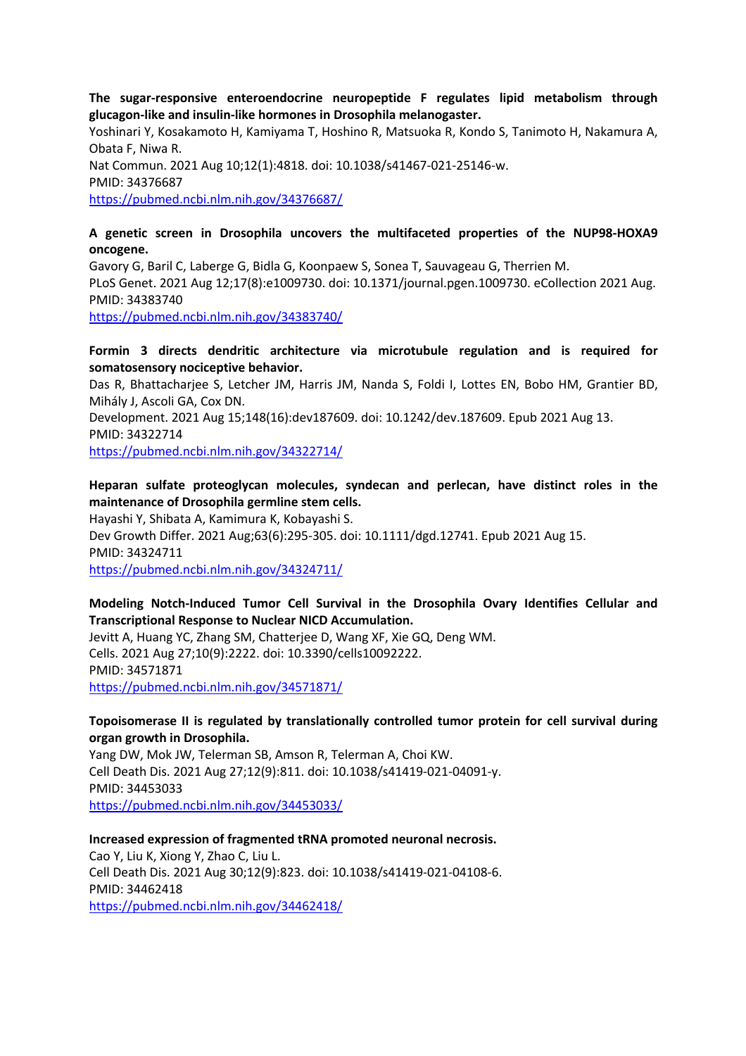**The sugar-responsive enteroendocrine neuropeptide F regulates lipid metabolism through glucagon-like and insulin-like hormones in Drosophila melanogaster.**
Yoshinari Y, Kosakamoto H, Kamiyama T, Hoshino R, Matsuoka R, Kondo S, Tanimoto H, Nakamura A, Obata F, Niwa R.
Nat Commun. 2021 Aug 10;12(1):4818. doi: 10.1038/s41467-021-25146-w.
PMID: 34376687
https://pubmed.ncbi.nlm.nih.gov/34376687/

**A genetic screen in Drosophila uncovers the multifaceted properties of the NUP98-HOXA9 oncogene.**
Gavory G, Baril C, Laberge G, Bidla G, Koonpaew S, Sonea T, Sauvageau G, Therrien M.
PLoS Genet. 2021 Aug 12;17(8):e1009730. doi: 10.1371/journal.pgen.1009730. eCollection 2021 Aug.
PMID: 34383740
https://pubmed.ncbi.nlm.nih.gov/34383740/

**Formin 3 directs dendritic architecture via microtubule regulation and is required for somatosensory nociceptive behavior.**
Das R, Bhattacharjee S, Letcher JM, Harris JM, Nanda S, Foldi I, Lottes EN, Bobo HM, Grantier BD, Mihály J, Ascoli GA, Cox DN.
Development. 2021 Aug 15;148(16):dev187609. doi: 10.1242/dev.187609. Epub 2021 Aug 13.
PMID: 34322714
https://pubmed.ncbi.nlm.nih.gov/34322714/

**Heparan sulfate proteoglycan molecules, syndecan and perlecan, have distinct roles in the maintenance of Drosophila germline stem cells.**
Hayashi Y, Shibata A, Kamimura K, Kobayashi S.
Dev Growth Differ. 2021 Aug;63(6):295-305. doi: 10.1111/dgd.12741. Epub 2021 Aug 15.
PMID: 34324711
https://pubmed.ncbi.nlm.nih.gov/34324711/

**Modeling Notch-Induced Tumor Cell Survival in the Drosophila Ovary Identifies Cellular and Transcriptional Response to Nuclear NICD Accumulation.**
Jevitt A, Huang YC, Zhang SM, Chatterjee D, Wang XF, Xie GQ, Deng WM.
Cells. 2021 Aug 27;10(9):2222. doi: 10.3390/cells10092222.
PMID: 34571871
https://pubmed.ncbi.nlm.nih.gov/34571871/

**Topoisomerase II is regulated by translationally controlled tumor protein for cell survival during organ growth in Drosophila.**
Yang DW, Mok JW, Telerman SB, Amson R, Telerman A, Choi KW.
Cell Death Dis. 2021 Aug 27;12(9):811. doi: 10.1038/s41419-021-04091-y.
PMID: 34453033
https://pubmed.ncbi.nlm.nih.gov/34453033/

**Increased expression of fragmented tRNA promoted neuronal necrosis.**
Cao Y, Liu K, Xiong Y, Zhao C, Liu L.
Cell Death Dis. 2021 Aug 30;12(9):823. doi: 10.1038/s41419-021-04108-6.
PMID: 34462418
https://pubmed.ncbi.nlm.nih.gov/34462418/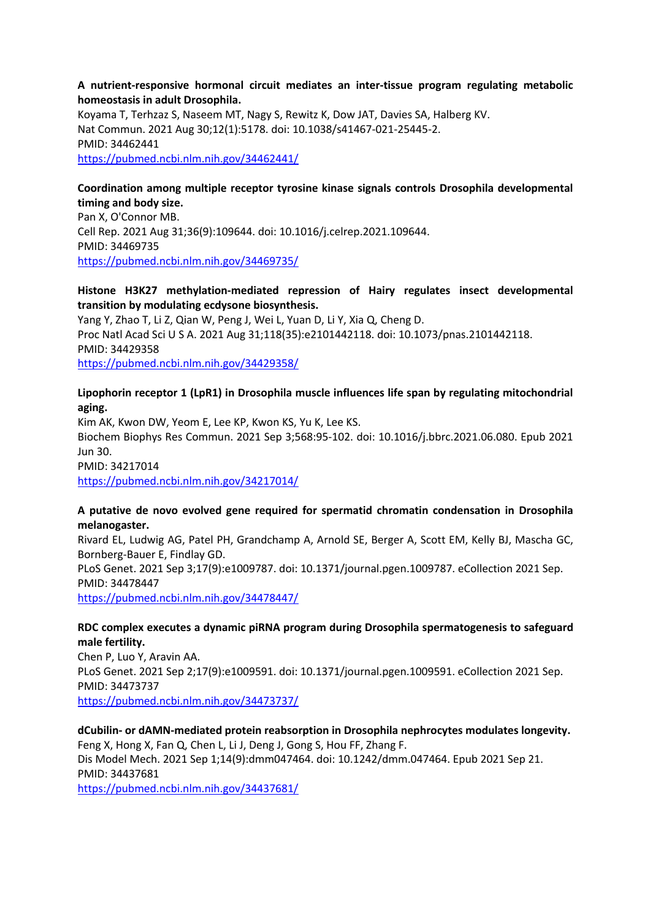**A nutrient-responsive hormonal circuit mediates an inter-tissue program regulating metabolic homeostasis in adult Drosophila.**
Koyama T, Terhzaz S, Naseem MT, Nagy S, Rewitz K, Dow JAT, Davies SA, Halberg KV.
Nat Commun. 2021 Aug 30;12(1):5178. doi: 10.1038/s41467-021-25445-2.
PMID: 34462441
https://pubmed.ncbi.nlm.nih.gov/34462441/

**Coordination among multiple receptor tyrosine kinase signals controls Drosophila developmental timing and body size.**
Pan X, O'Connor MB.
Cell Rep. 2021 Aug 31;36(9):109644. doi: 10.1016/j.celrep.2021.109644.
PMID: 34469735
https://pubmed.ncbi.nlm.nih.gov/34469735/

**Histone H3K27 methylation-mediated repression of Hairy regulates insect developmental transition by modulating ecdysone biosynthesis.**
Yang Y, Zhao T, Li Z, Qian W, Peng J, Wei L, Yuan D, Li Y, Xia Q, Cheng D.
Proc Natl Acad Sci U S A. 2021 Aug 31;118(35):e2101442118. doi: 10.1073/pnas.2101442118.
PMID: 34429358
https://pubmed.ncbi.nlm.nih.gov/34429358/

**Lipophorin receptor 1 (LpR1) in Drosophila muscle influences life span by regulating mitochondrial aging.**
Kim AK, Kwon DW, Yeom E, Lee KP, Kwon KS, Yu K, Lee KS.
Biochem Biophys Res Commun. 2021 Sep 3;568:95-102. doi: 10.1016/j.bbrc.2021.06.080. Epub 2021 Jun 30.
PMID: 34217014
https://pubmed.ncbi.nlm.nih.gov/34217014/

**A putative de novo evolved gene required for spermatid chromatin condensation in Drosophila melanogaster.**
Rivard EL, Ludwig AG, Patel PH, Grandchamp A, Arnold SE, Berger A, Scott EM, Kelly BJ, Mascha GC, Bornberg-Bauer E, Findlay GD.
PLoS Genet. 2021 Sep 3;17(9):e1009787. doi: 10.1371/journal.pgen.1009787. eCollection 2021 Sep.
PMID: 34478447
https://pubmed.ncbi.nlm.nih.gov/34478447/

**RDC complex executes a dynamic piRNA program during Drosophila spermatogenesis to safeguard male fertility.**
Chen P, Luo Y, Aravin AA.
PLoS Genet. 2021 Sep 2;17(9):e1009591. doi: 10.1371/journal.pgen.1009591. eCollection 2021 Sep.
PMID: 34473737
https://pubmed.ncbi.nlm.nih.gov/34473737/

**dCubilin- or dAMN-mediated protein reabsorption in Drosophila nephrocytes modulates longevity.**
Feng X, Hong X, Fan Q, Chen L, Li J, Deng J, Gong S, Hou FF, Zhang F.
Dis Model Mech. 2021 Sep 1;14(9):dmm047464. doi: 10.1242/dmm.047464. Epub 2021 Sep 21.
PMID: 34437681
https://pubmed.ncbi.nlm.nih.gov/34437681/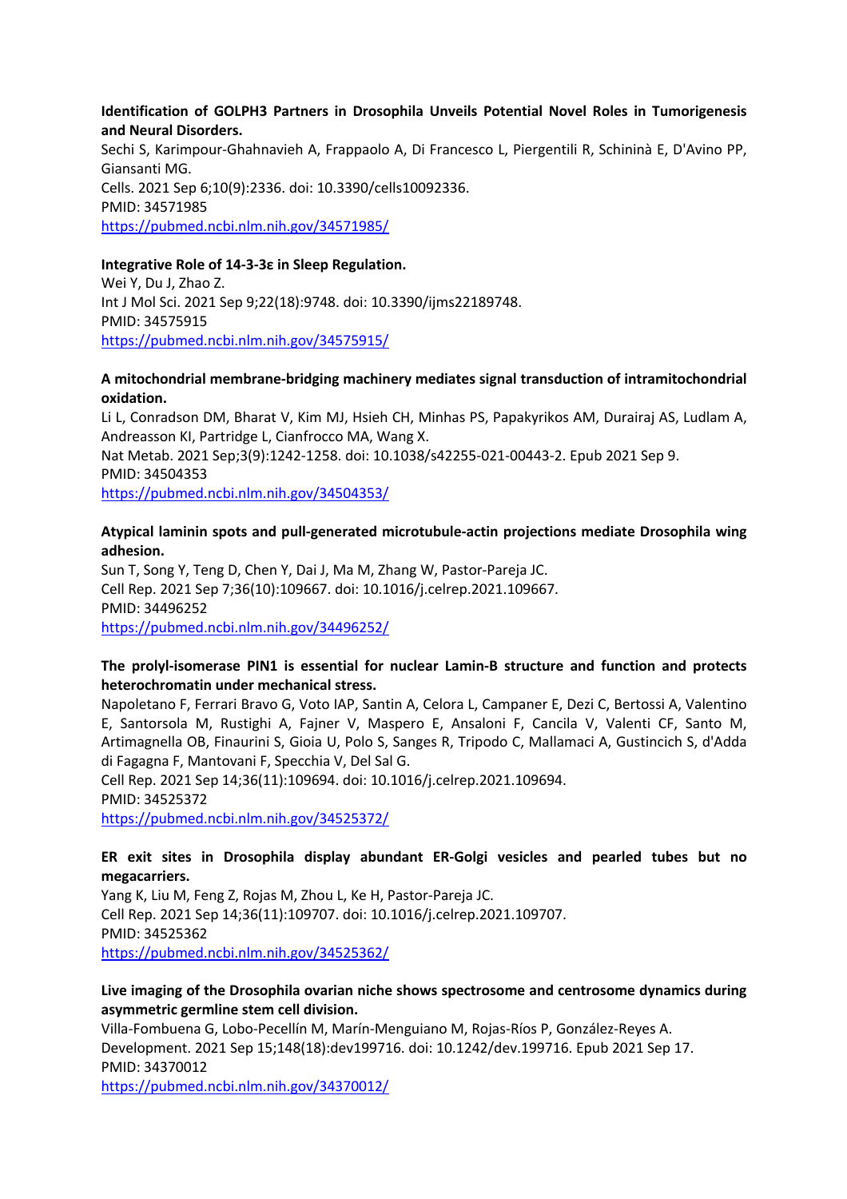**Identification of GOLPH3 Partners in Drosophila Unveils Potential Novel Roles in Tumorigenesis and Neural Disorders.**
Sechi S, Karimpour-Ghahnavieh A, Frappaolo A, Di Francesco L, Piergentili R, Schininà E, D'Avino PP, Giansanti MG.
Cells. 2021 Sep 6;10(9):2336. doi: 10.3390/cells10092336.
PMID: 34571985
https://pubmed.ncbi.nlm.nih.gov/34571985/

**Integrative Role of 14-3-3ε in Sleep Regulation.**
Wei Y, Du J, Zhao Z.
Int J Mol Sci. 2021 Sep 9;22(18):9748. doi: 10.3390/ijms22189748.
PMID: 34575915
https://pubmed.ncbi.nlm.nih.gov/34575915/

**A mitochondrial membrane-bridging machinery mediates signal transduction of intramitochondrial oxidation.**
Li L, Conradson DM, Bharat V, Kim MJ, Hsieh CH, Minhas PS, Papakyrikos AM, Durairaj AS, Ludlam A, Andreasson KI, Partridge L, Cianfrocco MA, Wang X.
Nat Metab. 2021 Sep;3(9):1242-1258. doi: 10.1038/s42255-021-00443-2. Epub 2021 Sep 9.
PMID: 34504353
https://pubmed.ncbi.nlm.nih.gov/34504353/

**Atypical laminin spots and pull-generated microtubule-actin projections mediate Drosophila wing adhesion.**
Sun T, Song Y, Teng D, Chen Y, Dai J, Ma M, Zhang W, Pastor-Pareja JC.
Cell Rep. 2021 Sep 7;36(10):109667. doi: 10.1016/j.celrep.2021.109667.
PMID: 34496252
https://pubmed.ncbi.nlm.nih.gov/34496252/

**The prolyl-isomerase PIN1 is essential for nuclear Lamin-B structure and function and protects heterochromatin under mechanical stress.**
Napoletano F, Ferrari Bravo G, Voto IAP, Santin A, Celora L, Campaner E, Dezi C, Bertossi A, Valentino E, Santorsola M, Rustighi A, Fajner V, Maspero E, Ansaloni F, Cancila V, Valenti CF, Santo M, Artimagnella OB, Finaurini S, Gioia U, Polo S, Sanges R, Tripodo C, Mallamaci A, Gustincich S, d'Adda di Fagagna F, Mantovani F, Specchia V, Del Sal G.
Cell Rep. 2021 Sep 14;36(11):109694. doi: 10.1016/j.celrep.2021.109694.
PMID: 34525372
https://pubmed.ncbi.nlm.nih.gov/34525372/

**ER exit sites in Drosophila display abundant ER-Golgi vesicles and pearled tubes but no megacarriers.**
Yang K, Liu M, Feng Z, Rojas M, Zhou L, Ke H, Pastor-Pareja JC.
Cell Rep. 2021 Sep 14;36(11):109707. doi: 10.1016/j.celrep.2021.109707.
PMID: 34525362
https://pubmed.ncbi.nlm.nih.gov/34525362/

**Live imaging of the Drosophila ovarian niche shows spectrosome and centrosome dynamics during asymmetric germline stem cell division.**
Villa-Fombuena G, Lobo-Pecellín M, Marín-Menguiano M, Rojas-Ríos P, González-Reyes A.
Development. 2021 Sep 15;148(18):dev199716. doi: 10.1242/dev.199716. Epub 2021 Sep 17.
PMID: 34370012
https://pubmed.ncbi.nlm.nih.gov/34370012/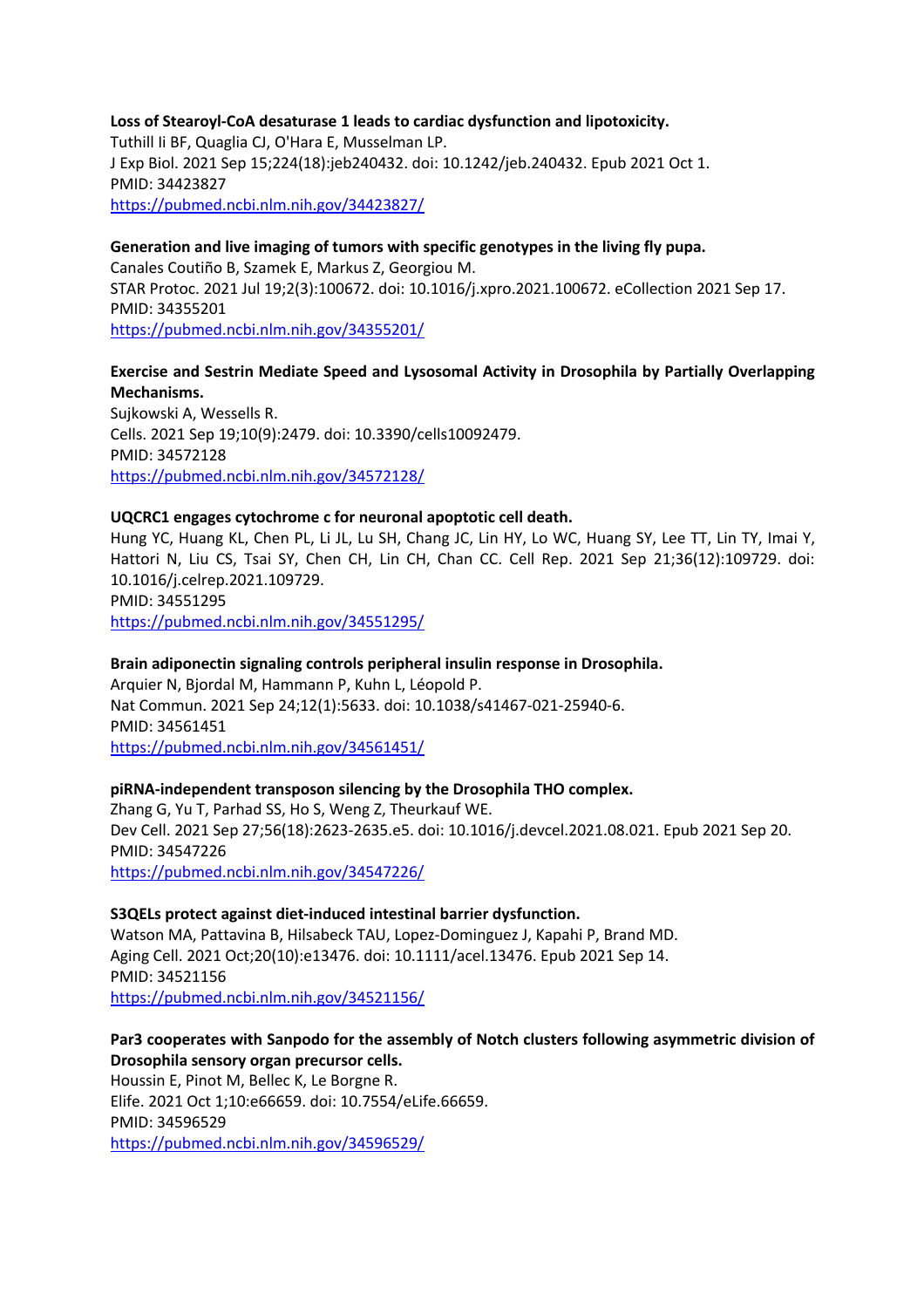**Loss of Stearoyl-CoA desaturase 1 leads to cardiac dysfunction and lipotoxicity.**
Tuthill Ii BF, Quaglia CJ, O'Hara E, Musselman LP.
J Exp Biol. 2021 Sep 15;224(18):jeb240432. doi: 10.1242/jeb.240432. Epub 2021 Oct 1.
PMID: 34423827
https://pubmed.ncbi.nlm.nih.gov/34423827/

**Generation and live imaging of tumors with specific genotypes in the living fly pupa.**
Canales Coutiño B, Szamek E, Markus Z, Georgiou M.
STAR Protoc. 2021 Jul 19;2(3):100672. doi: 10.1016/j.xpro.2021.100672. eCollection 2021 Sep 17.
PMID: 34355201
https://pubmed.ncbi.nlm.nih.gov/34355201/

**Exercise and Sestrin Mediate Speed and Lysosomal Activity in Drosophila by Partially Overlapping Mechanisms.**
Sujkowski A, Wessells R.
Cells. 2021 Sep 19;10(9):2479. doi: 10.3390/cells10092479.
PMID: 34572128
https://pubmed.ncbi.nlm.nih.gov/34572128/

**UQCRC1 engages cytochrome c for neuronal apoptotic cell death.**
Hung YC, Huang KL, Chen PL, Li JL, Lu SH, Chang JC, Lin HY, Lo WC, Huang SY, Lee TT, Lin TY, Imai Y, Hattori N, Liu CS, Tsai SY, Chen CH, Lin CH, Chan CC. Cell Rep. 2021 Sep 21;36(12):109729. doi: 10.1016/j.celrep.2021.109729.
PMID: 34551295
https://pubmed.ncbi.nlm.nih.gov/34551295/

**Brain adiponectin signaling controls peripheral insulin response in Drosophila.**
Arquier N, Bjordal M, Hammann P, Kuhn L, Léopold P.
Nat Commun. 2021 Sep 24;12(1):5633. doi: 10.1038/s41467-021-25940-6.
PMID: 34561451
https://pubmed.ncbi.nlm.nih.gov/34561451/

**piRNA-independent transposon silencing by the Drosophila THO complex.**
Zhang G, Yu T, Parhad SS, Ho S, Weng Z, Theurkauf WE.
Dev Cell. 2021 Sep 27;56(18):2623-2635.e5. doi: 10.1016/j.devcel.2021.08.021. Epub 2021 Sep 20.
PMID: 34547226
https://pubmed.ncbi.nlm.nih.gov/34547226/

**S3QELs protect against diet-induced intestinal barrier dysfunction.**
Watson MA, Pattavina B, Hilsabeck TAU, Lopez-Dominguez J, Kapahi P, Brand MD.
Aging Cell. 2021 Oct;20(10):e13476. doi: 10.1111/acel.13476. Epub 2021 Sep 14.
PMID: 34521156
https://pubmed.ncbi.nlm.nih.gov/34521156/

**Par3 cooperates with Sanpodo for the assembly of Notch clusters following asymmetric division of Drosophila sensory organ precursor cells.**
Houssin E, Pinot M, Bellec K, Le Borgne R.
Elife. 2021 Oct 1;10:e66659. doi: 10.7554/eLife.66659.
PMID: 34596529
https://pubmed.ncbi.nlm.nih.gov/34596529/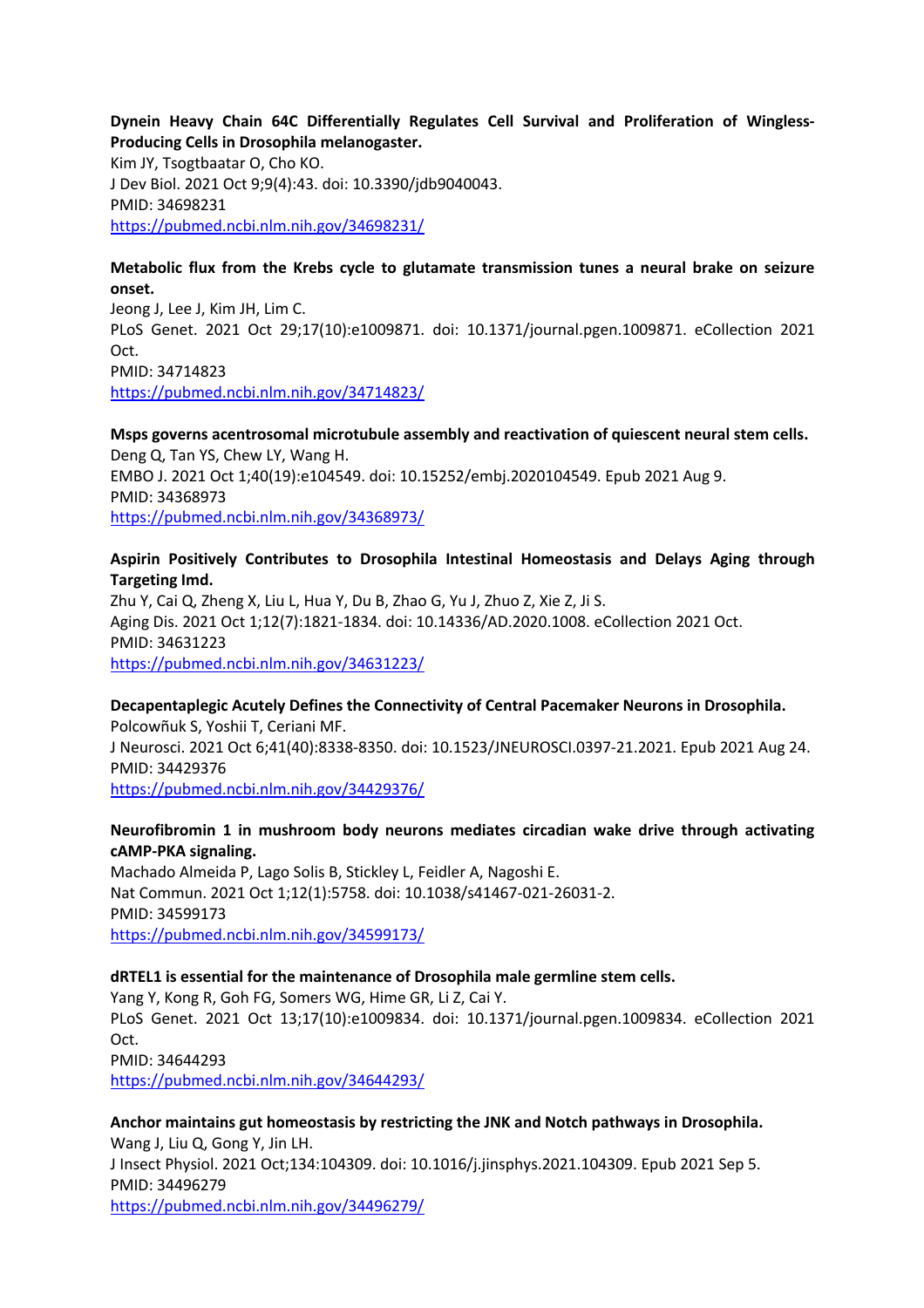**Dynein Heavy Chain 64C Differentially Regulates Cell Survival and Proliferation of Wingless-Producing Cells in Drosophila melanogaster.**
Kim JY, Tsogtbaatar O, Cho KO.
J Dev Biol. 2021 Oct 9;9(4):43. doi: 10.3390/jdb9040043.
PMID: 34698231
https://pubmed.ncbi.nlm.nih.gov/34698231/

**Metabolic flux from the Krebs cycle to glutamate transmission tunes a neural brake on seizure onset.**
Jeong J, Lee J, Kim JH, Lim C.
PLoS Genet. 2021 Oct 29;17(10):e1009871. doi: 10.1371/journal.pgen.1009871. eCollection 2021 Oct.
PMID: 34714823
https://pubmed.ncbi.nlm.nih.gov/34714823/

**Msps governs acentrosomal microtubule assembly and reactivation of quiescent neural stem cells.**
Deng Q, Tan YS, Chew LY, Wang H.
EMBO J. 2021 Oct 1;40(19):e104549. doi: 10.15252/embj.2020104549. Epub 2021 Aug 9.
PMID: 34368973
https://pubmed.ncbi.nlm.nih.gov/34368973/

**Aspirin Positively Contributes to Drosophila Intestinal Homeostasis and Delays Aging through Targeting Imd.**
Zhu Y, Cai Q, Zheng X, Liu L, Hua Y, Du B, Zhao G, Yu J, Zhuo Z, Xie Z, Ji S.
Aging Dis. 2021 Oct 1;12(7):1821-1834. doi: 10.14336/AD.2020.1008. eCollection 2021 Oct.
PMID: 34631223
https://pubmed.ncbi.nlm.nih.gov/34631223/

**Decapentaplegic Acutely Defines the Connectivity of Central Pacemaker Neurons in Drosophila.**
Polcowñuk S, Yoshii T, Ceriani MF.
J Neurosci. 2021 Oct 6;41(40):8338-8350. doi: 10.1523/JNEUROSCI.0397-21.2021. Epub 2021 Aug 24.
PMID: 34429376
https://pubmed.ncbi.nlm.nih.gov/34429376/

**Neurofibromin 1 in mushroom body neurons mediates circadian wake drive through activating cAMP-PKA signaling.**
Machado Almeida P, Lago Solis B, Stickley L, Feidler A, Nagoshi E.
Nat Commun. 2021 Oct 1;12(1):5758. doi: 10.1038/s41467-021-26031-2.
PMID: 34599173
https://pubmed.ncbi.nlm.nih.gov/34599173/

**dRTEL1 is essential for the maintenance of Drosophila male germline stem cells.**
Yang Y, Kong R, Goh FG, Somers WG, Hime GR, Li Z, Cai Y.
PLoS Genet. 2021 Oct 13;17(10):e1009834. doi: 10.1371/journal.pgen.1009834. eCollection 2021 Oct.
PMID: 34644293
https://pubmed.ncbi.nlm.nih.gov/34644293/

**Anchor maintains gut homeostasis by restricting the JNK and Notch pathways in Drosophila.**
Wang J, Liu Q, Gong Y, Jin LH.
J Insect Physiol. 2021 Oct;134:104309. doi: 10.1016/j.jinsphys.2021.104309. Epub 2021 Sep 5.
PMID: 34496279
https://pubmed.ncbi.nlm.nih.gov/34496279/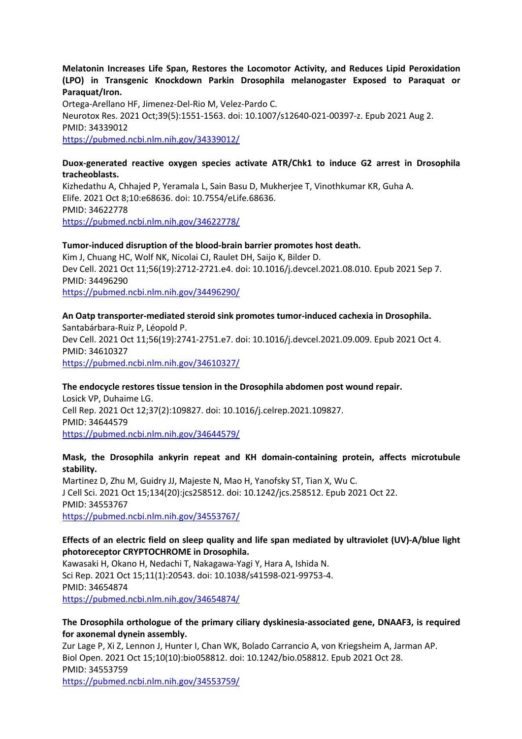**Melatonin Increases Life Span, Restores the Locomotor Activity, and Reduces Lipid Peroxidation (LPO) in Transgenic Knockdown Parkin Drosophila melanogaster Exposed to Paraquat or Paraquat/Iron.**
Ortega-Arellano HF, Jimenez-Del-Rio M, Velez-Pardo C.
Neurotox Res. 2021 Oct;39(5):1551-1563. doi: 10.1007/s12640-021-00397-z. Epub 2021 Aug 2.
PMID: 34339012
https://pubmed.ncbi.nlm.nih.gov/34339012/

**Duox-generated reactive oxygen species activate ATR/Chk1 to induce G2 arrest in Drosophila tracheoblasts.**
Kizhedathu A, Chhajed P, Yeramala L, Sain Basu D, Mukherjee T, Vinothkumar KR, Guha A.
Elife. 2021 Oct 8;10:e68636. doi: 10.7554/eLife.68636.
PMID: 34622778
https://pubmed.ncbi.nlm.nih.gov/34622778/

**Tumor-induced disruption of the blood-brain barrier promotes host death.**
Kim J, Chuang HC, Wolf NK, Nicolai CJ, Raulet DH, Saijo K, Bilder D.
Dev Cell. 2021 Oct 11;56(19):2712-2721.e4. doi: 10.1016/j.devcel.2021.08.010. Epub 2021 Sep 7.
PMID: 34496290
https://pubmed.ncbi.nlm.nih.gov/34496290/

**An Oatp transporter-mediated steroid sink promotes tumor-induced cachexia in Drosophila.**
Santabárbara-Ruiz P, Léopold P.
Dev Cell. 2021 Oct 11;56(19):2741-2751.e7. doi: 10.1016/j.devcel.2021.09.009. Epub 2021 Oct 4.
PMID: 34610327
https://pubmed.ncbi.nlm.nih.gov/34610327/

**The endocycle restores tissue tension in the Drosophila abdomen post wound repair.**
Losick VP, Duhaime LG.
Cell Rep. 2021 Oct 12;37(2):109827. doi: 10.1016/j.celrep.2021.109827.
PMID: 34644579
https://pubmed.ncbi.nlm.nih.gov/34644579/

**Mask, the Drosophila ankyrin repeat and KH domain-containing protein, affects microtubule stability.**
Martinez D, Zhu M, Guidry JJ, Majeste N, Mao H, Yanofsky ST, Tian X, Wu C.
J Cell Sci. 2021 Oct 15;134(20):jcs258512. doi: 10.1242/jcs.258512. Epub 2021 Oct 22.
PMID: 34553767
https://pubmed.ncbi.nlm.nih.gov/34553767/

**Effects of an electric field on sleep quality and life span mediated by ultraviolet (UV)-A/blue light photoreceptor CRYPTOCHROME in Drosophila.**
Kawasaki H, Okano H, Nedachi T, Nakagawa-Yagi Y, Hara A, Ishida N.
Sci Rep. 2021 Oct 15;11(1):20543. doi: 10.1038/s41598-021-99753-4.
PMID: 34654874
https://pubmed.ncbi.nlm.nih.gov/34654874/

**The Drosophila orthologue of the primary ciliary dyskinesia-associated gene, DNAAF3, is required for axonemal dynein assembly.**
Zur Lage P, Xi Z, Lennon J, Hunter I, Chan WK, Bolado Carrancio A, von Kriegsheim A, Jarman AP.
Biol Open. 2021 Oct 15;10(10):bio058812. doi: 10.1242/bio.058812. Epub 2021 Oct 28.
PMID: 34553759
https://pubmed.ncbi.nlm.nih.gov/34553759/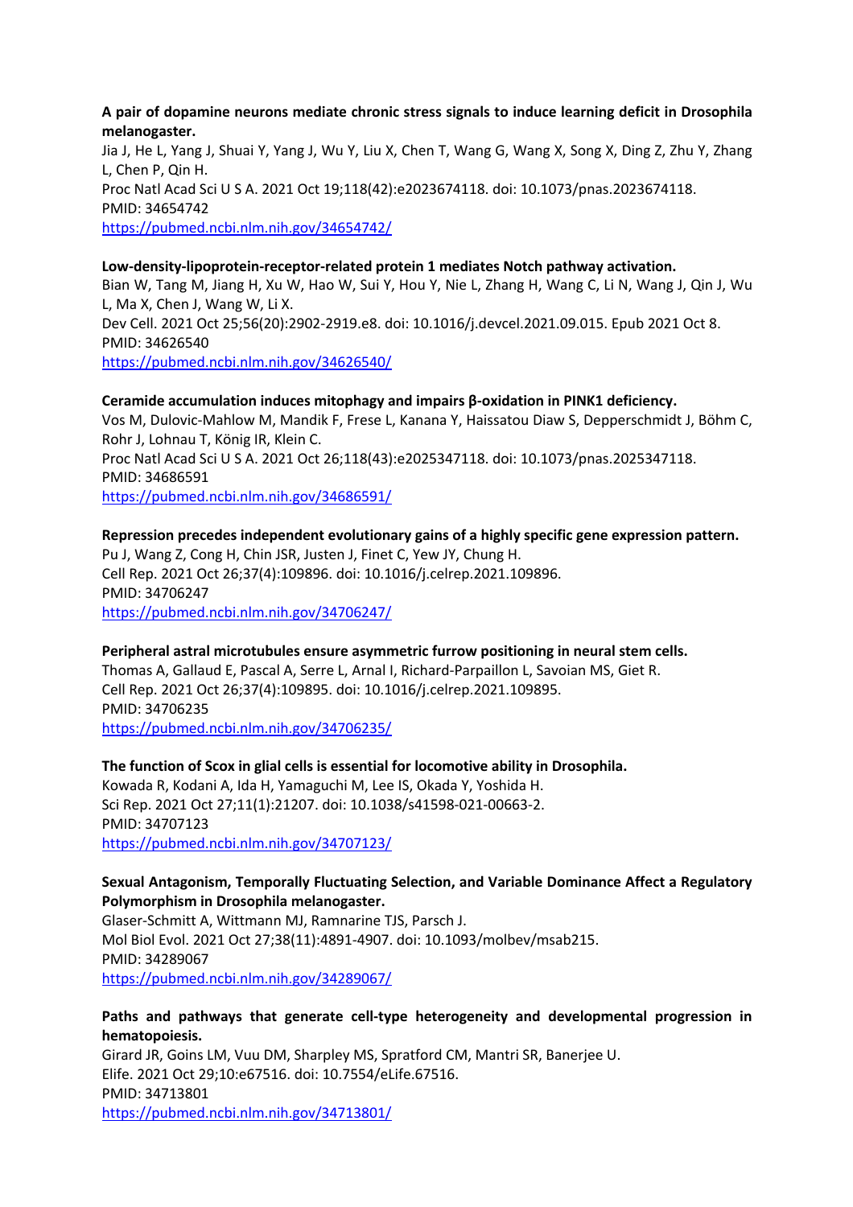**A pair of dopamine neurons mediate chronic stress signals to induce learning deficit in Drosophila melanogaster.**
Jia J, He L, Yang J, Shuai Y, Yang J, Wu Y, Liu X, Chen T, Wang G, Wang X, Song X, Ding Z, Zhu Y, Zhang L, Chen P, Qin H.
Proc Natl Acad Sci U S A. 2021 Oct 19;118(42):e2023674118. doi: 10.1073/pnas.2023674118.
PMID: 34654742
https://pubmed.ncbi.nlm.nih.gov/34654742/

**Low-density-lipoprotein-receptor-related protein 1 mediates Notch pathway activation.**
Bian W, Tang M, Jiang H, Xu W, Hao W, Sui Y, Hou Y, Nie L, Zhang H, Wang C, Li N, Wang J, Qin J, Wu L, Ma X, Chen J, Wang W, Li X.
Dev Cell. 2021 Oct 25;56(20):2902-2919.e8. doi: 10.1016/j.devcel.2021.09.015. Epub 2021 Oct 8.
PMID: 34626540
https://pubmed.ncbi.nlm.nih.gov/34626540/

**Ceramide accumulation induces mitophagy and impairs β-oxidation in PINK1 deficiency.**
Vos M, Dulovic-Mahlow M, Mandik F, Frese L, Kanana Y, Haissatou Diaw S, Depperschmidt J, Böhm C, Rohr J, Lohnau T, König IR, Klein C.
Proc Natl Acad Sci U S A. 2021 Oct 26;118(43):e2025347118. doi: 10.1073/pnas.2025347118.
PMID: 34686591
https://pubmed.ncbi.nlm.nih.gov/34686591/

**Repression precedes independent evolutionary gains of a highly specific gene expression pattern.**
Pu J, Wang Z, Cong H, Chin JSR, Justen J, Finet C, Yew JY, Chung H.
Cell Rep. 2021 Oct 26;37(4):109896. doi: 10.1016/j.celrep.2021.109896.
PMID: 34706247
https://pubmed.ncbi.nlm.nih.gov/34706247/

**Peripheral astral microtubules ensure asymmetric furrow positioning in neural stem cells.**
Thomas A, Gallaud E, Pascal A, Serre L, Arnal I, Richard-Parpaillon L, Savoian MS, Giet R.
Cell Rep. 2021 Oct 26;37(4):109895. doi: 10.1016/j.celrep.2021.109895.
PMID: 34706235
https://pubmed.ncbi.nlm.nih.gov/34706235/

**The function of Scox in glial cells is essential for locomotive ability in Drosophila.**
Kowada R, Kodani A, Ida H, Yamaguchi M, Lee IS, Okada Y, Yoshida H.
Sci Rep. 2021 Oct 27;11(1):21207. doi: 10.1038/s41598-021-00663-2.
PMID: 34707123
https://pubmed.ncbi.nlm.nih.gov/34707123/

**Sexual Antagonism, Temporally Fluctuating Selection, and Variable Dominance Affect a Regulatory Polymorphism in Drosophila melanogaster.**
Glaser-Schmitt A, Wittmann MJ, Ramnarine TJS, Parsch J.
Mol Biol Evol. 2021 Oct 27;38(11):4891-4907. doi: 10.1093/molbev/msab215.
PMID: 34289067
https://pubmed.ncbi.nlm.nih.gov/34289067/

**Paths and pathways that generate cell-type heterogeneity and developmental progression in hematopoiesis.**
Girard JR, Goins LM, Vuu DM, Sharpley MS, Spratford CM, Mantri SR, Banerjee U.
Elife. 2021 Oct 29;10:e67516. doi: 10.7554/eLife.67516.
PMID: 34713801
https://pubmed.ncbi.nlm.nih.gov/34713801/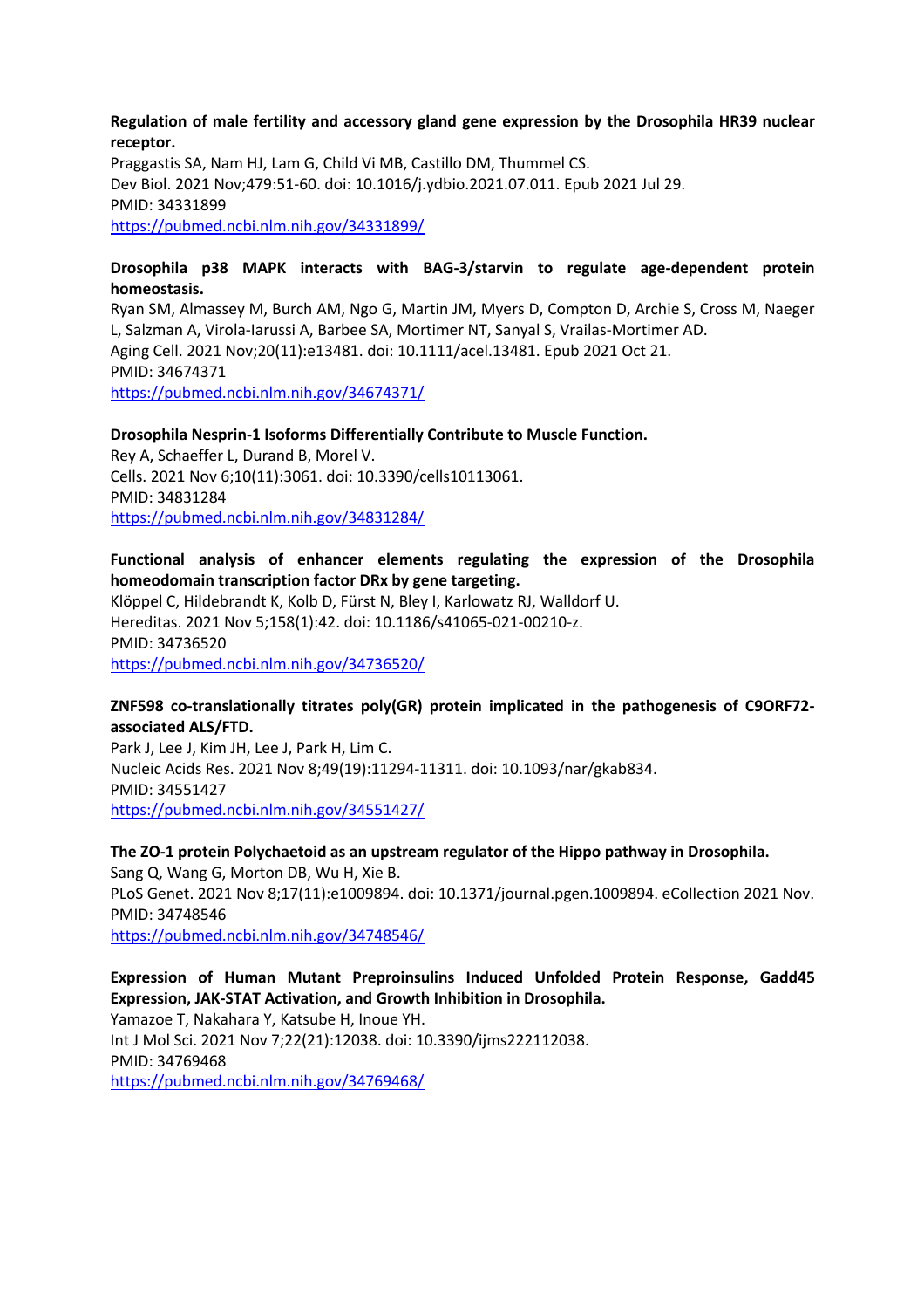**Regulation of male fertility and accessory gland gene expression by the Drosophila HR39 nuclear receptor.**
Praggastis SA, Nam HJ, Lam G, Child Vi MB, Castillo DM, Thummel CS.
Dev Biol. 2021 Nov;479:51-60. doi: 10.1016/j.ydbio.2021.07.011. Epub 2021 Jul 29.
PMID: 34331899
https://pubmed.ncbi.nlm.nih.gov/34331899/

**Drosophila p38 MAPK interacts with BAG-3/starvin to regulate age-dependent protein homeostasis.**
Ryan SM, Almassey M, Burch AM, Ngo G, Martin JM, Myers D, Compton D, Archie S, Cross M, Naeger L, Salzman A, Virola-Iarussi A, Barbee SA, Mortimer NT, Sanyal S, Vrailas-Mortimer AD.
Aging Cell. 2021 Nov;20(11):e13481. doi: 10.1111/acel.13481. Epub 2021 Oct 21.
PMID: 34674371
https://pubmed.ncbi.nlm.nih.gov/34674371/

**Drosophila Nesprin-1 Isoforms Differentially Contribute to Muscle Function.**
Rey A, Schaeffer L, Durand B, Morel V.
Cells. 2021 Nov 6;10(11):3061. doi: 10.3390/cells10113061.
PMID: 34831284
https://pubmed.ncbi.nlm.nih.gov/34831284/

**Functional analysis of enhancer elements regulating the expression of the Drosophila homeodomain transcription factor DRx by gene targeting.**
Klöppel C, Hildebrandt K, Kolb D, Fürst N, Bley I, Karlowatz RJ, Walldorf U.
Hereditas. 2021 Nov 5;158(1):42. doi: 10.1186/s41065-021-00210-z.
PMID: 34736520
https://pubmed.ncbi.nlm.nih.gov/34736520/

**ZNF598 co-translationally titrates poly(GR) protein implicated in the pathogenesis of C9ORF72-associated ALS/FTD.**
Park J, Lee J, Kim JH, Lee J, Park H, Lim C.
Nucleic Acids Res. 2021 Nov 8;49(19):11294-11311. doi: 10.1093/nar/gkab834.
PMID: 34551427
https://pubmed.ncbi.nlm.nih.gov/34551427/

**The ZO-1 protein Polychaetoid as an upstream regulator of the Hippo pathway in Drosophila.**
Sang Q, Wang G, Morton DB, Wu H, Xie B.
PLoS Genet. 2021 Nov 8;17(11):e1009894. doi: 10.1371/journal.pgen.1009894. eCollection 2021 Nov.
PMID: 34748546
https://pubmed.ncbi.nlm.nih.gov/34748546/

**Expression of Human Mutant Preproinsulins Induced Unfolded Protein Response, Gadd45 Expression, JAK-STAT Activation, and Growth Inhibition in Drosophila.**
Yamazoe T, Nakahara Y, Katsube H, Inoue YH.
Int J Mol Sci. 2021 Nov 7;22(21):12038. doi: 10.3390/ijms222112038.
PMID: 34769468
https://pubmed.ncbi.nlm.nih.gov/34769468/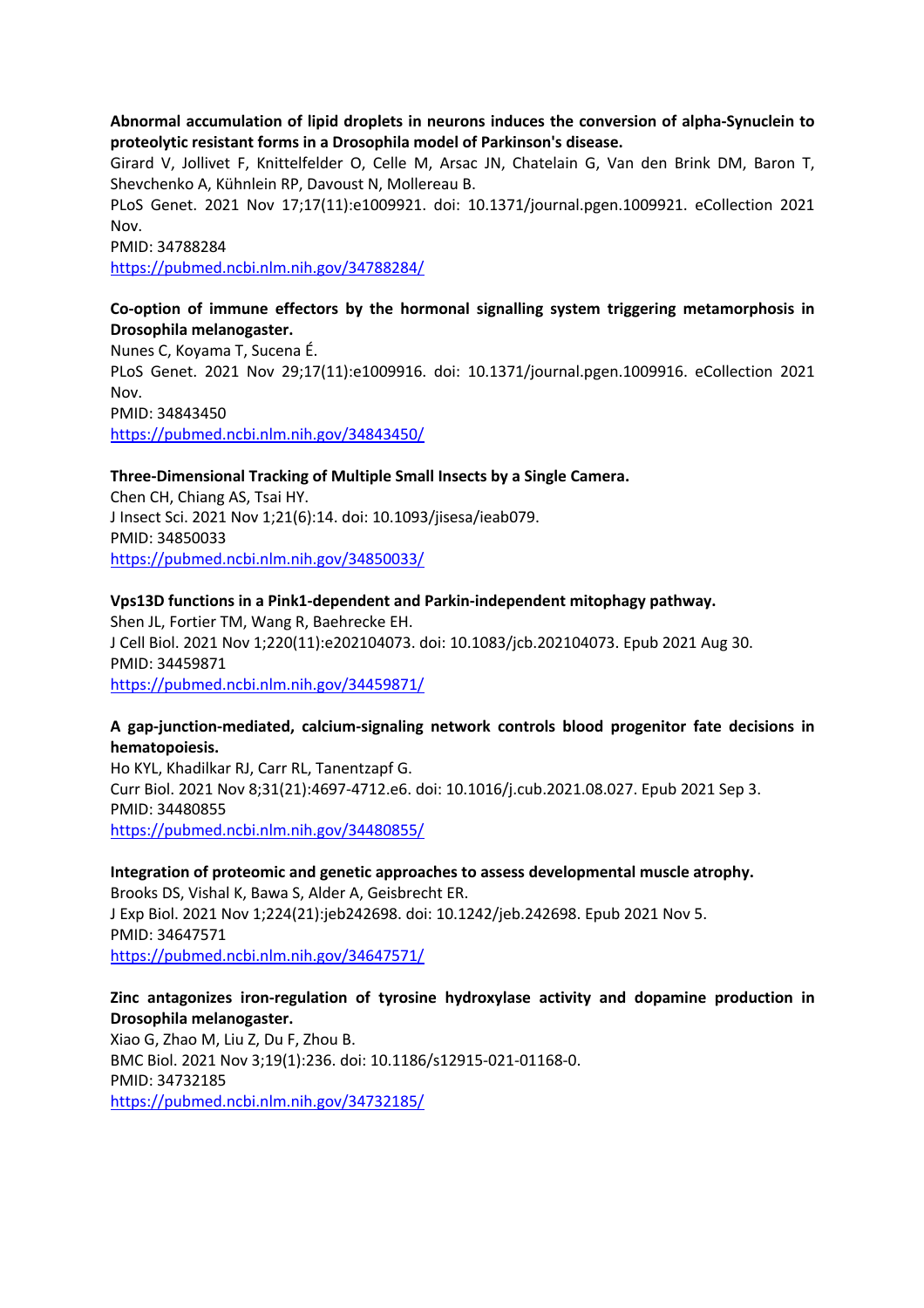**Abnormal accumulation of lipid droplets in neurons induces the conversion of alpha-Synuclein to proteolytic resistant forms in a Drosophila model of Parkinson's disease.**

Girard V, Jollivet F, Knittelfelder O, Celle M, Arsac JN, Chatelain G, Van den Brink DM, Baron T, Shevchenko A, Kühnlein RP, Davoust N, Mollereau B.

PLoS Genet. 2021 Nov 17;17(11):e1009921. doi: 10.1371/journal.pgen.1009921. eCollection 2021 Nov.

PMID: 34788284

https://pubmed.ncbi.nlm.nih.gov/34788284/

**Co-option of immune effectors by the hormonal signalling system triggering metamorphosis in Drosophila melanogaster.**

Nunes C, Koyama T, Sucena É.

PLoS Genet. 2021 Nov 29;17(11):e1009916. doi: 10.1371/journal.pgen.1009916. eCollection 2021 Nov.

PMID: 34843450

https://pubmed.ncbi.nlm.nih.gov/34843450/

**Three-Dimensional Tracking of Multiple Small Insects by a Single Camera.**

Chen CH, Chiang AS, Tsai HY.

J Insect Sci. 2021 Nov 1;21(6):14. doi: 10.1093/jisesa/ieab079.

PMID: 34850033

https://pubmed.ncbi.nlm.nih.gov/34850033/

**Vps13D functions in a Pink1-dependent and Parkin-independent mitophagy pathway.**

Shen JL, Fortier TM, Wang R, Baehrecke EH.

J Cell Biol. 2021 Nov 1;220(11):e202104073. doi: 10.1083/jcb.202104073. Epub 2021 Aug 30.

PMID: 34459871

https://pubmed.ncbi.nlm.nih.gov/34459871/

**A gap-junction-mediated, calcium-signaling network controls blood progenitor fate decisions in hematopoiesis.**

Ho KYL, Khadilkar RJ, Carr RL, Tanentzapf G.

Curr Biol. 2021 Nov 8;31(21):4697-4712.e6. doi: 10.1016/j.cub.2021.08.027. Epub 2021 Sep 3.

PMID: 34480855

https://pubmed.ncbi.nlm.nih.gov/34480855/

**Integration of proteomic and genetic approaches to assess developmental muscle atrophy.**

Brooks DS, Vishal K, Bawa S, Alder A, Geisbrecht ER.

J Exp Biol. 2021 Nov 1;224(21):jeb242698. doi: 10.1242/jeb.242698. Epub 2021 Nov 5.

PMID: 34647571

https://pubmed.ncbi.nlm.nih.gov/34647571/

**Zinc antagonizes iron-regulation of tyrosine hydroxylase activity and dopamine production in Drosophila melanogaster.**

Xiao G, Zhao M, Liu Z, Du F, Zhou B.

BMC Biol. 2021 Nov 3;19(1):236. doi: 10.1186/s12915-021-01168-0.

PMID: 34732185

https://pubmed.ncbi.nlm.nih.gov/34732185/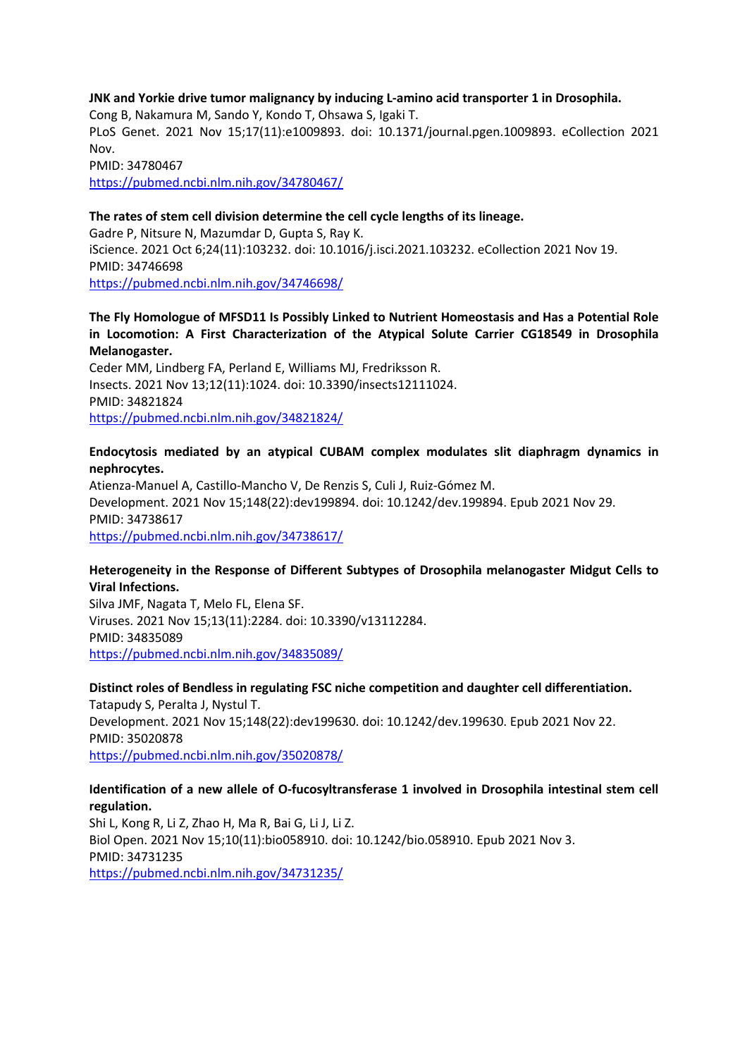**JNK and Yorkie drive tumor malignancy by inducing L-amino acid transporter 1 in Drosophila.**
Cong B, Nakamura M, Sando Y, Kondo T, Ohsawa S, Igaki T.
PLoS Genet. 2021 Nov 15;17(11):e1009893. doi: 10.1371/journal.pgen.1009893. eCollection 2021 Nov.
PMID: 34780467
https://pubmed.ncbi.nlm.nih.gov/34780467/

**The rates of stem cell division determine the cell cycle lengths of its lineage.**
Gadre P, Nitsure N, Mazumdar D, Gupta S, Ray K.
iScience. 2021 Oct 6;24(11):103232. doi: 10.1016/j.isci.2021.103232. eCollection 2021 Nov 19.
PMID: 34746698
https://pubmed.ncbi.nlm.nih.gov/34746698/

**The Fly Homologue of MFSD11 Is Possibly Linked to Nutrient Homeostasis and Has a Potential Role in Locomotion: A First Characterization of the Atypical Solute Carrier CG18549 in Drosophila Melanogaster.**
Ceder MM, Lindberg FA, Perland E, Williams MJ, Fredriksson R.
Insects. 2021 Nov 13;12(11):1024. doi: 10.3390/insects12111024.
PMID: 34821824
https://pubmed.ncbi.nlm.nih.gov/34821824/

**Endocytosis mediated by an atypical CUBAM complex modulates slit diaphragm dynamics in nephrocytes.**
Atienza-Manuel A, Castillo-Mancho V, De Renzis S, Culi J, Ruiz-Gómez M.
Development. 2021 Nov 15;148(22):dev199894. doi: 10.1242/dev.199894. Epub 2021 Nov 29.
PMID: 34738617
https://pubmed.ncbi.nlm.nih.gov/34738617/

**Heterogeneity in the Response of Different Subtypes of Drosophila melanogaster Midgut Cells to Viral Infections.**
Silva JMF, Nagata T, Melo FL, Elena SF.
Viruses. 2021 Nov 15;13(11):2284. doi: 10.3390/v13112284.
PMID: 34835089
https://pubmed.ncbi.nlm.nih.gov/34835089/

**Distinct roles of Bendless in regulating FSC niche competition and daughter cell differentiation.**
Tatapudy S, Peralta J, Nystul T.
Development. 2021 Nov 15;148(22):dev199630. doi: 10.1242/dev.199630. Epub 2021 Nov 22.
PMID: 35020878
https://pubmed.ncbi.nlm.nih.gov/35020878/

**Identification of a new allele of O-fucosyltransferase 1 involved in Drosophila intestinal stem cell regulation.**
Shi L, Kong R, Li Z, Zhao H, Ma R, Bai G, Li J, Li Z.
Biol Open. 2021 Nov 15;10(11):bio058910. doi: 10.1242/bio.058910. Epub 2021 Nov 3.
PMID: 34731235
https://pubmed.ncbi.nlm.nih.gov/34731235/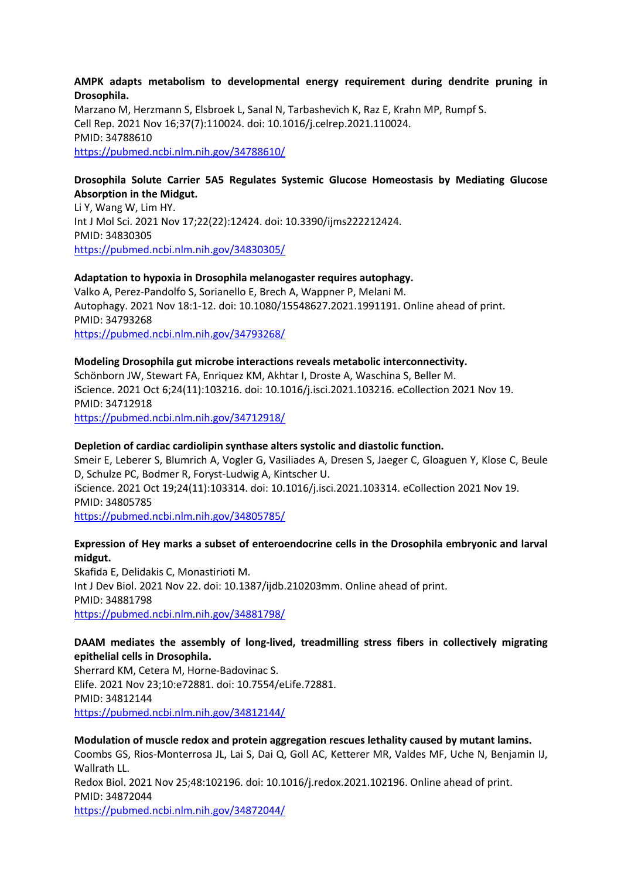**AMPK adapts metabolism to developmental energy requirement during dendrite pruning in Drosophila.**
Marzano M, Herzmann S, Elsbroek L, Sanal N, Tarbashevich K, Raz E, Krahn MP, Rumpf S.
Cell Rep. 2021 Nov 16;37(7):110024. doi: 10.1016/j.celrep.2021.110024.
PMID: 34788610
https://pubmed.ncbi.nlm.nih.gov/34788610/

**Drosophila Solute Carrier 5A5 Regulates Systemic Glucose Homeostasis by Mediating Glucose Absorption in the Midgut.**
Li Y, Wang W, Lim HY.
Int J Mol Sci. 2021 Nov 17;22(22):12424. doi: 10.3390/ijms222212424.
PMID: 34830305
https://pubmed.ncbi.nlm.nih.gov/34830305/

**Adaptation to hypoxia in Drosophila melanogaster requires autophagy.**
Valko A, Perez-Pandolfo S, Sorianello E, Brech A, Wappner P, Melani M.
Autophagy. 2021 Nov 18:1-12. doi: 10.1080/15548627.2021.1991191. Online ahead of print.
PMID: 34793268
https://pubmed.ncbi.nlm.nih.gov/34793268/

**Modeling Drosophila gut microbe interactions reveals metabolic interconnectivity.**
Schönborn JW, Stewart FA, Enriquez KM, Akhtar I, Droste A, Waschina S, Beller M.
iScience. 2021 Oct 6;24(11):103216. doi: 10.1016/j.isci.2021.103216. eCollection 2021 Nov 19.
PMID: 34712918
https://pubmed.ncbi.nlm.nih.gov/34712918/

**Depletion of cardiac cardiolipin synthase alters systolic and diastolic function.**
Smeir E, Leberer S, Blumrich A, Vogler G, Vasiliades A, Dresen S, Jaeger C, Gloaguen Y, Klose C, Beule D, Schulze PC, Bodmer R, Foryst-Ludwig A, Kintscher U.
iScience. 2021 Oct 19;24(11):103314. doi: 10.1016/j.isci.2021.103314. eCollection 2021 Nov 19.
PMID: 34805785
https://pubmed.ncbi.nlm.nih.gov/34805785/

**Expression of Hey marks a subset of enteroendocrine cells in the Drosophila embryonic and larval midgut.**
Skafida E, Delidakis C, Monastirioti M.
Int J Dev Biol. 2021 Nov 22. doi: 10.1387/ijdb.210203mm. Online ahead of print.
PMID: 34881798
https://pubmed.ncbi.nlm.nih.gov/34881798/

**DAAM mediates the assembly of long-lived, treadmilling stress fibers in collectively migrating epithelial cells in Drosophila.**
Sherrard KM, Cetera M, Horne-Badovinac S.
Elife. 2021 Nov 23;10:e72881. doi: 10.7554/eLife.72881.
PMID: 34812144
https://pubmed.ncbi.nlm.nih.gov/34812144/

**Modulation of muscle redox and protein aggregation rescues lethality caused by mutant lamins.**
Coombs GS, Rios-Monterrosa JL, Lai S, Dai Q, Goll AC, Ketterer MR, Valdes MF, Uche N, Benjamin IJ, Wallrath LL.
Redox Biol. 2021 Nov 25;48:102196. doi: 10.1016/j.redox.2021.102196. Online ahead of print.
PMID: 34872044
https://pubmed.ncbi.nlm.nih.gov/34872044/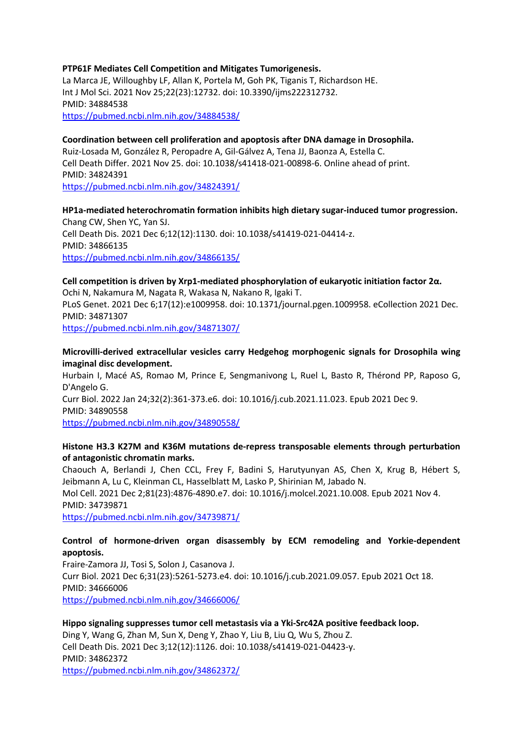**PTP61F Mediates Cell Competition and Mitigates Tumorigenesis.**
La Marca JE, Willoughby LF, Allan K, Portela M, Goh PK, Tiganis T, Richardson HE.
Int J Mol Sci. 2021 Nov 25;22(23):12732. doi: 10.3390/ijms222312732.
PMID: 34884538
https://pubmed.ncbi.nlm.nih.gov/34884538/

**Coordination between cell proliferation and apoptosis after DNA damage in Drosophila.**
Ruiz-Losada M, González R, Peropadre A, Gil-Gálvez A, Tena JJ, Baonza A, Estella C.
Cell Death Differ. 2021 Nov 25. doi: 10.1038/s41418-021-00898-6. Online ahead of print.
PMID: 34824391
https://pubmed.ncbi.nlm.nih.gov/34824391/

**HP1a-mediated heterochromatin formation inhibits high dietary sugar-induced tumor progression.**
Chang CW, Shen YC, Yan SJ.
Cell Death Dis. 2021 Dec 6;12(12):1130. doi: 10.1038/s41419-021-04414-z.
PMID: 34866135
https://pubmed.ncbi.nlm.nih.gov/34866135/

**Cell competition is driven by Xrp1-mediated phosphorylation of eukaryotic initiation factor 2α.**
Ochi N, Nakamura M, Nagata R, Wakasa N, Nakano R, Igaki T.
PLoS Genet. 2021 Dec 6;17(12):e1009958. doi: 10.1371/journal.pgen.1009958. eCollection 2021 Dec.
PMID: 34871307
https://pubmed.ncbi.nlm.nih.gov/34871307/

**Microvilli-derived extracellular vesicles carry Hedgehog morphogenic signals for Drosophila wing imaginal disc development.**
Hurbain I, Macé AS, Romao M, Prince E, Sengmanivong L, Ruel L, Basto R, Thérond PP, Raposo G, D'Angelo G.
Curr Biol. 2022 Jan 24;32(2):361-373.e6. doi: 10.1016/j.cub.2021.11.023. Epub 2021 Dec 9.
PMID: 34890558
https://pubmed.ncbi.nlm.nih.gov/34890558/

**Histone H3.3 K27M and K36M mutations de-repress transposable elements through perturbation of antagonistic chromatin marks.**
Chaouch A, Berlandi J, Chen CCL, Frey F, Badini S, Harutyunyan AS, Chen X, Krug B, Hébert S, Jeibmann A, Lu C, Kleinman CL, Hasselblatt M, Lasko P, Shirinian M, Jabado N.
Mol Cell. 2021 Dec 2;81(23):4876-4890.e7. doi: 10.1016/j.molcel.2021.10.008. Epub 2021 Nov 4.
PMID: 34739871
https://pubmed.ncbi.nlm.nih.gov/34739871/

**Control of hormone-driven organ disassembly by ECM remodeling and Yorkie-dependent apoptosis.**
Fraire-Zamora JJ, Tosi S, Solon J, Casanova J.
Curr Biol. 2021 Dec 6;31(23):5261-5273.e4. doi: 10.1016/j.cub.2021.09.057. Epub 2021 Oct 18.
PMID: 34666006
https://pubmed.ncbi.nlm.nih.gov/34666006/

**Hippo signaling suppresses tumor cell metastasis via a Yki-Src42A positive feedback loop.**
Ding Y, Wang G, Zhan M, Sun X, Deng Y, Zhao Y, Liu B, Liu Q, Wu S, Zhou Z.
Cell Death Dis. 2021 Dec 3;12(12):1126. doi: 10.1038/s41419-021-04423-y.
PMID: 34862372
https://pubmed.ncbi.nlm.nih.gov/34862372/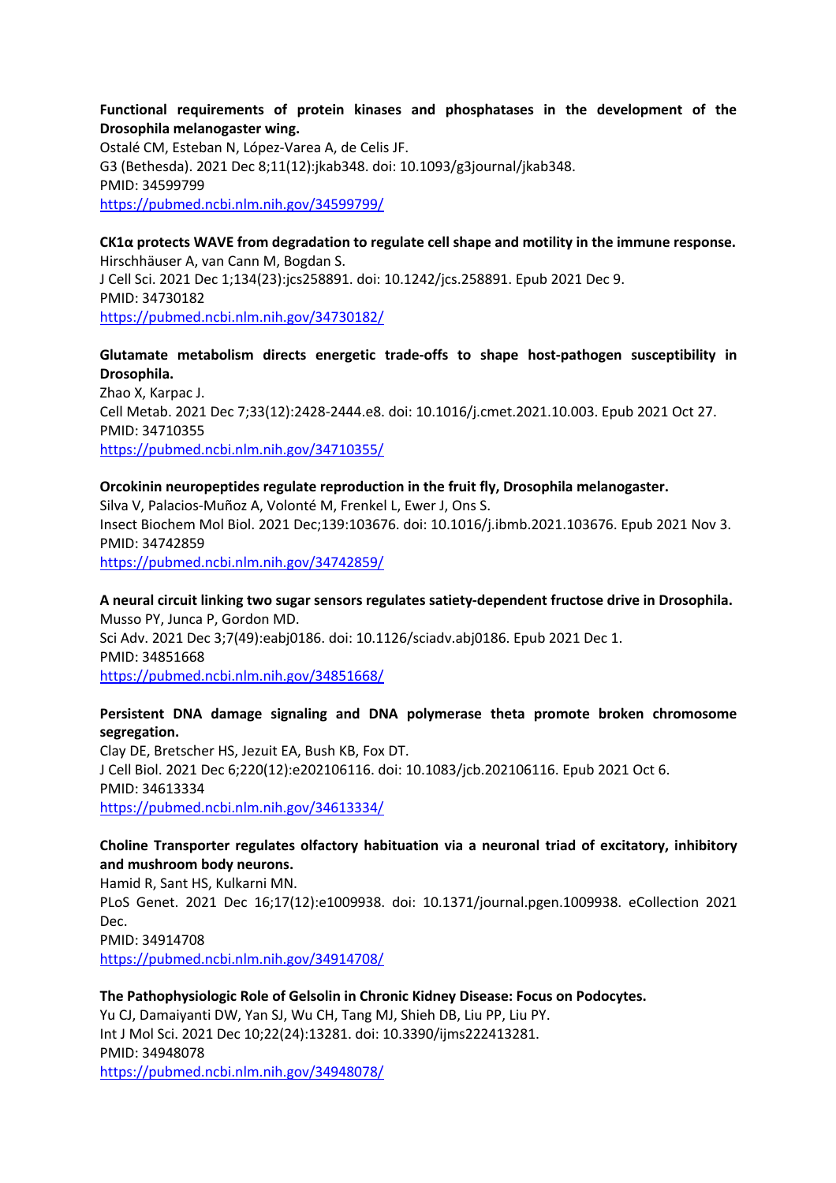**Functional requirements of protein kinases and phosphatases in the development of the Drosophila melanogaster wing.**
Ostalé CM, Esteban N, López-Varea A, de Celis JF.
G3 (Bethesda). 2021 Dec 8;11(12):jkab348. doi: 10.1093/g3journal/jkab348.
PMID: 34599799
https://pubmed.ncbi.nlm.nih.gov/34599799/

**CK1α protects WAVE from degradation to regulate cell shape and motility in the immune response.**
Hirschhäuser A, van Cann M, Bogdan S.
J Cell Sci. 2021 Dec 1;134(23):jcs258891. doi: 10.1242/jcs.258891. Epub 2021 Dec 9.
PMID: 34730182
https://pubmed.ncbi.nlm.nih.gov/34730182/

**Glutamate metabolism directs energetic trade-offs to shape host-pathogen susceptibility in Drosophila.**
Zhao X, Karpac J.
Cell Metab. 2021 Dec 7;33(12):2428-2444.e8. doi: 10.1016/j.cmet.2021.10.003. Epub 2021 Oct 27.
PMID: 34710355
https://pubmed.ncbi.nlm.nih.gov/34710355/

**Orcokinin neuropeptides regulate reproduction in the fruit fly, Drosophila melanogaster.**
Silva V, Palacios-Muñoz A, Volonté M, Frenkel L, Ewer J, Ons S.
Insect Biochem Mol Biol. 2021 Dec;139:103676. doi: 10.1016/j.ibmb.2021.103676. Epub 2021 Nov 3.
PMID: 34742859
https://pubmed.ncbi.nlm.nih.gov/34742859/

**A neural circuit linking two sugar sensors regulates satiety-dependent fructose drive in Drosophila.**
Musso PY, Junca P, Gordon MD.
Sci Adv. 2021 Dec 3;7(49):eabj0186. doi: 10.1126/sciadv.abj0186. Epub 2021 Dec 1.
PMID: 34851668
https://pubmed.ncbi.nlm.nih.gov/34851668/

**Persistent DNA damage signaling and DNA polymerase theta promote broken chromosome segregation.**
Clay DE, Bretscher HS, Jezuit EA, Bush KB, Fox DT.
J Cell Biol. 2021 Dec 6;220(12):e202106116. doi: 10.1083/jcb.202106116. Epub 2021 Oct 6.
PMID: 34613334
https://pubmed.ncbi.nlm.nih.gov/34613334/

**Choline Transporter regulates olfactory habituation via a neuronal triad of excitatory, inhibitory and mushroom body neurons.**
Hamid R, Sant HS, Kulkarni MN.
PLoS Genet. 2021 Dec 16;17(12):e1009938. doi: 10.1371/journal.pgen.1009938. eCollection 2021 Dec.
PMID: 34914708
https://pubmed.ncbi.nlm.nih.gov/34914708/

**The Pathophysiologic Role of Gelsolin in Chronic Kidney Disease: Focus on Podocytes.**
Yu CJ, Damaiyanti DW, Yan SJ, Wu CH, Tang MJ, Shieh DB, Liu PP, Liu PY.
Int J Mol Sci. 2021 Dec 10;22(24):13281. doi: 10.3390/ijms222413281.
PMID: 34948078
https://pubmed.ncbi.nlm.nih.gov/34948078/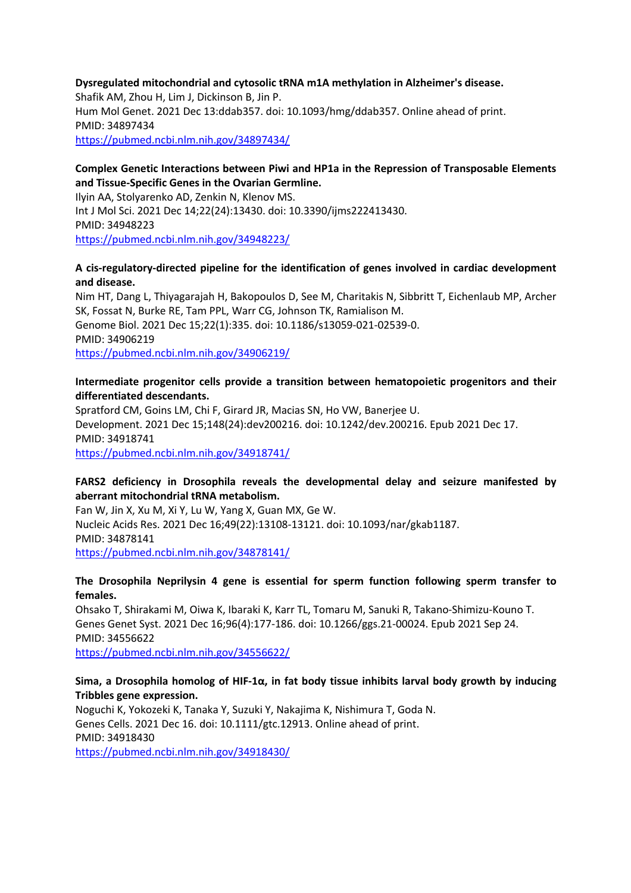**Dysregulated mitochondrial and cytosolic tRNA m1A methylation in Alzheimer's disease.**
Shafik AM, Zhou H, Lim J, Dickinson B, Jin P.
Hum Mol Genet. 2021 Dec 13:ddab357. doi: 10.1093/hmg/ddab357. Online ahead of print.
PMID: 34897434
https://pubmed.ncbi.nlm.nih.gov/34897434/

**Complex Genetic Interactions between Piwi and HP1a in the Repression of Transposable Elements and Tissue-Specific Genes in the Ovarian Germline.**
Ilyin AA, Stolyarenko AD, Zenkin N, Klenov MS.
Int J Mol Sci. 2021 Dec 14;22(24):13430. doi: 10.3390/ijms222413430.
PMID: 34948223
https://pubmed.ncbi.nlm.nih.gov/34948223/

**A cis-regulatory-directed pipeline for the identification of genes involved in cardiac development and disease.**
Nim HT, Dang L, Thiyagarajah H, Bakopoulos D, See M, Charitakis N, Sibbritt T, Eichenlaub MP, Archer SK, Fossat N, Burke RE, Tam PPL, Warr CG, Johnson TK, Ramialison M.
Genome Biol. 2021 Dec 15;22(1):335. doi: 10.1186/s13059-021-02539-0.
PMID: 34906219
https://pubmed.ncbi.nlm.nih.gov/34906219/

**Intermediate progenitor cells provide a transition between hematopoietic progenitors and their differentiated descendants.**
Spratford CM, Goins LM, Chi F, Girard JR, Macias SN, Ho VW, Banerjee U.
Development. 2021 Dec 15;148(24):dev200216. doi: 10.1242/dev.200216. Epub 2021 Dec 17.
PMID: 34918741
https://pubmed.ncbi.nlm.nih.gov/34918741/

**FARS2 deficiency in Drosophila reveals the developmental delay and seizure manifested by aberrant mitochondrial tRNA metabolism.**
Fan W, Jin X, Xu M, Xi Y, Lu W, Yang X, Guan MX, Ge W.
Nucleic Acids Res. 2021 Dec 16;49(22):13108-13121. doi: 10.1093/nar/gkab1187.
PMID: 34878141
https://pubmed.ncbi.nlm.nih.gov/34878141/

**The Drosophila Neprilysin 4 gene is essential for sperm function following sperm transfer to females.**
Ohsako T, Shirakami M, Oiwa K, Ibaraki K, Karr TL, Tomaru M, Sanuki R, Takano-Shimizu-Kouno T.
Genes Genet Syst. 2021 Dec 16;96(4):177-186. doi: 10.1266/ggs.21-00024. Epub 2021 Sep 24.
PMID: 34556622
https://pubmed.ncbi.nlm.nih.gov/34556622/

**Sima, a Drosophila homolog of HIF-1α, in fat body tissue inhibits larval body growth by inducing Tribbles gene expression.**
Noguchi K, Yokozeki K, Tanaka Y, Suzuki Y, Nakajima K, Nishimura T, Goda N.
Genes Cells. 2021 Dec 16. doi: 10.1111/gtc.12913. Online ahead of print.
PMID: 34918430
https://pubmed.ncbi.nlm.nih.gov/34918430/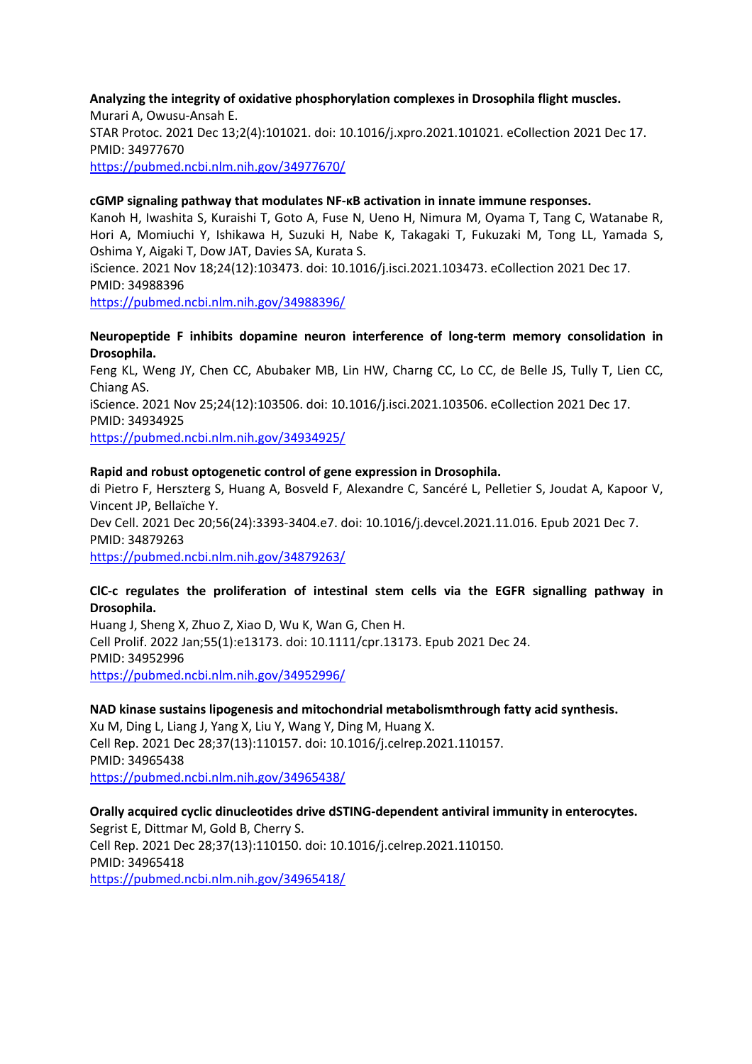**Analyzing the integrity of oxidative phosphorylation complexes in Drosophila flight muscles.**
Murari A, Owusu-Ansah E.
STAR Protoc. 2021 Dec 13;2(4):101021. doi: 10.1016/j.xpro.2021.101021. eCollection 2021 Dec 17.
PMID: 34977670
https://pubmed.ncbi.nlm.nih.gov/34977670/

**cGMP signaling pathway that modulates NF-κB activation in innate immune responses.**
Kanoh H, Iwashita S, Kuraishi T, Goto A, Fuse N, Ueno H, Nimura M, Oyama T, Tang C, Watanabe R, Hori A, Momiuchi Y, Ishikawa H, Suzuki H, Nabe K, Takagaki T, Fukuzaki M, Tong LL, Yamada S, Oshima Y, Aigaki T, Dow JAT, Davies SA, Kurata S.
iScience. 2021 Nov 18;24(12):103473. doi: 10.1016/j.isci.2021.103473. eCollection 2021 Dec 17.
PMID: 34988396
https://pubmed.ncbi.nlm.nih.gov/34988396/

**Neuropeptide F inhibits dopamine neuron interference of long-term memory consolidation in Drosophila.**
Feng KL, Weng JY, Chen CC, Abubaker MB, Lin HW, Charng CC, Lo CC, de Belle JS, Tully T, Lien CC, Chiang AS.
iScience. 2021 Nov 25;24(12):103506. doi: 10.1016/j.isci.2021.103506. eCollection 2021 Dec 17.
PMID: 34934925
https://pubmed.ncbi.nlm.nih.gov/34934925/

**Rapid and robust optogenetic control of gene expression in Drosophila.**
di Pietro F, Herszterg S, Huang A, Bosveld F, Alexandre C, Sancéré L, Pelletier S, Joudat A, Kapoor V, Vincent JP, Bellaïche Y.
Dev Cell. 2021 Dec 20;56(24):3393-3404.e7. doi: 10.1016/j.devcel.2021.11.016. Epub 2021 Dec 7.
PMID: 34879263
https://pubmed.ncbi.nlm.nih.gov/34879263/

**ClC-c regulates the proliferation of intestinal stem cells via the EGFR signalling pathway in Drosophila.**
Huang J, Sheng X, Zhuo Z, Xiao D, Wu K, Wan G, Chen H.
Cell Prolif. 2022 Jan;55(1):e13173. doi: 10.1111/cpr.13173. Epub 2021 Dec 24.
PMID: 34952996
https://pubmed.ncbi.nlm.nih.gov/34952996/

**NAD kinase sustains lipogenesis and mitochondrial metabolismthrough fatty acid synthesis.**
Xu M, Ding L, Liang J, Yang X, Liu Y, Wang Y, Ding M, Huang X.
Cell Rep. 2021 Dec 28;37(13):110157. doi: 10.1016/j.celrep.2021.110157.
PMID: 34965438
https://pubmed.ncbi.nlm.nih.gov/34965438/

**Orally acquired cyclic dinucleotides drive dSTING-dependent antiviral immunity in enterocytes.**
Segrist E, Dittmar M, Gold B, Cherry S.
Cell Rep. 2021 Dec 28;37(13):110150. doi: 10.1016/j.celrep.2021.110150.
PMID: 34965418
https://pubmed.ncbi.nlm.nih.gov/34965418/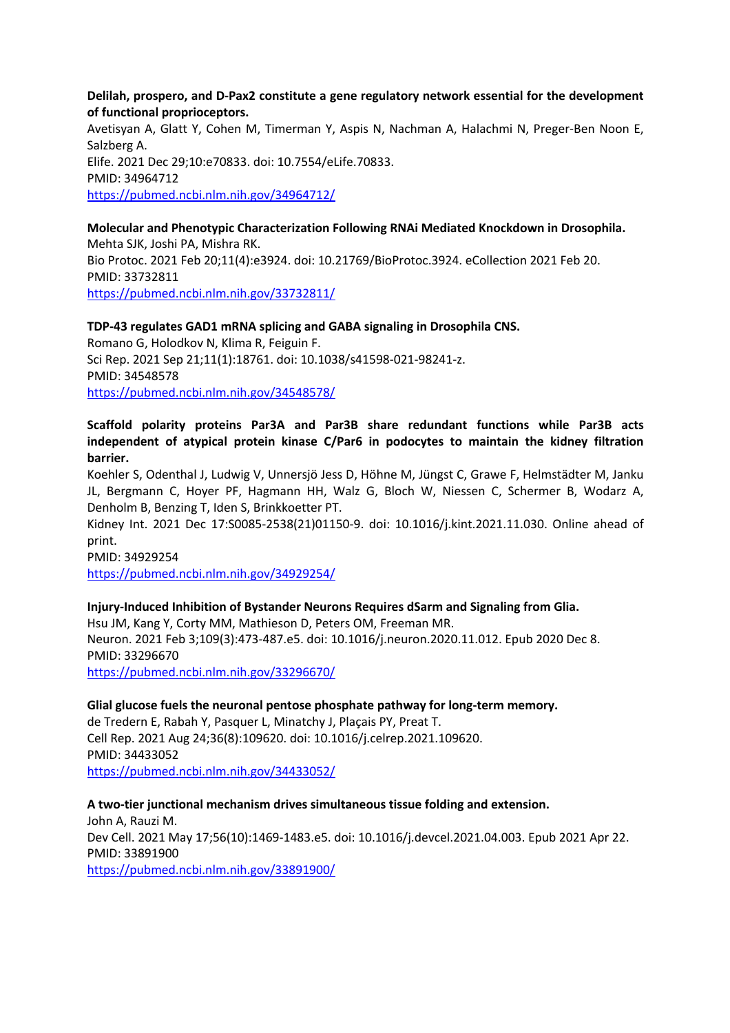**Delilah, prospero, and D-Pax2 constitute a gene regulatory network essential for the development of functional proprioceptors.**
Avetisyan A, Glatt Y, Cohen M, Timerman Y, Aspis N, Nachman A, Halachmi N, Preger-Ben Noon E, Salzberg A.
Elife. 2021 Dec 29;10:e70833. doi: 10.7554/eLife.70833.
PMID: 34964712
https://pubmed.ncbi.nlm.nih.gov/34964712/

**Molecular and Phenotypic Characterization Following RNAi Mediated Knockdown in Drosophila.**
Mehta SJK, Joshi PA, Mishra RK.
Bio Protoc. 2021 Feb 20;11(4):e3924. doi: 10.21769/BioProtoc.3924. eCollection 2021 Feb 20.
PMID: 33732811
https://pubmed.ncbi.nlm.nih.gov/33732811/

**TDP-43 regulates GAD1 mRNA splicing and GABA signaling in Drosophila CNS.**
Romano G, Holodkov N, Klima R, Feiguin F.
Sci Rep. 2021 Sep 21;11(1):18761. doi: 10.1038/s41598-021-98241-z.
PMID: 34548578
https://pubmed.ncbi.nlm.nih.gov/34548578/

**Scaffold polarity proteins Par3A and Par3B share redundant functions while Par3B acts independent of atypical protein kinase C/Par6 in podocytes to maintain the kidney filtration barrier.**
Koehler S, Odenthal J, Ludwig V, Unnersjö Jess D, Höhne M, Jüngst C, Grawe F, Helmstädter M, Janku JL, Bergmann C, Hoyer PF, Hagmann HH, Walz G, Bloch W, Niessen C, Schermer B, Wodarz A, Denholm B, Benzing T, Iden S, Brinkkoetter PT.
Kidney Int. 2021 Dec 17:S0085-2538(21)01150-9. doi: 10.1016/j.kint.2021.11.030. Online ahead of print.
PMID: 34929254
https://pubmed.ncbi.nlm.nih.gov/34929254/

**Injury-Induced Inhibition of Bystander Neurons Requires dSarm and Signaling from Glia.**
Hsu JM, Kang Y, Corty MM, Mathieson D, Peters OM, Freeman MR.
Neuron. 2021 Feb 3;109(3):473-487.e5. doi: 10.1016/j.neuron.2020.11.012. Epub 2020 Dec 8.
PMID: 33296670
https://pubmed.ncbi.nlm.nih.gov/33296670/

**Glial glucose fuels the neuronal pentose phosphate pathway for long-term memory.**
de Tredern E, Rabah Y, Pasquer L, Minatchy J, Plaçais PY, Preat T.
Cell Rep. 2021 Aug 24;36(8):109620. doi: 10.1016/j.celrep.2021.109620.
PMID: 34433052
https://pubmed.ncbi.nlm.nih.gov/34433052/

**A two-tier junctional mechanism drives simultaneous tissue folding and extension.**
John A, Rauzi M.
Dev Cell. 2021 May 17;56(10):1469-1483.e5. doi: 10.1016/j.devcel.2021.04.003. Epub 2021 Apr 22.
PMID: 33891900
https://pubmed.ncbi.nlm.nih.gov/33891900/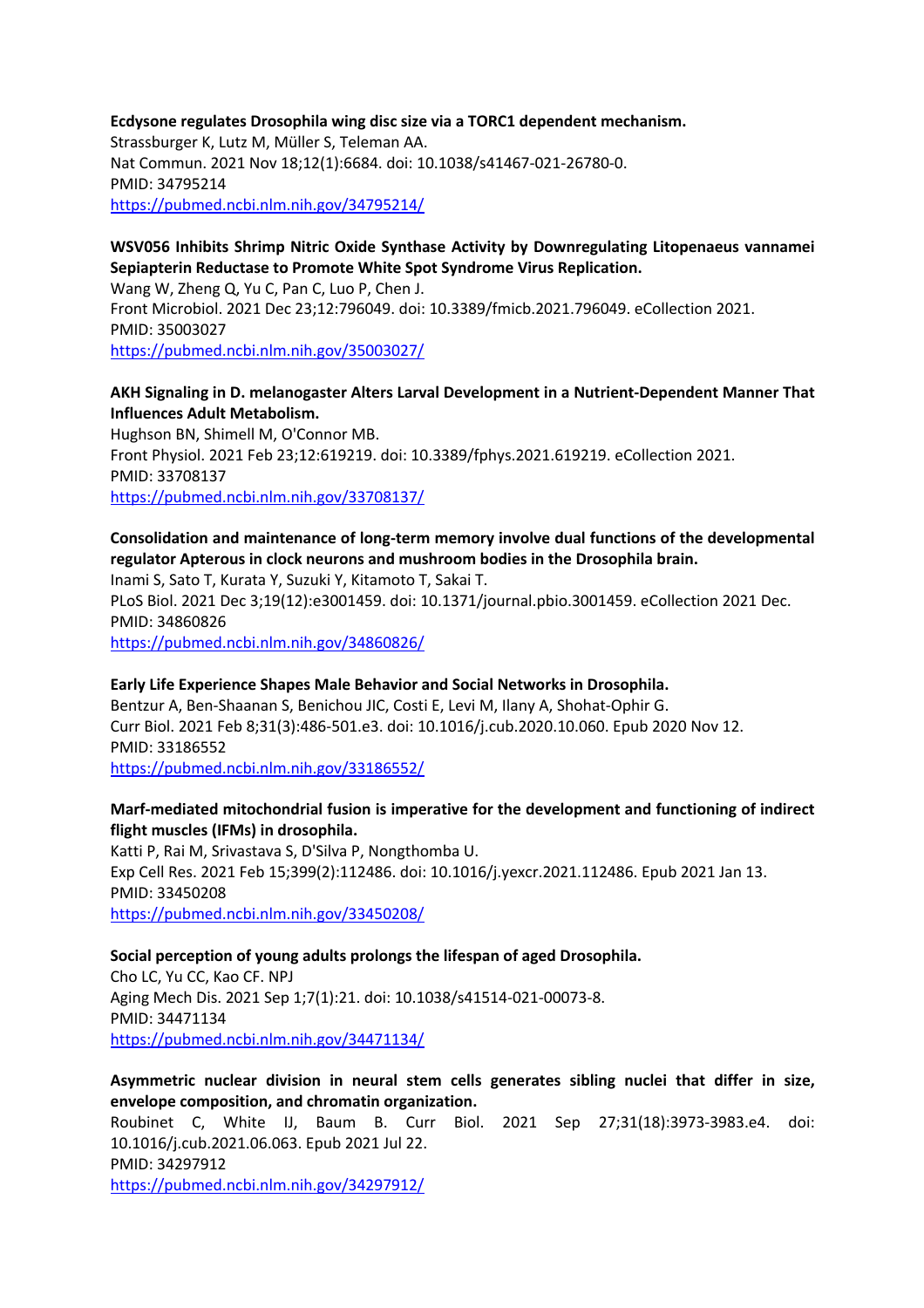**Ecdysone regulates Drosophila wing disc size via a TORC1 dependent mechanism.**
Strassburger K, Lutz M, Müller S, Teleman AA.
Nat Commun. 2021 Nov 18;12(1):6684. doi: 10.1038/s41467-021-26780-0.
PMID: 34795214
https://pubmed.ncbi.nlm.nih.gov/34795214/

**WSV056 Inhibits Shrimp Nitric Oxide Synthase Activity by Downregulating Litopenaeus vannamei Sepiapterin Reductase to Promote White Spot Syndrome Virus Replication.**
Wang W, Zheng Q, Yu C, Pan C, Luo P, Chen J.
Front Microbiol. 2021 Dec 23;12:796049. doi: 10.3389/fmicb.2021.796049. eCollection 2021.
PMID: 35003027
https://pubmed.ncbi.nlm.nih.gov/35003027/

**AKH Signaling in D. melanogaster Alters Larval Development in a Nutrient-Dependent Manner That Influences Adult Metabolism.**
Hughson BN, Shimell M, O'Connor MB.
Front Physiol. 2021 Feb 23;12:619219. doi: 10.3389/fphys.2021.619219. eCollection 2021.
PMID: 33708137
https://pubmed.ncbi.nlm.nih.gov/33708137/

**Consolidation and maintenance of long-term memory involve dual functions of the developmental regulator Apterous in clock neurons and mushroom bodies in the Drosophila brain.**
Inami S, Sato T, Kurata Y, Suzuki Y, Kitamoto T, Sakai T.
PLoS Biol. 2021 Dec 3;19(12):e3001459. doi: 10.1371/journal.pbio.3001459. eCollection 2021 Dec.
PMID: 34860826
https://pubmed.ncbi.nlm.nih.gov/34860826/

**Early Life Experience Shapes Male Behavior and Social Networks in Drosophila.**
Bentzur A, Ben-Shaanan S, Benichou JIC, Costi E, Levi M, Ilany A, Shohat-Ophir G.
Curr Biol. 2021 Feb 8;31(3):486-501.e3. doi: 10.1016/j.cub.2020.10.060. Epub 2020 Nov 12.
PMID: 33186552
https://pubmed.ncbi.nlm.nih.gov/33186552/

**Marf-mediated mitochondrial fusion is imperative for the development and functioning of indirect flight muscles (IFMs) in drosophila.**
Katti P, Rai M, Srivastava S, D'Silva P, Nongthomba U.
Exp Cell Res. 2021 Feb 15;399(2):112486. doi: 10.1016/j.yexcr.2021.112486. Epub 2021 Jan 13.
PMID: 33450208
https://pubmed.ncbi.nlm.nih.gov/33450208/

**Social perception of young adults prolongs the lifespan of aged Drosophila.**
Cho LC, Yu CC, Kao CF. NPJ
Aging Mech Dis. 2021 Sep 1;7(1):21. doi: 10.1038/s41514-021-00073-8.
PMID: 34471134
https://pubmed.ncbi.nlm.nih.gov/34471134/

**Asymmetric nuclear division in neural stem cells generates sibling nuclei that differ in size, envelope composition, and chromatin organization.**
Roubinet C, White IJ, Baum B. Curr Biol. 2021 Sep 27;31(18):3973-3983.e4. doi: 10.1016/j.cub.2021.06.063. Epub 2021 Jul 22.
PMID: 34297912
https://pubmed.ncbi.nlm.nih.gov/34297912/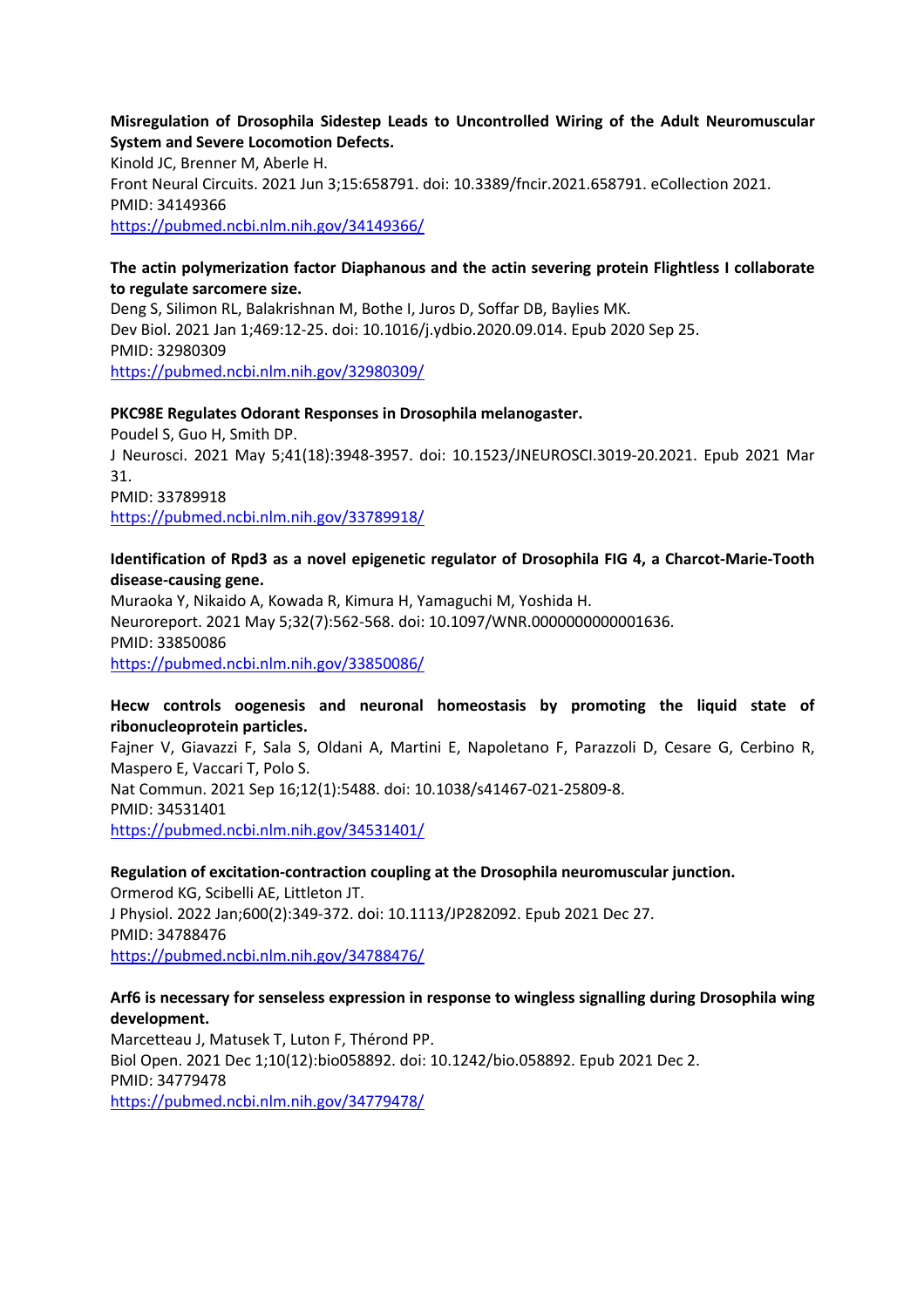**Misregulation of Drosophila Sidestep Leads to Uncontrolled Wiring of the Adult Neuromuscular System and Severe Locomotion Defects.**
Kinold JC, Brenner M, Aberle H.
Front Neural Circuits. 2021 Jun 3;15:658791. doi: 10.3389/fncir.2021.658791. eCollection 2021.
PMID: 34149366
https://pubmed.ncbi.nlm.nih.gov/34149366/

**The actin polymerization factor Diaphanous and the actin severing protein Flightless I collaborate to regulate sarcomere size.**
Deng S, Silimon RL, Balakrishnan M, Bothe I, Juros D, Soffar DB, Baylies MK.
Dev Biol. 2021 Jan 1;469:12-25. doi: 10.1016/j.ydbio.2020.09.014. Epub 2020 Sep 25.
PMID: 32980309
https://pubmed.ncbi.nlm.nih.gov/32980309/

**PKC98E Regulates Odorant Responses in Drosophila melanogaster.**
Poudel S, Guo H, Smith DP.
J Neurosci. 2021 May 5;41(18):3948-3957. doi: 10.1523/JNEUROSCI.3019-20.2021. Epub 2021 Mar 31.
PMID: 33789918
https://pubmed.ncbi.nlm.nih.gov/33789918/

**Identification of Rpd3 as a novel epigenetic regulator of Drosophila FIG 4, a Charcot-Marie-Tooth disease-causing gene.**
Muraoka Y, Nikaido A, Kowada R, Kimura H, Yamaguchi M, Yoshida H.
Neuroreport. 2021 May 5;32(7):562-568. doi: 10.1097/WNR.0000000000001636.
PMID: 33850086
https://pubmed.ncbi.nlm.nih.gov/33850086/

**Hecw controls oogenesis and neuronal homeostasis by promoting the liquid state of ribonucleoprotein particles.**
Fajner V, Giavazzi F, Sala S, Oldani A, Martini E, Napoletano F, Parazzoli D, Cesare G, Cerbino R, Maspero E, Vaccari T, Polo S.
Nat Commun. 2021 Sep 16;12(1):5488. doi: 10.1038/s41467-021-25809-8.
PMID: 34531401
https://pubmed.ncbi.nlm.nih.gov/34531401/

**Regulation of excitation-contraction coupling at the Drosophila neuromuscular junction.**
Ormerod KG, Scibelli AE, Littleton JT.
J Physiol. 2022 Jan;600(2):349-372. doi: 10.1113/JP282092. Epub 2021 Dec 27.
PMID: 34788476
https://pubmed.ncbi.nlm.nih.gov/34788476/

**Arf6 is necessary for senseless expression in response to wingless signalling during Drosophila wing development.**
Marcetteau J, Matusek T, Luton F, Thérond PP.
Biol Open. 2021 Dec 1;10(12):bio058892. doi: 10.1242/bio.058892. Epub 2021 Dec 2.
PMID: 34779478
https://pubmed.ncbi.nlm.nih.gov/34779478/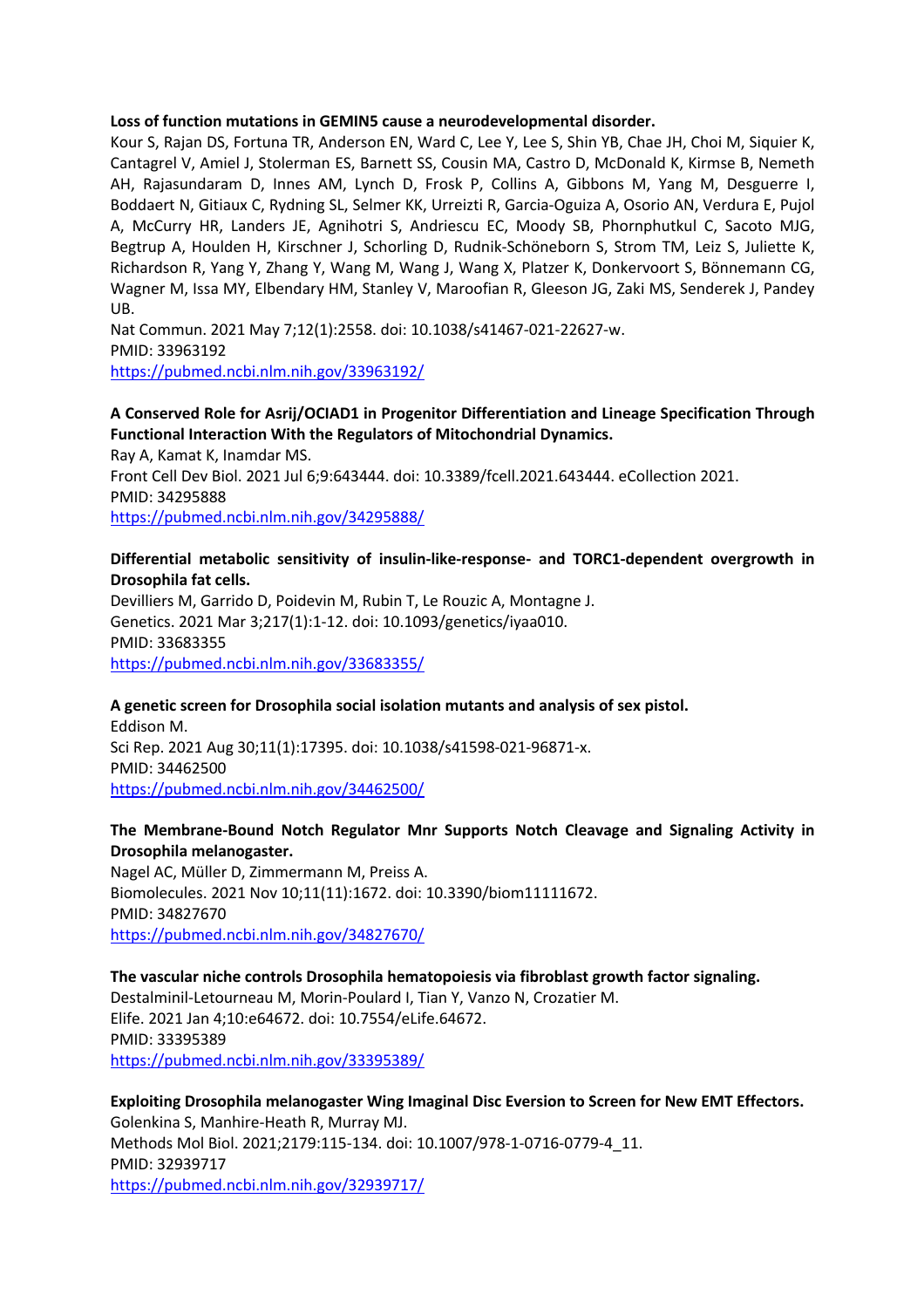**Loss of function mutations in GEMIN5 cause a neurodevelopmental disorder.**

Kour S, Rajan DS, Fortuna TR, Anderson EN, Ward C, Lee Y, Lee S, Shin YB, Chae JH, Choi M, Siquier K, Cantagrel V, Amiel J, Stolerman ES, Barnett SS, Cousin MA, Castro D, McDonald K, Kirmse B, Nemeth AH, Rajasundaram D, Innes AM, Lynch D, Frosk P, Collins A, Gibbons M, Yang M, Desguerre I, Boddaert N, Gitiaux C, Rydning SL, Selmer KK, Urreizti R, Garcia-Oguiza A, Osorio AN, Verdura E, Pujol A, McCurry HR, Landers JE, Agnihotri S, Andriescu EC, Moody SB, Phornphutkul C, Sacoto MJG, Begtrup A, Houlden H, Kirschner J, Schorling D, Rudnik-Schöneborn S, Strom TM, Leiz S, Juliette K, Richardson R, Yang Y, Zhang Y, Wang M, Wang J, Wang X, Platzer K, Donkervoort S, Bönnemann CG, Wagner M, Issa MY, Elbendary HM, Stanley V, Maroofian R, Gleeson JG, Zaki MS, Senderek J, Pandey UB.

Nat Commun. 2021 May 7;12(1):2558. doi: 10.1038/s41467-021-22627-w.
PMID: 33963192
https://pubmed.ncbi.nlm.nih.gov/33963192/

**A Conserved Role for Asrij/OCIAD1 in Progenitor Differentiation and Lineage Specification Through Functional Interaction With the Regulators of Mitochondrial Dynamics.**

Ray A, Kamat K, Inamdar MS.
Front Cell Dev Biol. 2021 Jul 6;9:643444. doi: 10.3389/fcell.2021.643444. eCollection 2021.
PMID: 34295888
https://pubmed.ncbi.nlm.nih.gov/34295888/

**Differential metabolic sensitivity of insulin-like-response- and TORC1-dependent overgrowth in Drosophila fat cells.**

Devilliers M, Garrido D, Poidevin M, Rubin T, Le Rouzic A, Montagne J.
Genetics. 2021 Mar 3;217(1):1-12. doi: 10.1093/genetics/iyaa010.
PMID: 33683355
https://pubmed.ncbi.nlm.nih.gov/33683355/

**A genetic screen for Drosophila social isolation mutants and analysis of sex pistol.**

Eddison M.
Sci Rep. 2021 Aug 30;11(1):17395. doi: 10.1038/s41598-021-96871-x.
PMID: 34462500
https://pubmed.ncbi.nlm.nih.gov/34462500/

**The Membrane-Bound Notch Regulator Mnr Supports Notch Cleavage and Signaling Activity in Drosophila melanogaster.**

Nagel AC, Müller D, Zimmermann M, Preiss A.
Biomolecules. 2021 Nov 10;11(11):1672. doi: 10.3390/biom11111672.
PMID: 34827670
https://pubmed.ncbi.nlm.nih.gov/34827670/

**The vascular niche controls Drosophila hematopoiesis via fibroblast growth factor signaling.**

Destalminil-Letourneau M, Morin-Poulard I, Tian Y, Vanzo N, Crozatier M.
Elife. 2021 Jan 4;10:e64672. doi: 10.7554/eLife.64672.
PMID: 33395389
https://pubmed.ncbi.nlm.nih.gov/33395389/

**Exploiting Drosophila melanogaster Wing Imaginal Disc Eversion to Screen for New EMT Effectors.**

Golenkina S, Manhire-Heath R, Murray MJ.
Methods Mol Biol. 2021;2179:115-134. doi: 10.1007/978-1-0716-0779-4_11.
PMID: 32939717
https://pubmed.ncbi.nlm.nih.gov/32939717/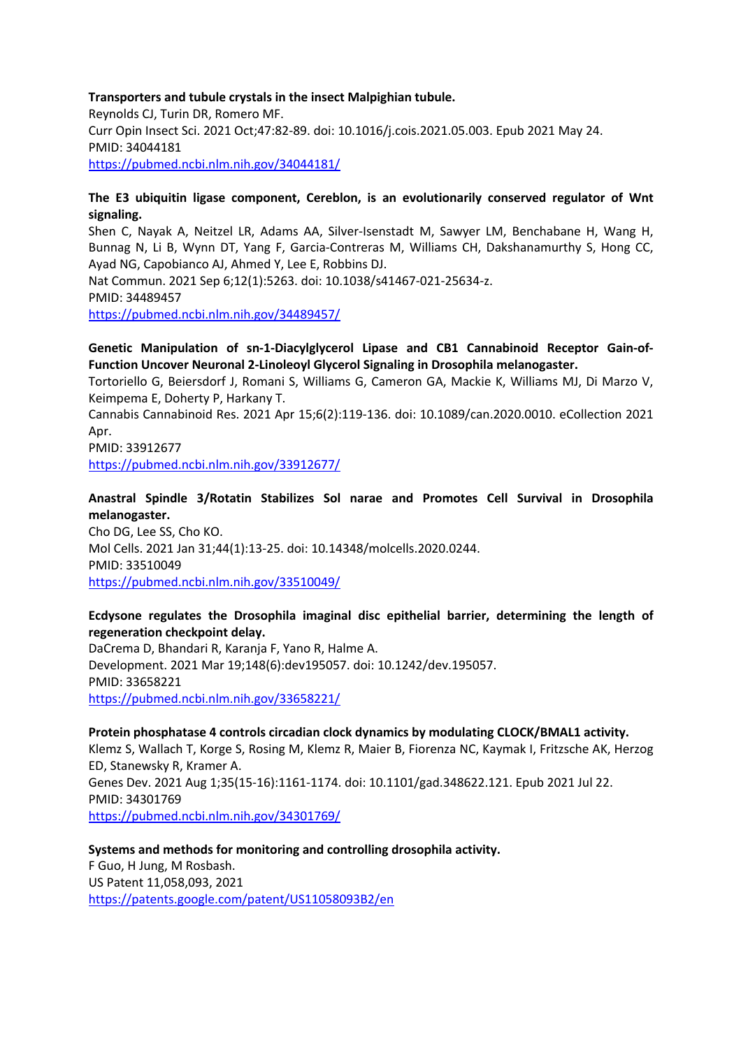**Transporters and tubule crystals in the insect Malpighian tubule.**
Reynolds CJ, Turin DR, Romero MF.
Curr Opin Insect Sci. 2021 Oct;47:82-89. doi: 10.1016/j.cois.2021.05.003. Epub 2021 May 24.
PMID: 34044181
https://pubmed.ncbi.nlm.nih.gov/34044181/

**The E3 ubiquitin ligase component, Cereblon, is an evolutionarily conserved regulator of Wnt signaling.**
Shen C, Nayak A, Neitzel LR, Adams AA, Silver-Isenstadt M, Sawyer LM, Benchabane H, Wang H, Bunnag N, Li B, Wynn DT, Yang F, Garcia-Contreras M, Williams CH, Dakshanamurthy S, Hong CC, Ayad NG, Capobianco AJ, Ahmed Y, Lee E, Robbins DJ.
Nat Commun. 2021 Sep 6;12(1):5263. doi: 10.1038/s41467-021-25634-z.
PMID: 34489457
https://pubmed.ncbi.nlm.nih.gov/34489457/

**Genetic Manipulation of sn-1-Diacylglycerol Lipase and CB1 Cannabinoid Receptor Gain-of-Function Uncover Neuronal 2-Linoleoyl Glycerol Signaling in Drosophila melanogaster.**
Tortoriello G, Beiersdorf J, Romani S, Williams G, Cameron GA, Mackie K, Williams MJ, Di Marzo V, Keimpema E, Doherty P, Harkany T.
Cannabis Cannabinoid Res. 2021 Apr 15;6(2):119-136. doi: 10.1089/can.2020.0010. eCollection 2021 Apr.
PMID: 33912677
https://pubmed.ncbi.nlm.nih.gov/33912677/

**Anastral Spindle 3/Rotatin Stabilizes Sol narae and Promotes Cell Survival in Drosophila melanogaster.**
Cho DG, Lee SS, Cho KO.
Mol Cells. 2021 Jan 31;44(1):13-25. doi: 10.14348/molcells.2020.0244.
PMID: 33510049
https://pubmed.ncbi.nlm.nih.gov/33510049/

**Ecdysone regulates the Drosophila imaginal disc epithelial barrier, determining the length of regeneration checkpoint delay.**
DaCrema D, Bhandari R, Karanja F, Yano R, Halme A.
Development. 2021 Mar 19;148(6):dev195057. doi: 10.1242/dev.195057.
PMID: 33658221
https://pubmed.ncbi.nlm.nih.gov/33658221/

**Protein phosphatase 4 controls circadian clock dynamics by modulating CLOCK/BMAL1 activity.**
Klemz S, Wallach T, Korge S, Rosing M, Klemz R, Maier B, Fiorenza NC, Kaymak I, Fritzsche AK, Herzog ED, Stanewsky R, Kramer A.
Genes Dev. 2021 Aug 1;35(15-16):1161-1174. doi: 10.1101/gad.348622.121. Epub 2021 Jul 22.
PMID: 34301769
https://pubmed.ncbi.nlm.nih.gov/34301769/

**Systems and methods for monitoring and controlling drosophila activity.**
F Guo, H Jung, M Rosbash.
US Patent 11,058,093, 2021
https://patents.google.com/patent/US11058093B2/en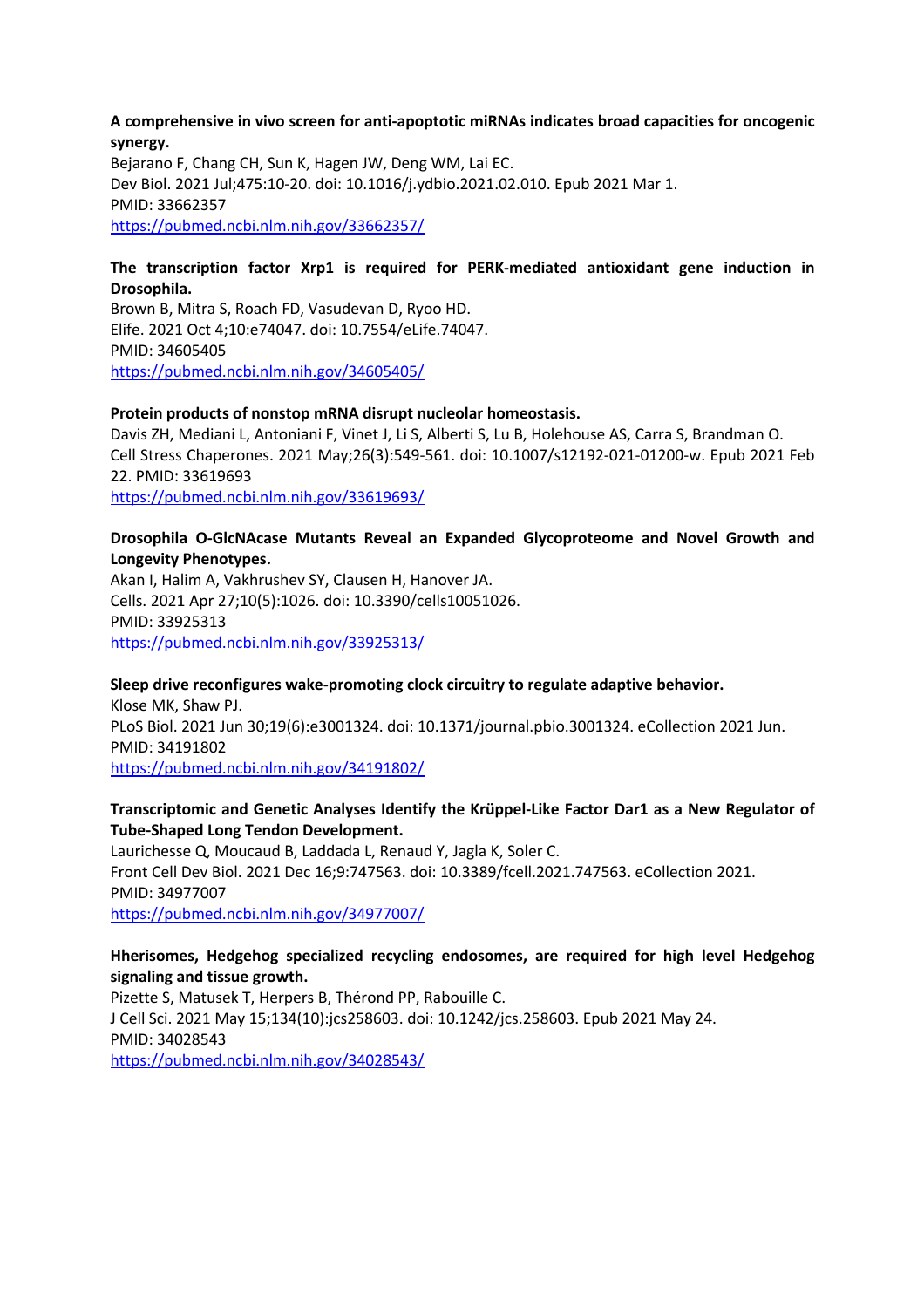**A comprehensive in vivo screen for anti-apoptotic miRNAs indicates broad capacities for oncogenic synergy.**
Bejarano F, Chang CH, Sun K, Hagen JW, Deng WM, Lai EC.
Dev Biol. 2021 Jul;475:10-20. doi: 10.1016/j.ydbio.2021.02.010. Epub 2021 Mar 1.
PMID: 33662357
https://pubmed.ncbi.nlm.nih.gov/33662357/

**The transcription factor Xrp1 is required for PERK-mediated antioxidant gene induction in Drosophila.**
Brown B, Mitra S, Roach FD, Vasudevan D, Ryoo HD.
Elife. 2021 Oct 4;10:e74047. doi: 10.7554/eLife.74047.
PMID: 34605405
https://pubmed.ncbi.nlm.nih.gov/34605405/

**Protein products of nonstop mRNA disrupt nucleolar homeostasis.**
Davis ZH, Mediani L, Antoniani F, Vinet J, Li S, Alberti S, Lu B, Holehouse AS, Carra S, Brandman O.
Cell Stress Chaperones. 2021 May;26(3):549-561. doi: 10.1007/s12192-021-01200-w. Epub 2021 Feb 22. PMID: 33619693
https://pubmed.ncbi.nlm.nih.gov/33619693/

**Drosophila O-GlcNAcase Mutants Reveal an Expanded Glycoproteome and Novel Growth and Longevity Phenotypes.**
Akan I, Halim A, Vakhrushev SY, Clausen H, Hanover JA.
Cells. 2021 Apr 27;10(5):1026. doi: 10.3390/cells10051026.
PMID: 33925313
https://pubmed.ncbi.nlm.nih.gov/33925313/

**Sleep drive reconfigures wake-promoting clock circuitry to regulate adaptive behavior.**
Klose MK, Shaw PJ.
PLoS Biol. 2021 Jun 30;19(6):e3001324. doi: 10.1371/journal.pbio.3001324. eCollection 2021 Jun.
PMID: 34191802
https://pubmed.ncbi.nlm.nih.gov/34191802/

**Transcriptomic and Genetic Analyses Identify the Krüppel-Like Factor Dar1 as a New Regulator of Tube-Shaped Long Tendon Development.**
Laurichesse Q, Moucaud B, Laddada L, Renaud Y, Jagla K, Soler C.
Front Cell Dev Biol. 2021 Dec 16;9:747563. doi: 10.3389/fcell.2021.747563. eCollection 2021.
PMID: 34977007
https://pubmed.ncbi.nlm.nih.gov/34977007/

**Hherisomes, Hedgehog specialized recycling endosomes, are required for high level Hedgehog signaling and tissue growth.**
Pizette S, Matusek T, Herpers B, Thérond PP, Rabouille C.
J Cell Sci. 2021 May 15;134(10):jcs258603. doi: 10.1242/jcs.258603. Epub 2021 May 24.
PMID: 34028543
https://pubmed.ncbi.nlm.nih.gov/34028543/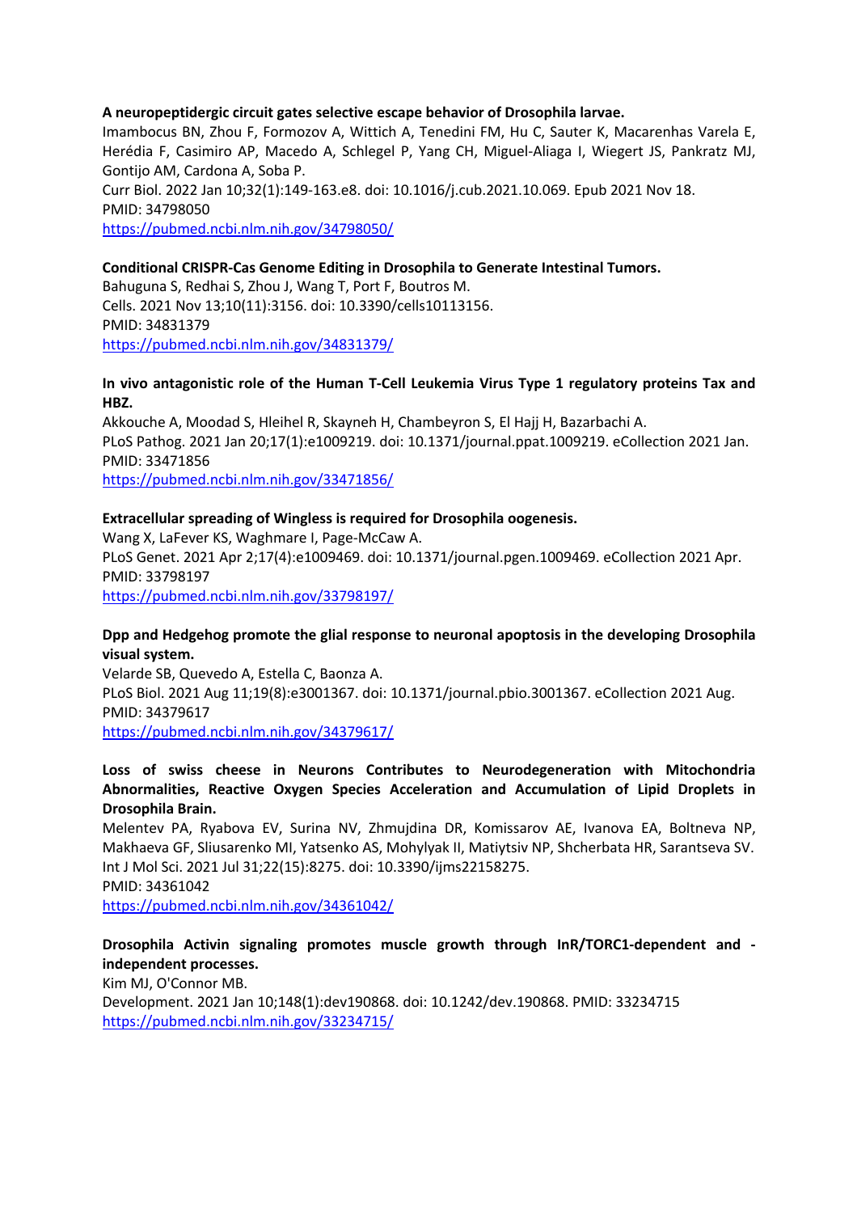**A neuropeptidergic circuit gates selective escape behavior of Drosophila larvae.**
Imambocus BN, Zhou F, Formozov A, Wittich A, Tenedini FM, Hu C, Sauter K, Macarenhas Varela E, Herédia F, Casimiro AP, Macedo A, Schlegel P, Yang CH, Miguel-Aliaga I, Wiegert JS, Pankratz MJ, Gontijo AM, Cardona A, Soba P.
Curr Biol. 2022 Jan 10;32(1):149-163.e8. doi: 10.1016/j.cub.2021.10.069. Epub 2021 Nov 18.
PMID: 34798050
https://pubmed.ncbi.nlm.nih.gov/34798050/

**Conditional CRISPR-Cas Genome Editing in Drosophila to Generate Intestinal Tumors.**
Bahuguna S, Redhai S, Zhou J, Wang T, Port F, Boutros M.
Cells. 2021 Nov 13;10(11):3156. doi: 10.3390/cells10113156.
PMID: 34831379
https://pubmed.ncbi.nlm.nih.gov/34831379/

**In vivo antagonistic role of the Human T-Cell Leukemia Virus Type 1 regulatory proteins Tax and HBZ.**
Akkouche A, Moodad S, Hleihel R, Skayneh H, Chambeyron S, El Hajj H, Bazarbachi A.
PLoS Pathog. 2021 Jan 20;17(1):e1009219. doi: 10.1371/journal.ppat.1009219. eCollection 2021 Jan.
PMID: 33471856
https://pubmed.ncbi.nlm.nih.gov/33471856/

**Extracellular spreading of Wingless is required for Drosophila oogenesis.**
Wang X, LaFever KS, Waghmare I, Page-McCaw A.
PLoS Genet. 2021 Apr 2;17(4):e1009469. doi: 10.1371/journal.pgen.1009469. eCollection 2021 Apr.
PMID: 33798197
https://pubmed.ncbi.nlm.nih.gov/33798197/

**Dpp and Hedgehog promote the glial response to neuronal apoptosis in the developing Drosophila visual system.**
Velarde SB, Quevedo A, Estella C, Baonza A.
PLoS Biol. 2021 Aug 11;19(8):e3001367. doi: 10.1371/journal.pbio.3001367. eCollection 2021 Aug.
PMID: 34379617
https://pubmed.ncbi.nlm.nih.gov/34379617/

**Loss of swiss cheese in Neurons Contributes to Neurodegeneration with Mitochondria Abnormalities, Reactive Oxygen Species Acceleration and Accumulation of Lipid Droplets in Drosophila Brain.**
Melentev PA, Ryabova EV, Surina NV, Zhmujdina DR, Komissarov AE, Ivanova EA, Boltneva NP, Makhaeva GF, Sliusarenko MI, Yatsenko AS, Mohylyak II, Matiytsiv NP, Shcherbata HR, Sarantseva SV.
Int J Mol Sci. 2021 Jul 31;22(15):8275. doi: 10.3390/ijms22158275.
PMID: 34361042
https://pubmed.ncbi.nlm.nih.gov/34361042/

**Drosophila Activin signaling promotes muscle growth through InR/TORC1-dependent and -independent processes.**
Kim MJ, O'Connor MB.
Development. 2021 Jan 10;148(1):dev190868. doi: 10.1242/dev.190868. PMID: 33234715
https://pubmed.ncbi.nlm.nih.gov/33234715/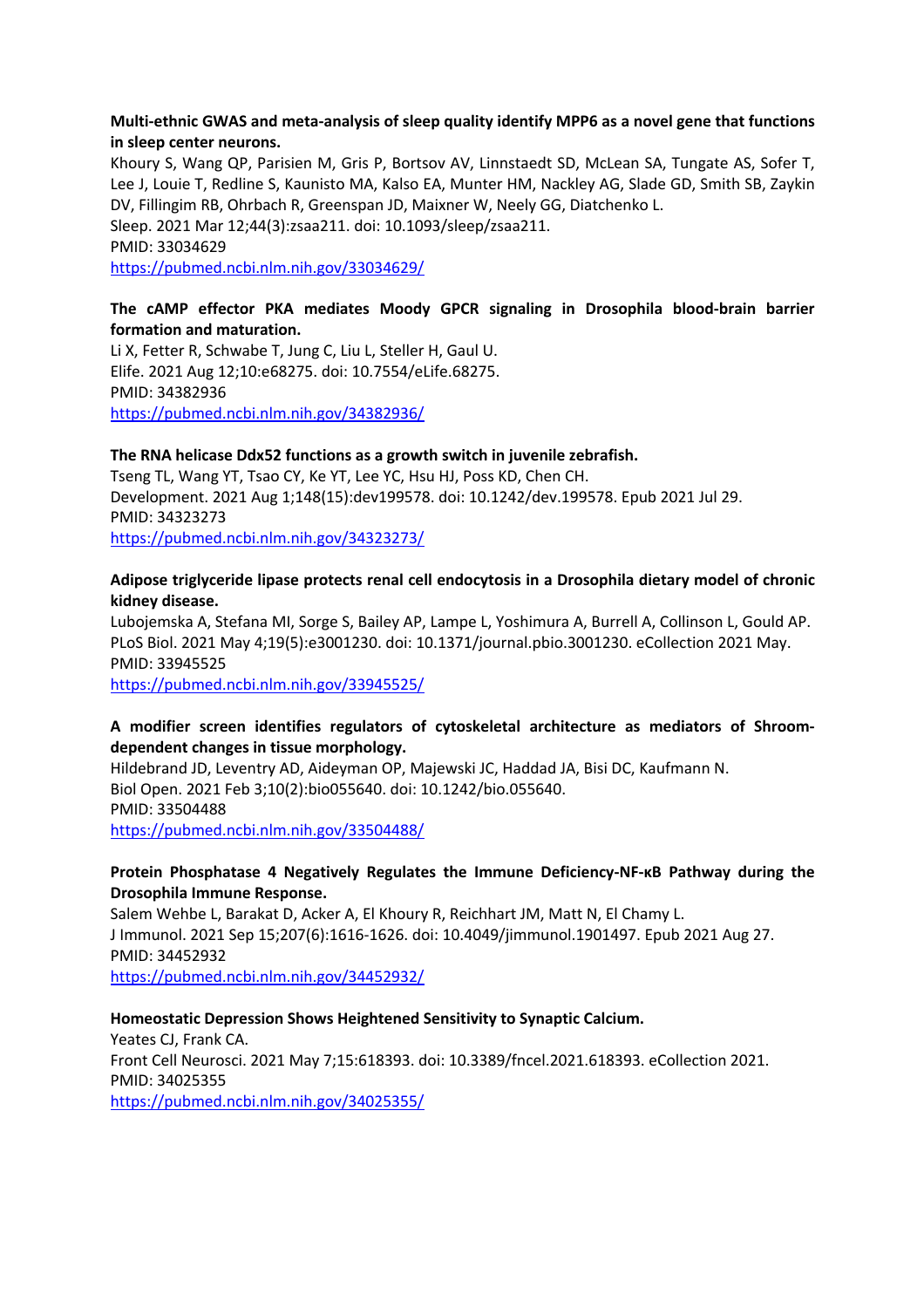**Multi-ethnic GWAS and meta-analysis of sleep quality identify MPP6 as a novel gene that functions in sleep center neurons.**
Khoury S, Wang QP, Parisien M, Gris P, Bortsov AV, Linnstaedt SD, McLean SA, Tungate AS, Sofer T, Lee J, Louie T, Redline S, Kaunisto MA, Kalso EA, Munter HM, Nackley AG, Slade GD, Smith SB, Zaykin DV, Fillingim RB, Ohrbach R, Greenspan JD, Maixner W, Neely GG, Diatchenko L.
Sleep. 2021 Mar 12;44(3):zsaa211. doi: 10.1093/sleep/zsaa211.
PMID: 33034629
https://pubmed.ncbi.nlm.nih.gov/33034629/

**The cAMP effector PKA mediates Moody GPCR signaling in Drosophila blood-brain barrier formation and maturation.**
Li X, Fetter R, Schwabe T, Jung C, Liu L, Steller H, Gaul U.
Elife. 2021 Aug 12;10:e68275. doi: 10.7554/eLife.68275.
PMID: 34382936
https://pubmed.ncbi.nlm.nih.gov/34382936/

**The RNA helicase Ddx52 functions as a growth switch in juvenile zebrafish.**
Tseng TL, Wang YT, Tsao CY, Ke YT, Lee YC, Hsu HJ, Poss KD, Chen CH.
Development. 2021 Aug 1;148(15):dev199578. doi: 10.1242/dev.199578. Epub 2021 Jul 29.
PMID: 34323273
https://pubmed.ncbi.nlm.nih.gov/34323273/

**Adipose triglyceride lipase protects renal cell endocytosis in a Drosophila dietary model of chronic kidney disease.**
Lubojemska A, Stefana MI, Sorge S, Bailey AP, Lampe L, Yoshimura A, Burrell A, Collinson L, Gould AP.
PLoS Biol. 2021 May 4;19(5):e3001230. doi: 10.1371/journal.pbio.3001230. eCollection 2021 May.
PMID: 33945525
https://pubmed.ncbi.nlm.nih.gov/33945525/

**A modifier screen identifies regulators of cytoskeletal architecture as mediators of Shroom-dependent changes in tissue morphology.**
Hildebrand JD, Leventry AD, Aideyman OP, Majewski JC, Haddad JA, Bisi DC, Kaufmann N.
Biol Open. 2021 Feb 3;10(2):bio055640. doi: 10.1242/bio.055640.
PMID: 33504488
https://pubmed.ncbi.nlm.nih.gov/33504488/

**Protein Phosphatase 4 Negatively Regulates the Immune Deficiency-NF-κB Pathway during the Drosophila Immune Response.**
Salem Wehbe L, Barakat D, Acker A, El Khoury R, Reichhart JM, Matt N, El Chamy L.
J Immunol. 2021 Sep 15;207(6):1616-1626. doi: 10.4049/jimmunol.1901497. Epub 2021 Aug 27.
PMID: 34452932
https://pubmed.ncbi.nlm.nih.gov/34452932/

**Homeostatic Depression Shows Heightened Sensitivity to Synaptic Calcium.**
Yeates CJ, Frank CA.
Front Cell Neurosci. 2021 May 7;15:618393. doi: 10.3389/fncel.2021.618393. eCollection 2021.
PMID: 34025355
https://pubmed.ncbi.nlm.nih.gov/34025355/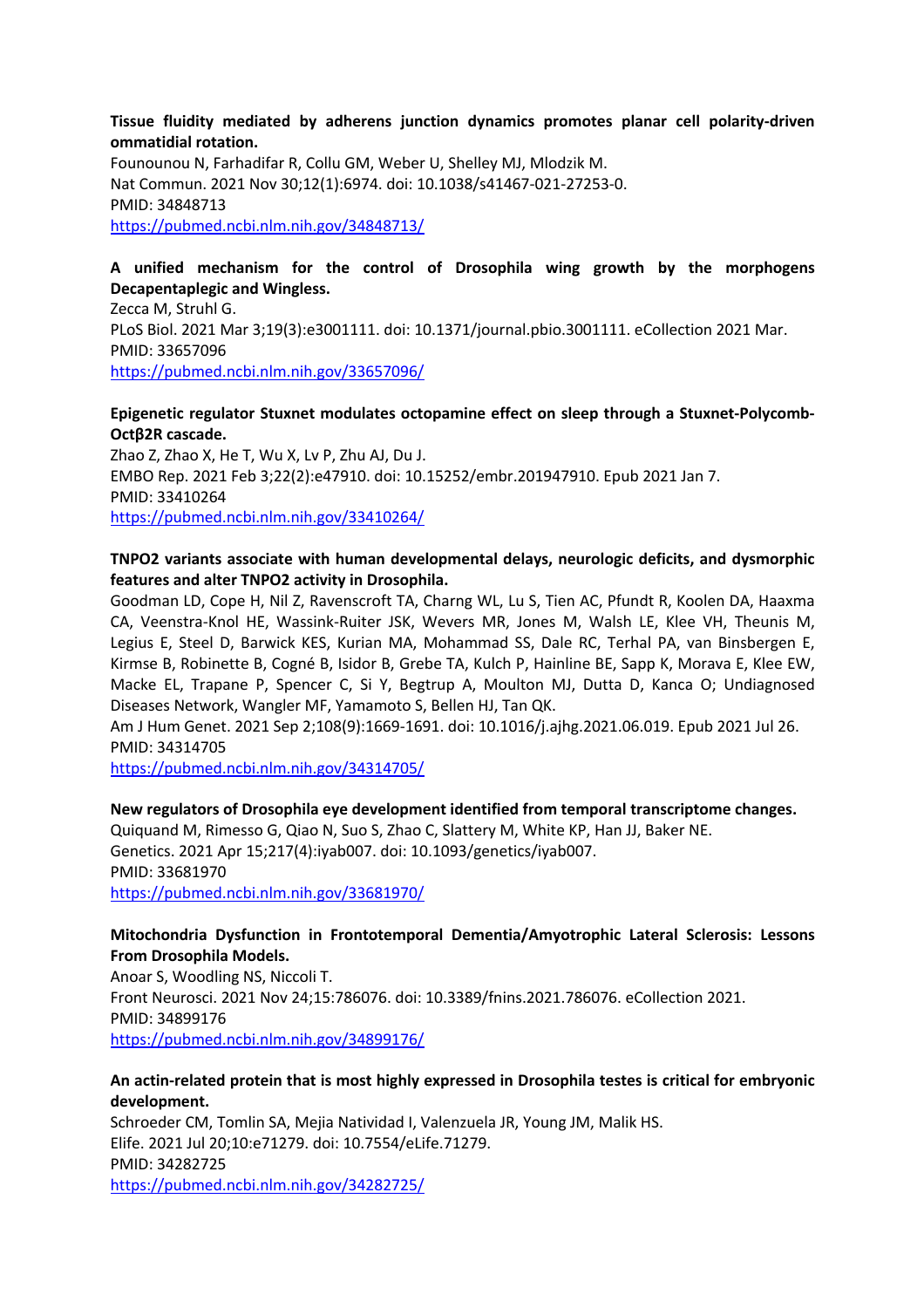**Tissue fluidity mediated by adherens junction dynamics promotes planar cell polarity-driven ommatidial rotation.**
Founounou N, Farhadifar R, Collu GM, Weber U, Shelley MJ, Mlodzik M.
Nat Commun. 2021 Nov 30;12(1):6974. doi: 10.1038/s41467-021-27253-0.
PMID: 34848713
https://pubmed.ncbi.nlm.nih.gov/34848713/

**A unified mechanism for the control of Drosophila wing growth by the morphogens Decapentaplegic and Wingless.**
Zecca M, Struhl G.
PLoS Biol. 2021 Mar 3;19(3):e3001111. doi: 10.1371/journal.pbio.3001111. eCollection 2021 Mar.
PMID: 33657096
https://pubmed.ncbi.nlm.nih.gov/33657096/

**Epigenetic regulator Stuxnet modulates octopamine effect on sleep through a Stuxnet-Polycomb-Octβ2R cascade.**
Zhao Z, Zhao X, He T, Wu X, Lv P, Zhu AJ, Du J.
EMBO Rep. 2021 Feb 3;22(2):e47910. doi: 10.15252/embr.201947910. Epub 2021 Jan 7.
PMID: 33410264
https://pubmed.ncbi.nlm.nih.gov/33410264/

**TNPO2 variants associate with human developmental delays, neurologic deficits, and dysmorphic features and alter TNPO2 activity in Drosophila.**
Goodman LD, Cope H, Nil Z, Ravenscroft TA, Charng WL, Lu S, Tien AC, Pfundt R, Koolen DA, Haaxma CA, Veenstra-Knol HE, Wassink-Ruiter JSK, Wevers MR, Jones M, Walsh LE, Klee VH, Theunis M, Legius E, Steel D, Barwick KES, Kurian MA, Mohammad SS, Dale RC, Terhal PA, van Binsbergen E, Kirmse B, Robinette B, Cogné B, Isidor B, Grebe TA, Kulch P, Hainline BE, Sapp K, Morava E, Klee EW, Macke EL, Trapane P, Spencer C, Si Y, Begtrup A, Moulton MJ, Dutta D, Kanca O; Undiagnosed Diseases Network, Wangler MF, Yamamoto S, Bellen HJ, Tan QK.
Am J Hum Genet. 2021 Sep 2;108(9):1669-1691. doi: 10.1016/j.ajhg.2021.06.019. Epub 2021 Jul 26.
PMID: 34314705
https://pubmed.ncbi.nlm.nih.gov/34314705/

**New regulators of Drosophila eye development identified from temporal transcriptome changes.**
Quiquand M, Rimesso G, Qiao N, Suo S, Zhao C, Slattery M, White KP, Han JJ, Baker NE.
Genetics. 2021 Apr 15;217(4):iyab007. doi: 10.1093/genetics/iyab007.
PMID: 33681970
https://pubmed.ncbi.nlm.nih.gov/33681970/

**Mitochondria Dysfunction in Frontotemporal Dementia/Amyotrophic Lateral Sclerosis: Lessons From Drosophila Models.**
Anoar S, Woodling NS, Niccoli T.
Front Neurosci. 2021 Nov 24;15:786076. doi: 10.3389/fnins.2021.786076. eCollection 2021.
PMID: 34899176
https://pubmed.ncbi.nlm.nih.gov/34899176/

**An actin-related protein that is most highly expressed in Drosophila testes is critical for embryonic development.**
Schroeder CM, Tomlin SA, Mejia Natividad I, Valenzuela JR, Young JM, Malik HS.
Elife. 2021 Jul 20;10:e71279. doi: 10.7554/eLife.71279.
PMID: 34282725
https://pubmed.ncbi.nlm.nih.gov/34282725/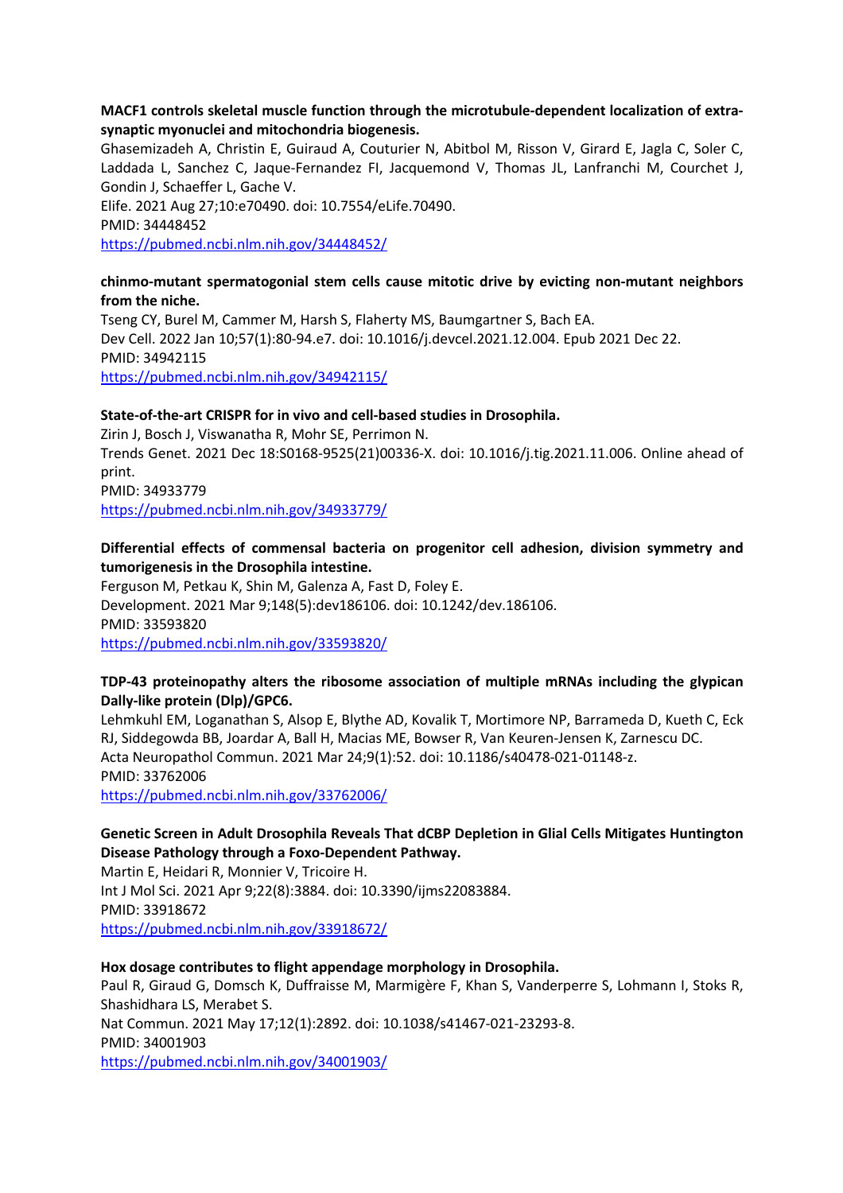**MACF1 controls skeletal muscle function through the microtubule-dependent localization of extra-synaptic myonuclei and mitochondria biogenesis.**

Ghasemizadeh A, Christin E, Guiraud A, Couturier N, Abitbol M, Risson V, Girard E, Jagla C, Soler C, Laddada L, Sanchez C, Jaque-Fernandez FI, Jacquemond V, Thomas JL, Lanfranchi M, Courchet J, Gondin J, Schaeffer L, Gache V.
Elife. 2021 Aug 27;10:e70490. doi: 10.7554/eLife.70490.
PMID: 34448452
https://pubmed.ncbi.nlm.nih.gov/34448452/

**chinmo-mutant spermatogonial stem cells cause mitotic drive by evicting non-mutant neighbors from the niche.**

Tseng CY, Burel M, Cammer M, Harsh S, Flaherty MS, Baumgartner S, Bach EA.
Dev Cell. 2022 Jan 10;57(1):80-94.e7. doi: 10.1016/j.devcel.2021.12.004. Epub 2021 Dec 22.
PMID: 34942115
https://pubmed.ncbi.nlm.nih.gov/34942115/

**State-of-the-art CRISPR for in vivo and cell-based studies in Drosophila.**

Zirin J, Bosch J, Viswanatha R, Mohr SE, Perrimon N.
Trends Genet. 2021 Dec 18:S0168-9525(21)00336-X. doi: 10.1016/j.tig.2021.11.006. Online ahead of print.
PMID: 34933779
https://pubmed.ncbi.nlm.nih.gov/34933779/

**Differential effects of commensal bacteria on progenitor cell adhesion, division symmetry and tumorigenesis in the Drosophila intestine.**

Ferguson M, Petkau K, Shin M, Galenza A, Fast D, Foley E.
Development. 2021 Mar 9;148(5):dev186106. doi: 10.1242/dev.186106.
PMID: 33593820
https://pubmed.ncbi.nlm.nih.gov/33593820/

**TDP-43 proteinopathy alters the ribosome association of multiple mRNAs including the glypican Dally-like protein (Dlp)/GPC6.**

Lehmkuhl EM, Loganathan S, Alsop E, Blythe AD, Kovalik T, Mortimore NP, Barrameda D, Kueth C, Eck RJ, Siddegowda BB, Joardar A, Ball H, Macias ME, Bowser R, Van Keuren-Jensen K, Zarnescu DC.
Acta Neuropathol Commun. 2021 Mar 24;9(1):52. doi: 10.1186/s40478-021-01148-z.
PMID: 33762006
https://pubmed.ncbi.nlm.nih.gov/33762006/

**Genetic Screen in Adult Drosophila Reveals That dCBP Depletion in Glial Cells Mitigates Huntington Disease Pathology through a Foxo-Dependent Pathway.**

Martin E, Heidari R, Monnier V, Tricoire H.
Int J Mol Sci. 2021 Apr 9;22(8):3884. doi: 10.3390/ijms22083884.
PMID: 33918672
https://pubmed.ncbi.nlm.nih.gov/33918672/

**Hox dosage contributes to flight appendage morphology in Drosophila.**

Paul R, Giraud G, Domsch K, Duffraisse M, Marmigère F, Khan S, Vanderperre S, Lohmann I, Stoks R, Shashidhara LS, Merabet S.
Nat Commun. 2021 May 17;12(1):2892. doi: 10.1038/s41467-021-23293-8.
PMID: 34001903
https://pubmed.ncbi.nlm.nih.gov/34001903/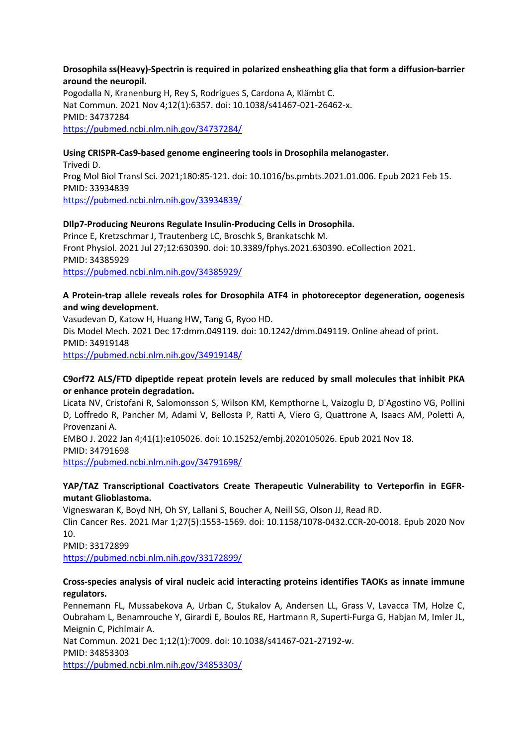**Drosophila ss(Heavy)-Spectrin is required in polarized ensheathing glia that form a diffusion-barrier around the neuropil.**
Pogodalla N, Kranenburg H, Rey S, Rodrigues S, Cardona A, Klämbt C.
Nat Commun. 2021 Nov 4;12(1):6357. doi: 10.1038/s41467-021-26462-x.
PMID: 34737284
https://pubmed.ncbi.nlm.nih.gov/34737284/

**Using CRISPR-Cas9-based genome engineering tools in Drosophila melanogaster.**
Trivedi D.
Prog Mol Biol Transl Sci. 2021;180:85-121. doi: 10.1016/bs.pmbts.2021.01.006. Epub 2021 Feb 15.
PMID: 33934839
https://pubmed.ncbi.nlm.nih.gov/33934839/

**DIlp7-Producing Neurons Regulate Insulin-Producing Cells in Drosophila.**
Prince E, Kretzschmar J, Trautenberg LC, Broschk S, Brankatschk M.
Front Physiol. 2021 Jul 27;12:630390. doi: 10.3389/fphys.2021.630390. eCollection 2021.
PMID: 34385929
https://pubmed.ncbi.nlm.nih.gov/34385929/

**A Protein-trap allele reveals roles for Drosophila ATF4 in photoreceptor degeneration, oogenesis and wing development.**
Vasudevan D, Katow H, Huang HW, Tang G, Ryoo HD.
Dis Model Mech. 2021 Dec 17:dmm.049119. doi: 10.1242/dmm.049119. Online ahead of print.
PMID: 34919148
https://pubmed.ncbi.nlm.nih.gov/34919148/

**C9orf72 ALS/FTD dipeptide repeat protein levels are reduced by small molecules that inhibit PKA or enhance protein degradation.**
Licata NV, Cristofani R, Salomonsson S, Wilson KM, Kempthorne L, Vaizoglu D, D'Agostino VG, Pollini D, Loffredo R, Pancher M, Adami V, Bellosta P, Ratti A, Viero G, Quattrone A, Isaacs AM, Poletti A, Provenzani A.
EMBO J. 2022 Jan 4;41(1):e105026. doi: 10.15252/embj.2020105026. Epub 2021 Nov 18.
PMID: 34791698
https://pubmed.ncbi.nlm.nih.gov/34791698/

**YAP/TAZ Transcriptional Coactivators Create Therapeutic Vulnerability to Verteporfin in EGFR-mutant Glioblastoma.**
Vigneswaran K, Boyd NH, Oh SY, Lallani S, Boucher A, Neill SG, Olson JJ, Read RD.
Clin Cancer Res. 2021 Mar 1;27(5):1553-1569. doi: 10.1158/1078-0432.CCR-20-0018. Epub 2020 Nov 10.
PMID: 33172899
https://pubmed.ncbi.nlm.nih.gov/33172899/

**Cross-species analysis of viral nucleic acid interacting proteins identifies TAOKs as innate immune regulators.**
Pennemann FL, Mussabekova A, Urban C, Stukalov A, Andersen LL, Grass V, Lavacca TM, Holze C, Oubraham L, Benamrouche Y, Girardi E, Boulos RE, Hartmann R, Superti-Furga G, Habjan M, Imler JL, Meignin C, Pichlmair A.
Nat Commun. 2021 Dec 1;12(1):7009. doi: 10.1038/s41467-021-27192-w.
PMID: 34853303
https://pubmed.ncbi.nlm.nih.gov/34853303/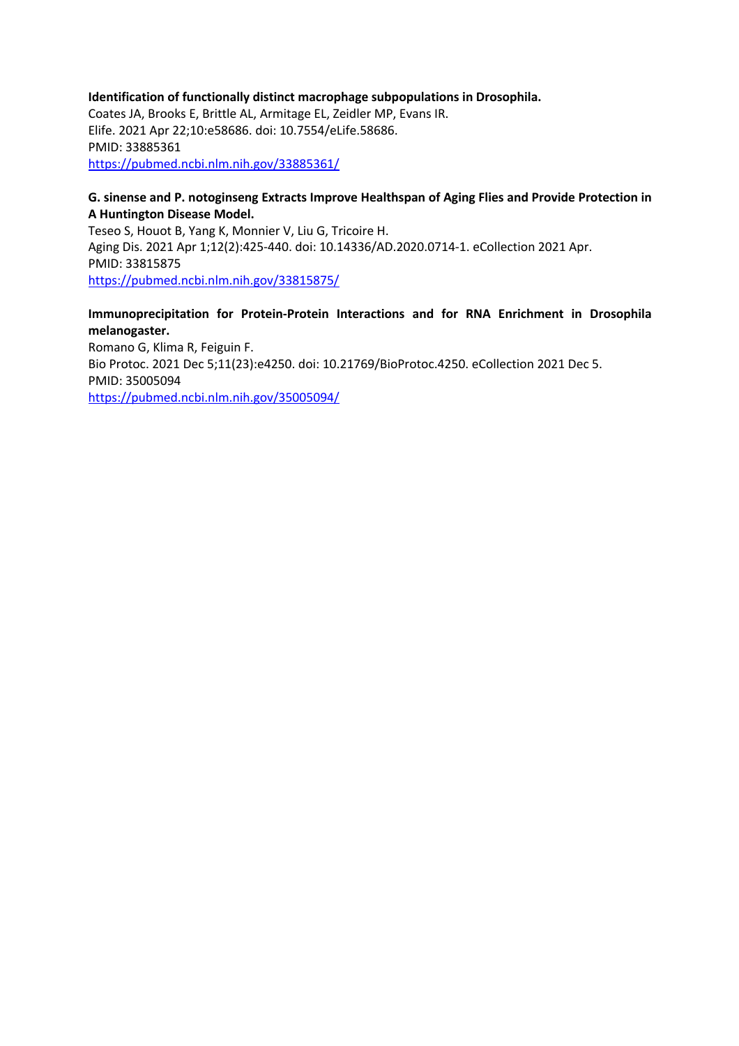**Identification of functionally distinct macrophage subpopulations in Drosophila.**
Coates JA, Brooks E, Brittle AL, Armitage EL, Zeidler MP, Evans IR.
Elife. 2021 Apr 22;10:e58686. doi: 10.7554/eLife.58686.
PMID: 33885361
https://pubmed.ncbi.nlm.nih.gov/33885361/

**G. sinense and P. notoginseng Extracts Improve Healthspan of Aging Flies and Provide Protection in A Huntington Disease Model.**
Teseo S, Houot B, Yang K, Monnier V, Liu G, Tricoire H.
Aging Dis. 2021 Apr 1;12(2):425-440. doi: 10.14336/AD.2020.0714-1. eCollection 2021 Apr.
PMID: 33815875
https://pubmed.ncbi.nlm.nih.gov/33815875/

**Immunoprecipitation for Protein-Protein Interactions and for RNA Enrichment in Drosophila melanogaster.**
Romano G, Klima R, Feiguin F.
Bio Protoc. 2021 Dec 5;11(23):e4250. doi: 10.21769/BioProtoc.4250. eCollection 2021 Dec 5.
PMID: 35005094
https://pubmed.ncbi.nlm.nih.gov/35005094/